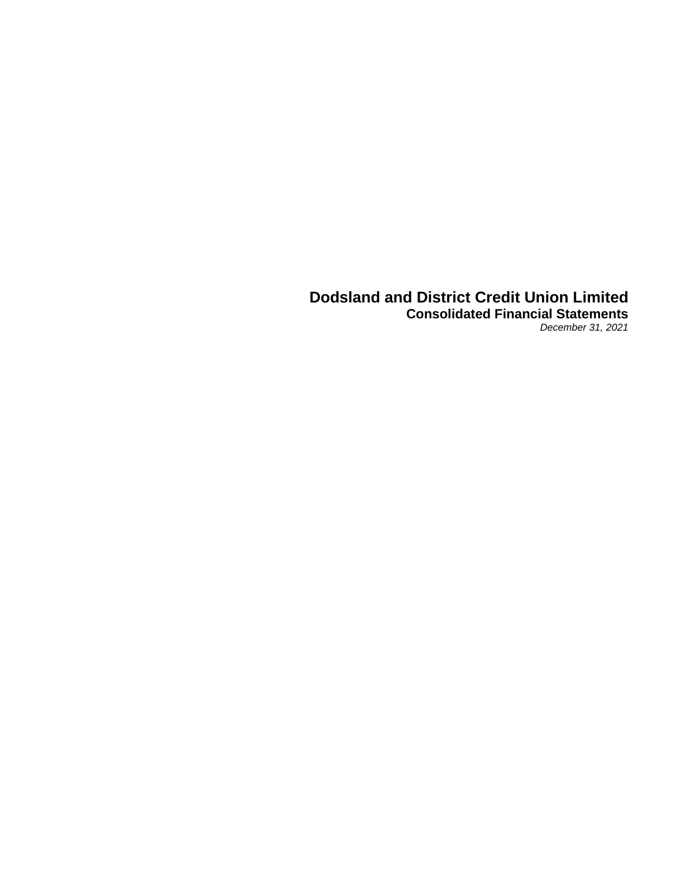# Dodsland and District Credit Union Limited

## Consolidated Financial Statements

*December 31, 2021*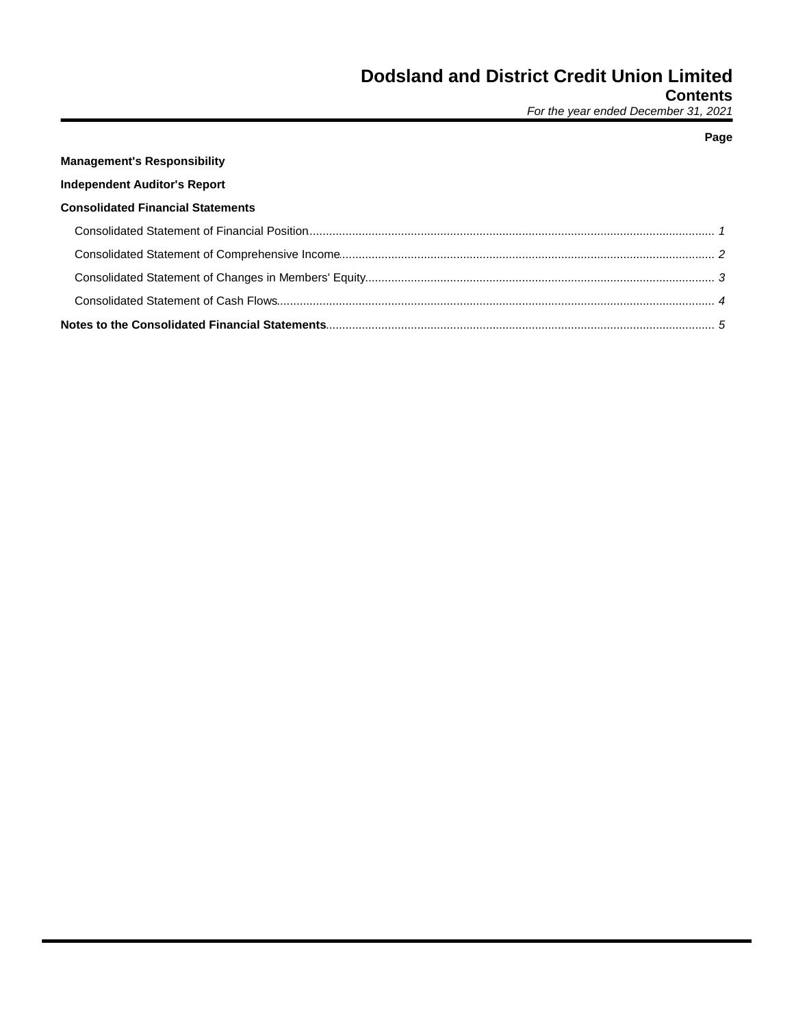# Dodsland and District Credit Union Limited

## Contents

*For the year ended December 31, 2021*

| | Page |
|---|---|
| **Management's Responsibility** | |
| **Independent Auditor's Report** | |
| **Consolidated Financial Statements** | |
| Consolidated Statement of Financial Position | *1* |
| Consolidated Statement of Comprehensive Income | *2* |
| Consolidated Statement of Changes in Members' Equity | *3* |
| Consolidated Statement of Cash Flows | *4* |
| **Notes to the Consolidated Financial Statements** | *5* |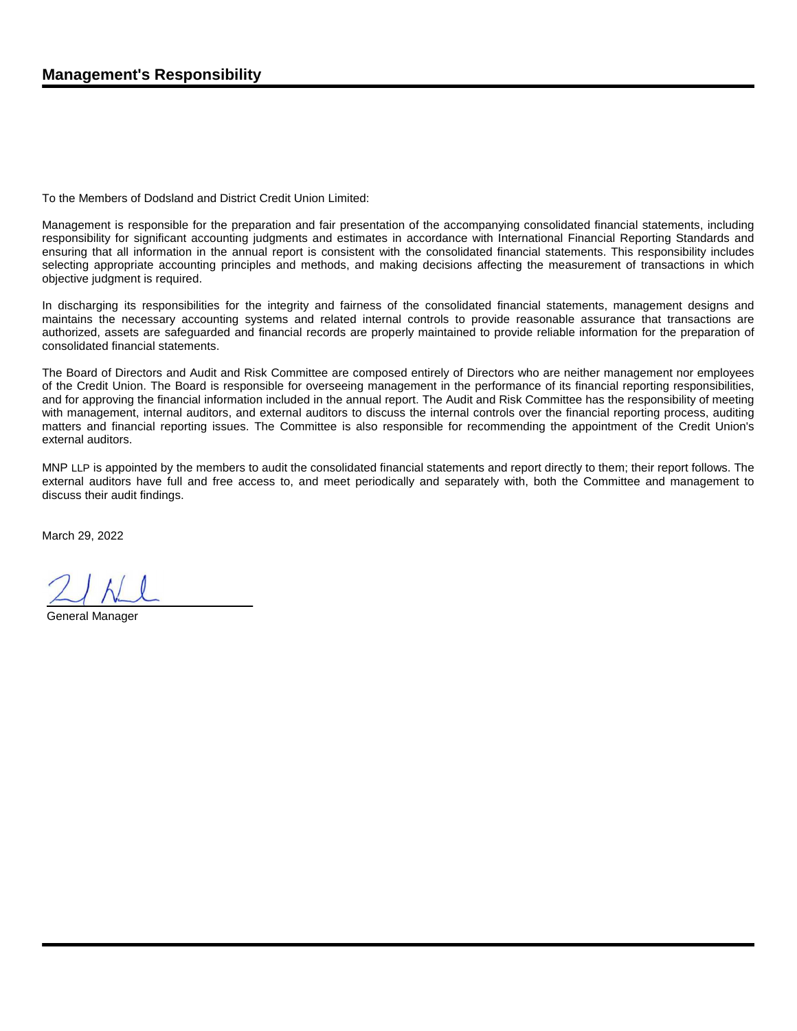## Management's Responsibility

To the Members of Dodsland and District Credit Union Limited:

Management is responsible for the preparation and fair presentation of the accompanying consolidated financial statements, including responsibility for significant accounting judgments and estimates in accordance with International Financial Reporting Standards and ensuring that all information in the annual report is consistent with the consolidated financial statements. This responsibility includes selecting appropriate accounting principles and methods, and making decisions affecting the measurement of transactions in which objective judgment is required.

In discharging its responsibilities for the integrity and fairness of the consolidated financial statements, management designs and maintains the necessary accounting systems and related internal controls to provide reasonable assurance that transactions are authorized, assets are safeguarded and financial records are properly maintained to provide reliable information for the preparation of consolidated financial statements.

The Board of Directors and Audit and Risk Committee are composed entirely of Directors who are neither management nor employees of the Credit Union. The Board is responsible for overseeing management in the performance of its financial reporting responsibilities, and for approving the financial information included in the annual report. The Audit and Risk Committee has the responsibility of meeting with management, internal auditors, and external auditors to discuss the internal controls over the financial reporting process, auditing matters and financial reporting issues. The Committee is also responsible for recommending the appointment of the Credit Union's external auditors.

MNP LLP is appointed by the members to audit the consolidated financial statements and report directly to them; their report follows. The external auditors have full and free access to, and meet periodically and separately with, both the Committee and management to discuss their audit findings.

March 29, 2022

General Manager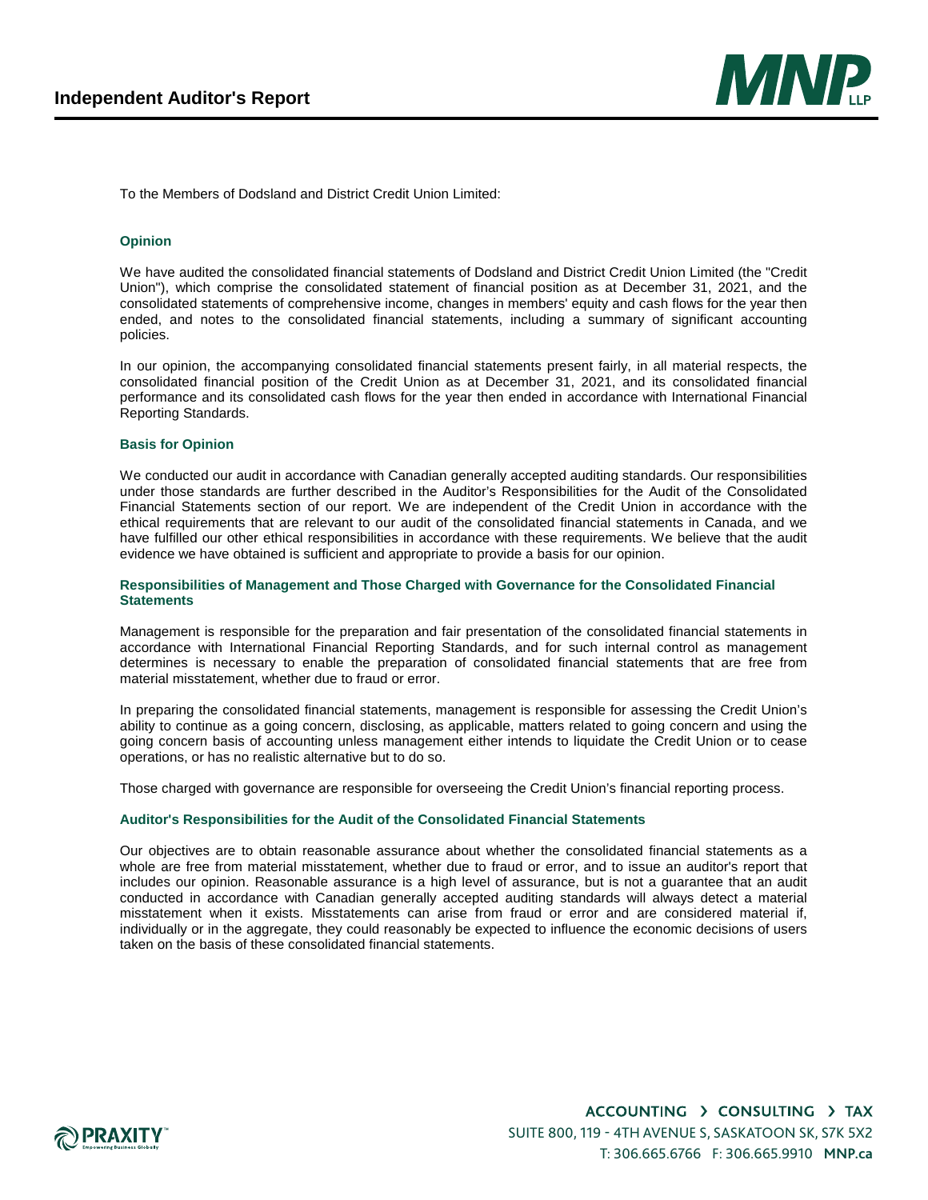# Independent Auditor's Report

To the Members of Dodsland and District Credit Union Limited:

## Opinion

We have audited the consolidated financial statements of Dodsland and District Credit Union Limited (the "Credit Union"), which comprise the consolidated statement of financial position as at December 31, 2021, and the consolidated statements of comprehensive income, changes in members' equity and cash flows for the year then ended, and notes to the consolidated financial statements, including a summary of significant accounting policies.

In our opinion, the accompanying consolidated financial statements present fairly, in all material respects, the consolidated financial position of the Credit Union as at December 31, 2021, and its consolidated financial performance and its consolidated cash flows for the year then ended in accordance with International Financial Reporting Standards.

## Basis for Opinion

We conducted our audit in accordance with Canadian generally accepted auditing standards. Our responsibilities under those standards are further described in the Auditor's Responsibilities for the Audit of the Consolidated Financial Statements section of our report. We are independent of the Credit Union in accordance with the ethical requirements that are relevant to our audit of the consolidated financial statements in Canada, and we have fulfilled our other ethical responsibilities in accordance with these requirements. We believe that the audit evidence we have obtained is sufficient and appropriate to provide a basis for our opinion.

## Responsibilities of Management and Those Charged with Governance for the Consolidated Financial Statements

Management is responsible for the preparation and fair presentation of the consolidated financial statements in accordance with International Financial Reporting Standards, and for such internal control as management determines is necessary to enable the preparation of consolidated financial statements that are free from material misstatement, whether due to fraud or error.

In preparing the consolidated financial statements, management is responsible for assessing the Credit Union's ability to continue as a going concern, disclosing, as applicable, matters related to going concern and using the going concern basis of accounting unless management either intends to liquidate the Credit Union or to cease operations, or has no realistic alternative but to do so.

Those charged with governance are responsible for overseeing the Credit Union's financial reporting process.

## Auditor's Responsibilities for the Audit of the Consolidated Financial Statements

Our objectives are to obtain reasonable assurance about whether the consolidated financial statements as a whole are free from material misstatement, whether due to fraud or error, and to issue an auditor's report that includes our opinion. Reasonable assurance is a high level of assurance, but is not a guarantee that an audit conducted in accordance with Canadian generally accepted auditing standards will always detect a material misstatement when it exists. Misstatements can arise from fraud or error and are considered material if, individually or in the aggregate, they could reasonably be expected to influence the economic decisions of users taken on the basis of these consolidated financial statements.

ACCOUNTING › CONSULTING › TAX
SUITE 800, 119 - 4TH AVENUE S, SASKATOON SK, S7K 5X2
T: 306.665.6766 F: 306.665.9910 MNP.ca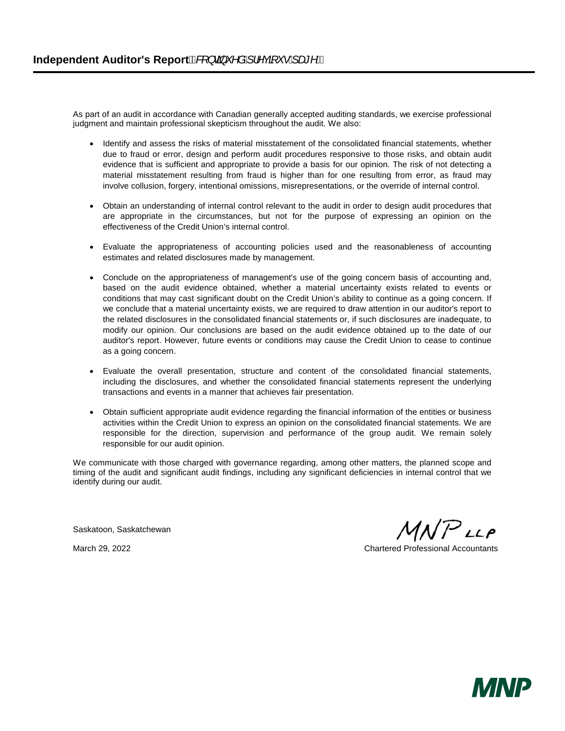## Independent Auditor's Report (continued from previous page)

As part of an audit in accordance with Canadian generally accepted auditing standards, we exercise professional judgment and maintain professional skepticism throughout the audit. We also:

- Identify and assess the risks of material misstatement of the consolidated financial statements, whether due to fraud or error, design and perform audit procedures responsive to those risks, and obtain audit evidence that is sufficient and appropriate to provide a basis for our opinion. The risk of not detecting a material misstatement resulting from fraud is higher than for one resulting from error, as fraud may involve collusion, forgery, intentional omissions, misrepresentations, or the override of internal control.

- Obtain an understanding of internal control relevant to the audit in order to design audit procedures that are appropriate in the circumstances, but not for the purpose of expressing an opinion on the effectiveness of the Credit Union's internal control.

- Evaluate the appropriateness of accounting policies used and the reasonableness of accounting estimates and related disclosures made by management.

- Conclude on the appropriateness of management's use of the going concern basis of accounting and, based on the audit evidence obtained, whether a material uncertainty exists related to events or conditions that may cast significant doubt on the Credit Union's ability to continue as a going concern. If we conclude that a material uncertainty exists, we are required to draw attention in our auditor's report to the related disclosures in the consolidated financial statements or, if such disclosures are inadequate, to modify our opinion. Our conclusions are based on the audit evidence obtained up to the date of our auditor's report. However, future events or conditions may cause the Credit Union to cease to continue as a going concern.

- Evaluate the overall presentation, structure and content of the consolidated financial statements, including the disclosures, and whether the consolidated financial statements represent the underlying transactions and events in a manner that achieves fair presentation.

- Obtain sufficient appropriate audit evidence regarding the financial information of the entities or business activities within the Credit Union to express an opinion on the consolidated financial statements. We are responsible for the direction, supervision and performance of the group audit. We remain solely responsible for our audit opinion.

We communicate with those charged with governance regarding, among other matters, the planned scope and timing of the audit and significant audit findings, including any significant deficiencies in internal control that we identify during our audit.

Saskatoon, Saskatchewan

March 29, 2022

MNP LLP

Chartered Professional Accountants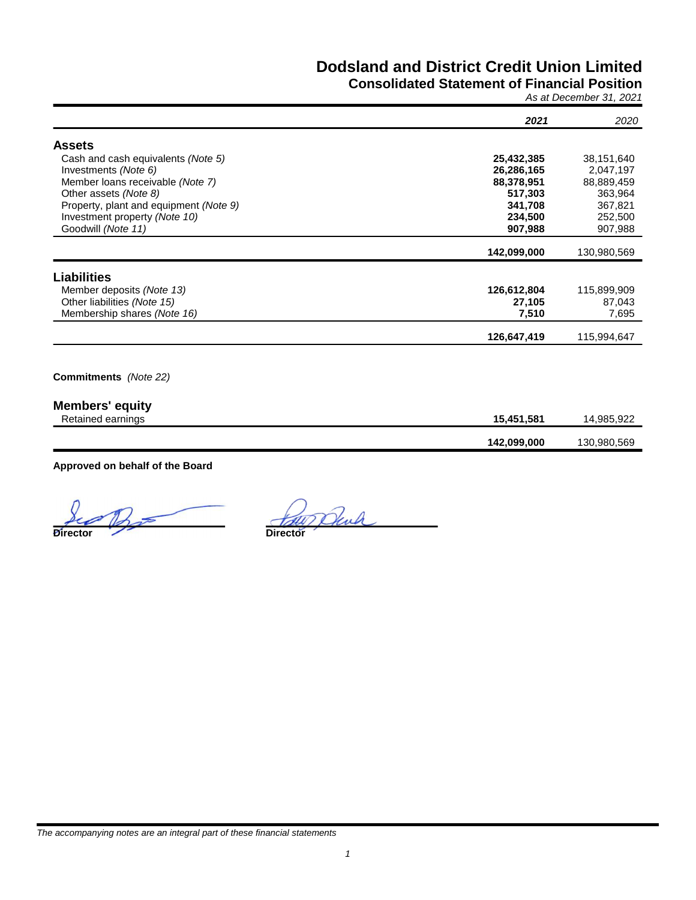# Dodsland and District Credit Union Limited

## Consolidated Statement of Financial Position

*As at December 31, 2021*

| | **2021** | *2020* |
|---|---|---|
| **Assets** | | |
| Cash and cash equivalents *(Note 5)* | **25,432,385** | 38,151,640 |
| Investments *(Note 6)* | **26,286,165** | 2,047,197 |
| Member loans receivable *(Note 7)* | **88,378,951** | 88,889,459 |
| Other assets *(Note 8)* | **517,303** | 363,964 |
| Property, plant and equipment *(Note 9)* | **341,708** | 367,821 |
| Investment property *(Note 10)* | **234,500** | 252,500 |
| Goodwill *(Note 11)* | **907,988** | 907,988 |
| | **142,099,000** | 130,980,569 |
| **Liabilities** | | |
| Member deposits *(Note 13)* | **126,612,804** | 115,899,909 |
| Other liabilities *(Note 15)* | **27,105** | 87,043 |
| Membership shares *(Note 16)* | **7,510** | 7,695 |
| | **126,647,419** | 115,994,647 |

**Commitments** *(Note 22)*

| | | |
|---|---|---|
| **Members' equity** | | |
| Retained earnings | **15,451,581** | 14,985,922 |
| | **142,099,000** | 130,980,569 |

**Approved on behalf of the Board**

**Director** **Director**

*The accompanying notes are an integral part of these financial statements*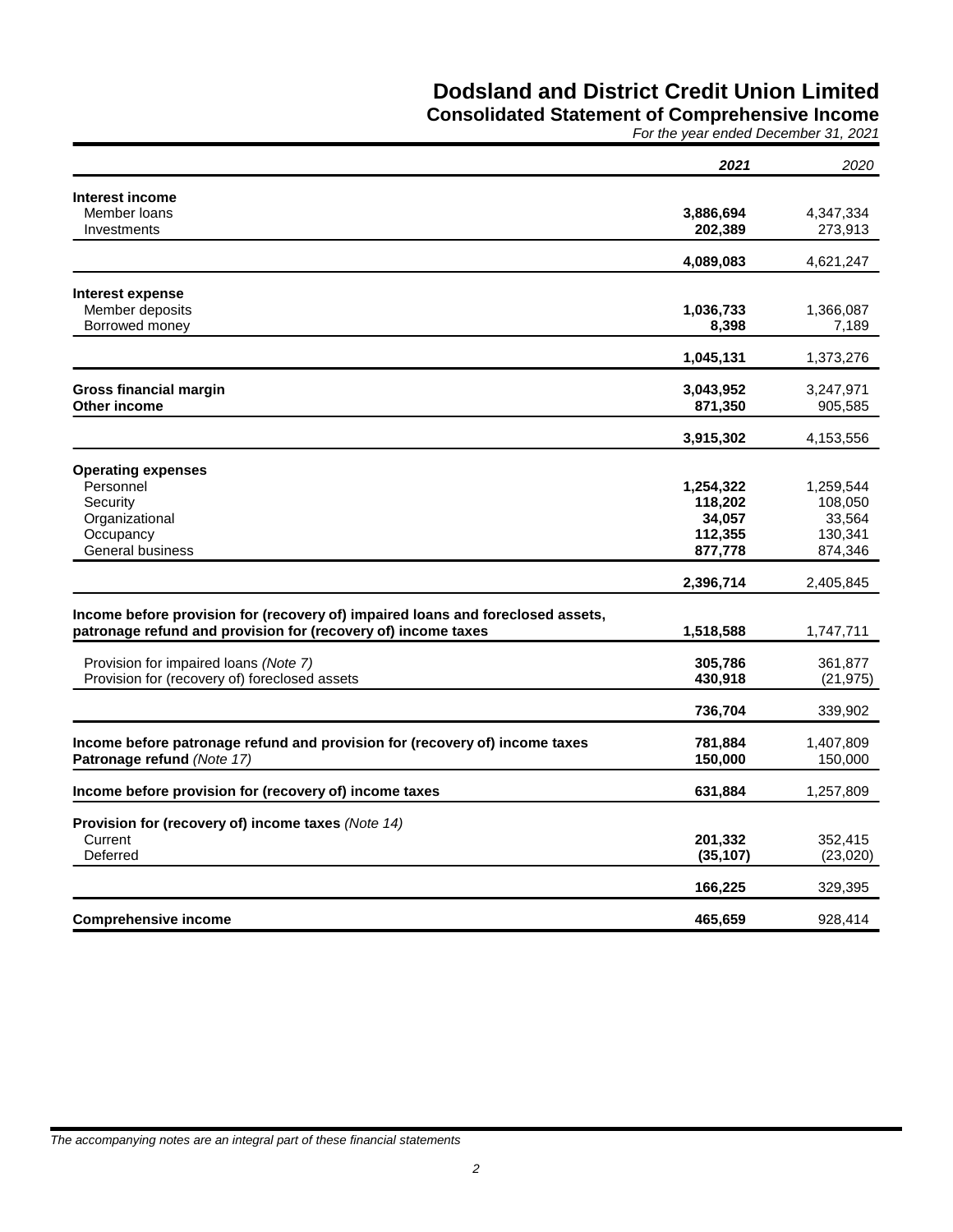# Dodsland and District Credit Union Limited

## Consolidated Statement of Comprehensive Income

*For the year ended December 31, 2021*

| | 2021 | 2020 |
|---|---|---|
| **Interest income** | | |
| Member loans | **3,886,694** | 4,347,334 |
| Investments | **202,389** | 273,913 |
| | **4,089,083** | 4,621,247 |
| **Interest expense** | | |
| Member deposits | **1,036,733** | 1,366,087 |
| Borrowed money | **8,398** | 7,189 |
| | **1,045,131** | 1,373,276 |
| **Gross financial margin** | **3,043,952** | 3,247,971 |
| **Other income** | **871,350** | 905,585 |
| | **3,915,302** | 4,153,556 |
| **Operating expenses** | | |
| Personnel | **1,254,322** | 1,259,544 |
| Security | **118,202** | 108,050 |
| Organizational | **34,057** | 33,564 |
| Occupancy | **112,355** | 130,341 |
| General business | **877,778** | 874,346 |
| | **2,396,714** | 2,405,845 |
| **Income before provision for (recovery of) impaired loans and foreclosed assets, patronage refund and provision for (recovery of) income taxes** | **1,518,588** | 1,747,711 |
| Provision for impaired loans *(Note 7)* | **305,786** | 361,877 |
| Provision for (recovery of) foreclosed assets | **430,918** | (21,975) |
| | **736,704** | 339,902 |
| **Income before patronage refund and provision for (recovery of) income taxes** | **781,884** | 1,407,809 |
| **Patronage refund** *(Note 17)* | **150,000** | 150,000 |
| **Income before provision for (recovery of) income taxes** | **631,884** | 1,257,809 |
| **Provision for (recovery of) income taxes** *(Note 14)* | | |
| Current | **201,332** | 352,415 |
| Deferred | **(35,107)** | (23,020) |
| | **166,225** | 329,395 |
| **Comprehensive income** | **465,659** | 928,414 |

*The accompanying notes are an integral part of these financial statements*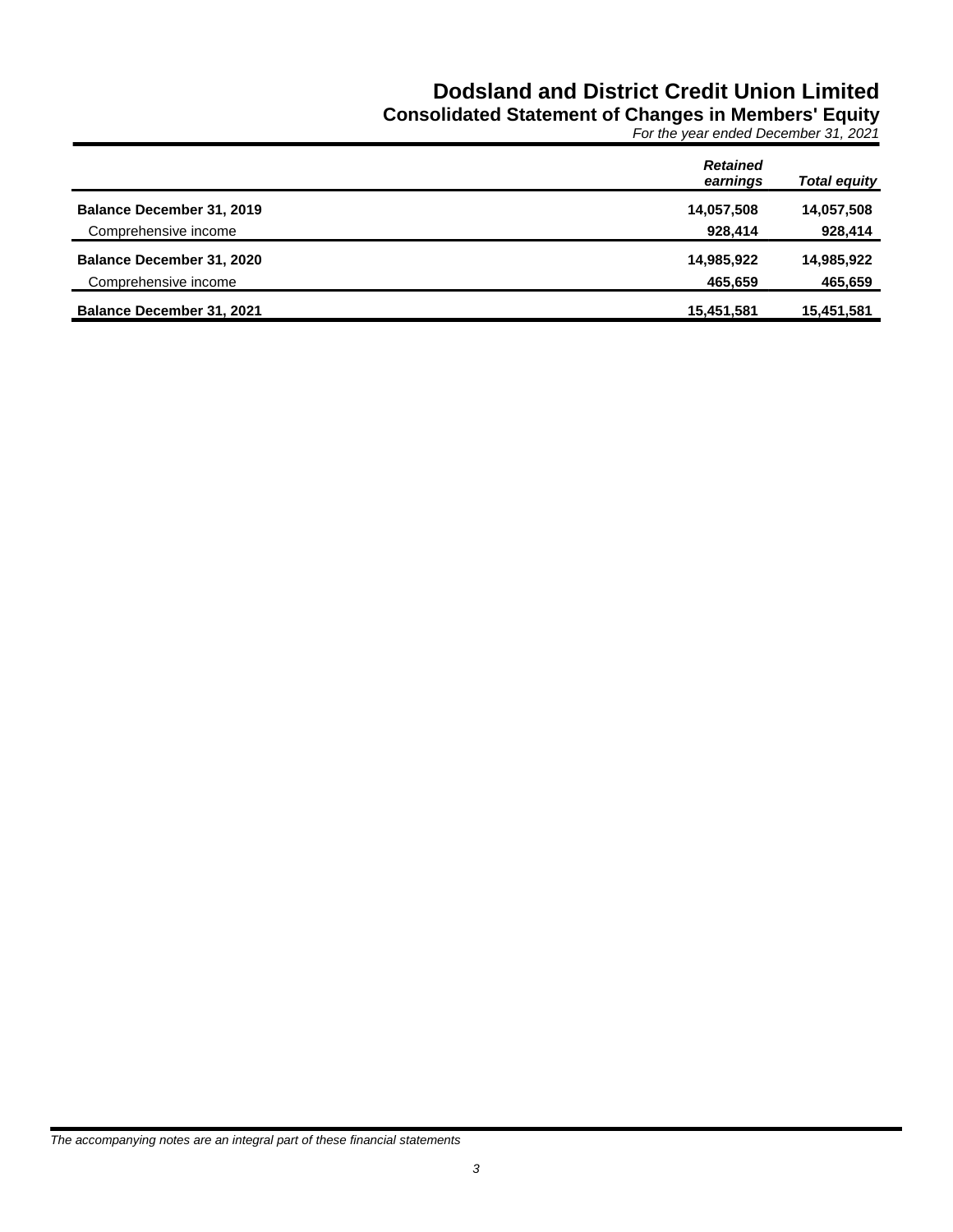# Dodsland and District Credit Union Limited

## Consolidated Statement of Changes in Members' Equity

*For the year ended December 31, 2021*

| | *Retained earnings* | *Total equity* |
|---|---|---|
| **Balance December 31, 2019** | **14,057,508** | **14,057,508** |
| Comprehensive income | **928,414** | **928,414** |
| **Balance December 31, 2020** | **14,985,922** | **14,985,922** |
| Comprehensive income | **465,659** | **465,659** |
| **Balance December 31, 2021** | **15,451,581** | **15,451,581** |

*The accompanying notes are an integral part of these financial statements*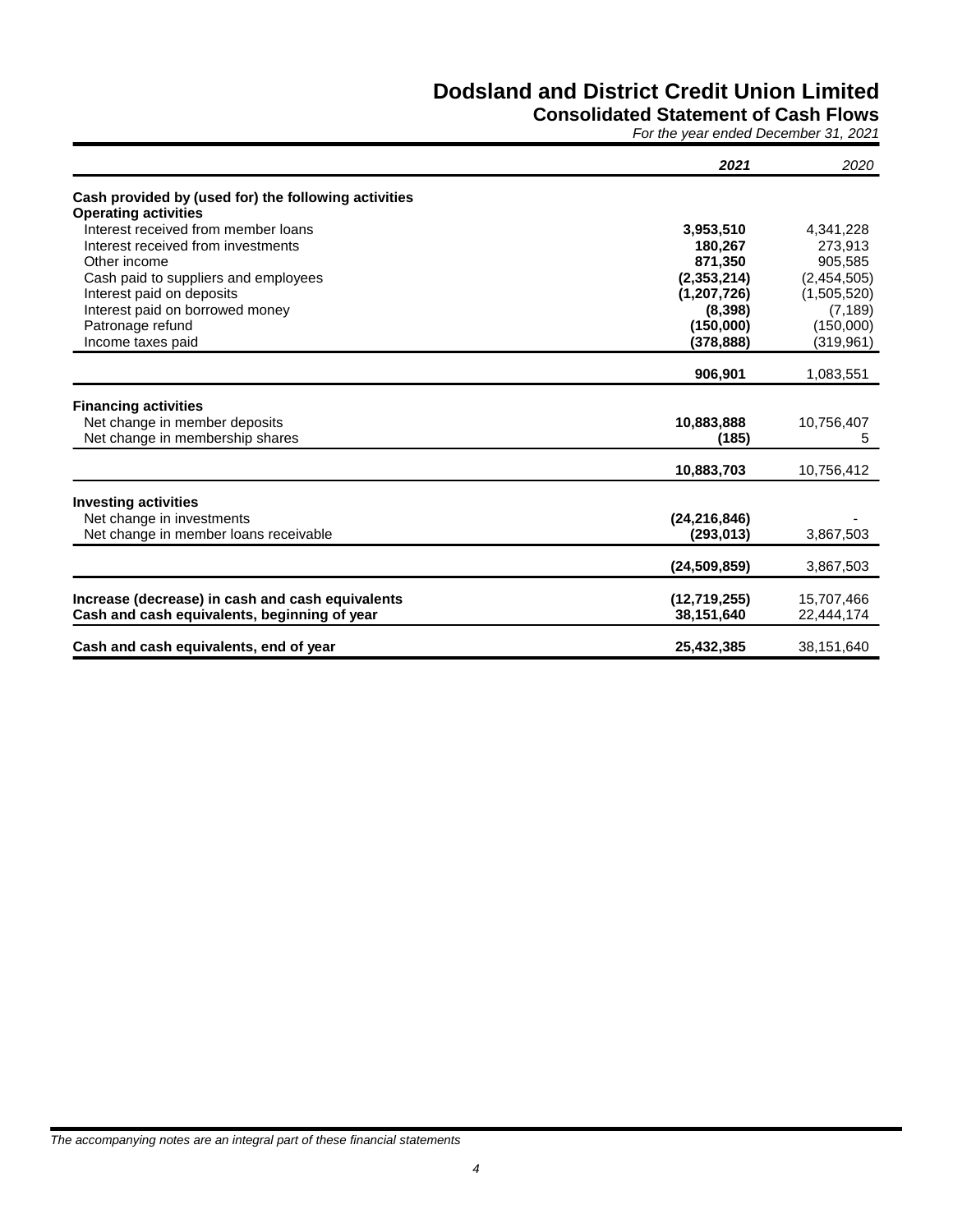# Dodsland and District Credit Union Limited

## Consolidated Statement of Cash Flows

*For the year ended December 31, 2021*

| | ***2021*** | *2020* |
|---|---|---|
| **Cash provided by (used for) the following activities** | | |
| **Operating activities** | | |
| Interest received from member loans | **3,953,510** | 4,341,228 |
| Interest received from investments | **180,267** | 273,913 |
| Other income | **871,350** | 905,585 |
| Cash paid to suppliers and employees | **(2,353,214)** | (2,454,505) |
| Interest paid on deposits | **(1,207,726)** | (1,505,520) |
| Interest paid on borrowed money | **(8,398)** | (7,189) |
| Patronage refund | **(150,000)** | (150,000) |
| Income taxes paid | **(378,888)** | (319,961) |
| | **906,901** | 1,083,551 |
| **Financing activities** | | |
| Net change in member deposits | **10,883,888** | 10,756,407 |
| Net change in membership shares | **(185)** | 5 |
| | **10,883,703** | 10,756,412 |
| **Investing activities** | | |
| Net change in investments | **(24,216,846)** | - |
| Net change in member loans receivable | **(293,013)** | 3,867,503 |
| | **(24,509,859)** | 3,867,503 |
| **Increase (decrease) in cash and cash equivalents** | **(12,719,255)** | 15,707,466 |
| **Cash and cash equivalents, beginning of year** | **38,151,640** | 22,444,174 |
| **Cash and cash equivalents, end of year** | **25,432,385** | 38,151,640 |

*The accompanying notes are an integral part of these financial statements*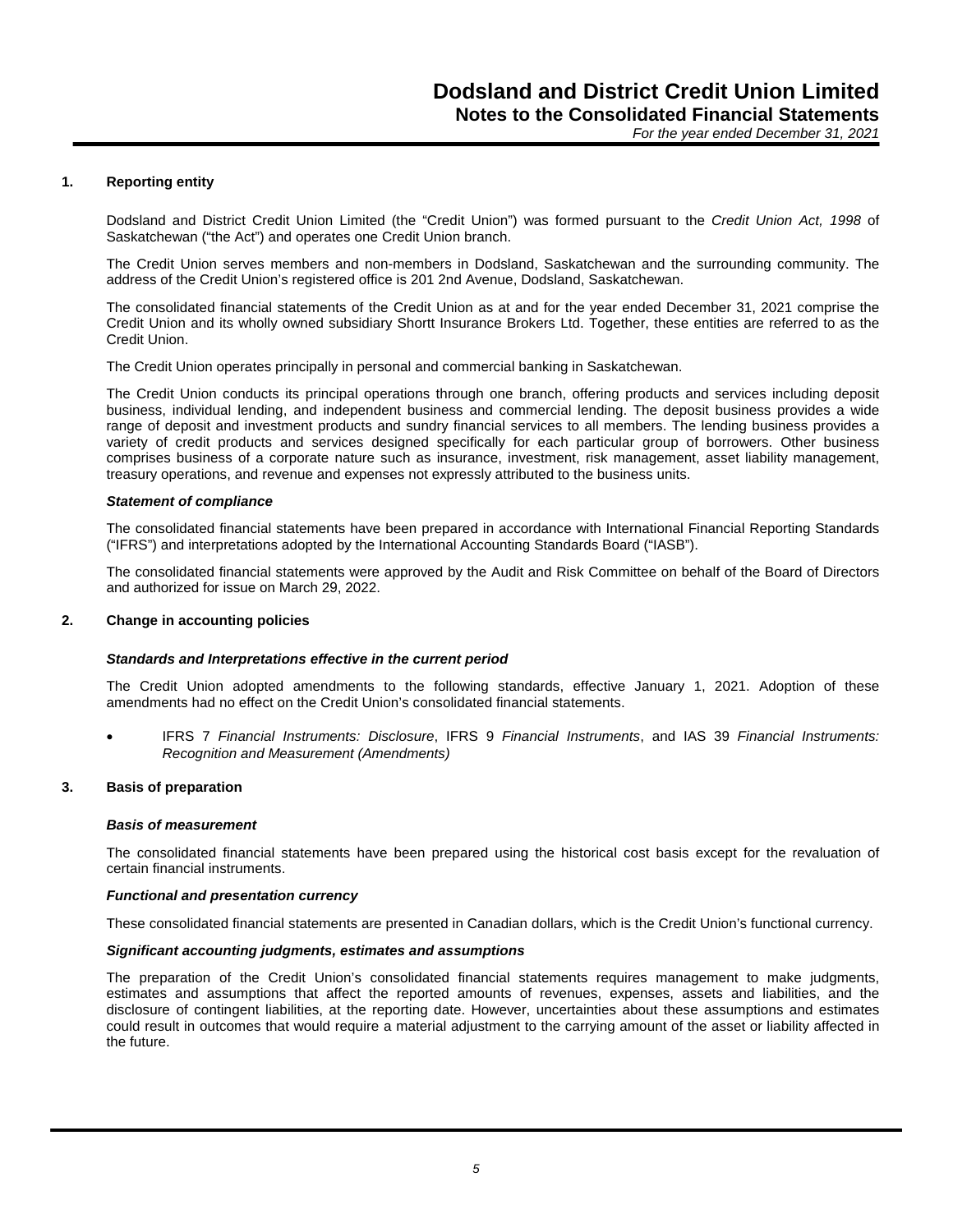## 1. Reporting entity

Dodsland and District Credit Union Limited (the "Credit Union") was formed pursuant to the *Credit Union Act, 1998* of Saskatchewan ("the Act") and operates one Credit Union branch.

The Credit Union serves members and non-members in Dodsland, Saskatchewan and the surrounding community. The address of the Credit Union's registered office is 201 2nd Avenue, Dodsland, Saskatchewan.

The consolidated financial statements of the Credit Union as at and for the year ended December 31, 2021 comprise the Credit Union and its wholly owned subsidiary Shortt Insurance Brokers Ltd. Together, these entities are referred to as the Credit Union.

The Credit Union operates principally in personal and commercial banking in Saskatchewan.

The Credit Union conducts its principal operations through one branch, offering products and services including deposit business, individual lending, and independent business and commercial lending. The deposit business provides a wide range of deposit and investment products and sundry financial services to all members. The lending business provides a variety of credit products and services designed specifically for each particular group of borrowers. Other business comprises business of a corporate nature such as insurance, investment, risk management, asset liability management, treasury operations, and revenue and expenses not expressly attributed to the business units.

### *Statement of compliance*

The consolidated financial statements have been prepared in accordance with International Financial Reporting Standards ("IFRS") and interpretations adopted by the International Accounting Standards Board ("IASB").

The consolidated financial statements were approved by the Audit and Risk Committee on behalf of the Board of Directors and authorized for issue on March 29, 2022.

## 2. Change in accounting policies

### *Standards and Interpretations effective in the current period*

The Credit Union adopted amendments to the following standards, effective January 1, 2021. Adoption of these amendments had no effect on the Credit Union's consolidated financial statements.

- IFRS 7 *Financial Instruments: Disclosure*, IFRS 9 *Financial Instruments*, and IAS 39 *Financial Instruments: Recognition and Measurement (Amendments)*

## 3. Basis of preparation

### *Basis of measurement*

The consolidated financial statements have been prepared using the historical cost basis except for the revaluation of certain financial instruments.

### *Functional and presentation currency*

These consolidated financial statements are presented in Canadian dollars, which is the Credit Union's functional currency.

### *Significant accounting judgments, estimates and assumptions*

The preparation of the Credit Union's consolidated financial statements requires management to make judgments, estimates and assumptions that affect the reported amounts of revenues, expenses, assets and liabilities, and the disclosure of contingent liabilities, at the reporting date. However, uncertainties about these assumptions and estimates could result in outcomes that would require a material adjustment to the carrying amount of the asset or liability affected in the future.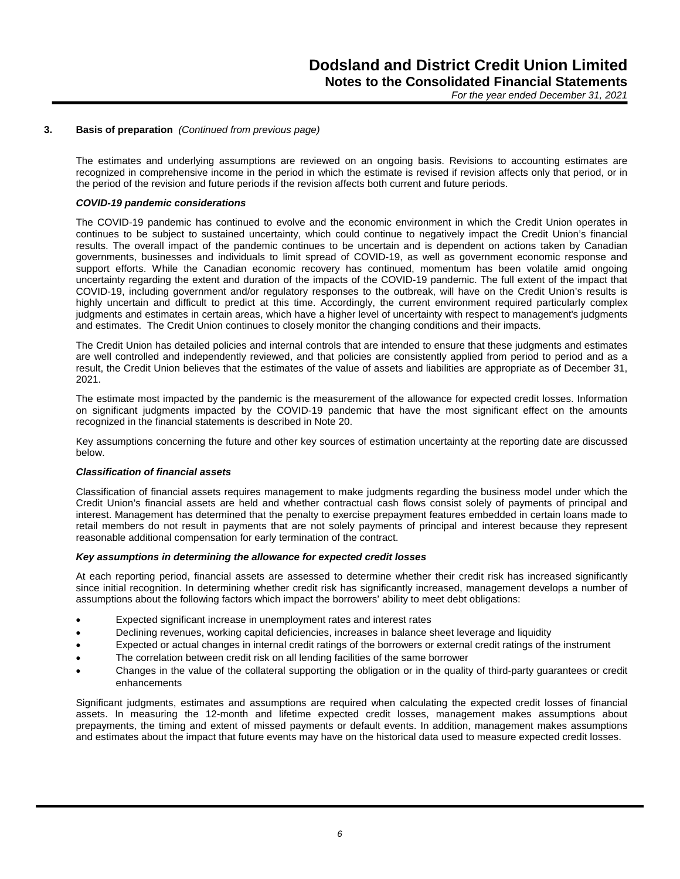## 3. Basis of preparation *(Continued from previous page)*

The estimates and underlying assumptions are reviewed on an ongoing basis. Revisions to accounting estimates are recognized in comprehensive income in the period in which the estimate is revised if revision affects only that period, or in the period of the revision and future periods if the revision affects both current and future periods.

***COVID-19 pandemic considerations***

The COVID-19 pandemic has continued to evolve and the economic environment in which the Credit Union operates in continues to be subject to sustained uncertainty, which could continue to negatively impact the Credit Union's financial results. The overall impact of the pandemic continues to be uncertain and is dependent on actions taken by Canadian governments, businesses and individuals to limit spread of COVID-19, as well as government economic response and support efforts. While the Canadian economic recovery has continued, momentum has been volatile amid ongoing uncertainty regarding the extent and duration of the impacts of the COVID-19 pandemic. The full extent of the impact that COVID-19, including government and/or regulatory responses to the outbreak, will have on the Credit Union's results is highly uncertain and difficult to predict at this time. Accordingly, the current environment required particularly complex judgments and estimates in certain areas, which have a higher level of uncertainty with respect to management's judgments and estimates. The Credit Union continues to closely monitor the changing conditions and their impacts.

The Credit Union has detailed policies and internal controls that are intended to ensure that these judgments and estimates are well controlled and independently reviewed, and that policies are consistently applied from period to period and as a result, the Credit Union believes that the estimates of the value of assets and liabilities are appropriate as of December 31, 2021.

The estimate most impacted by the pandemic is the measurement of the allowance for expected credit losses. Information on significant judgments impacted by the COVID-19 pandemic that have the most significant effect on the amounts recognized in the financial statements is described in Note 20.

Key assumptions concerning the future and other key sources of estimation uncertainty at the reporting date are discussed below.

***Classification of financial assets***

Classification of financial assets requires management to make judgments regarding the business model under which the Credit Union's financial assets are held and whether contractual cash flows consist solely of payments of principal and interest. Management has determined that the penalty to exercise prepayment features embedded in certain loans made to retail members do not result in payments that are not solely payments of principal and interest because they represent reasonable additional compensation for early termination of the contract.

***Key assumptions in determining the allowance for expected credit losses***

At each reporting period, financial assets are assessed to determine whether their credit risk has increased significantly since initial recognition. In determining whether credit risk has significantly increased, management develops a number of assumptions about the following factors which impact the borrowers' ability to meet debt obligations:

- Expected significant increase in unemployment rates and interest rates
- Declining revenues, working capital deficiencies, increases in balance sheet leverage and liquidity
- Expected or actual changes in internal credit ratings of the borrowers or external credit ratings of the instrument
- The correlation between credit risk on all lending facilities of the same borrower
- Changes in the value of the collateral supporting the obligation or in the quality of third-party guarantees or credit enhancements

Significant judgments, estimates and assumptions are required when calculating the expected credit losses of financial assets. In measuring the 12-month and lifetime expected credit losses, management makes assumptions about prepayments, the timing and extent of missed payments or default events. In addition, management makes assumptions and estimates about the impact that future events may have on the historical data used to measure expected credit losses.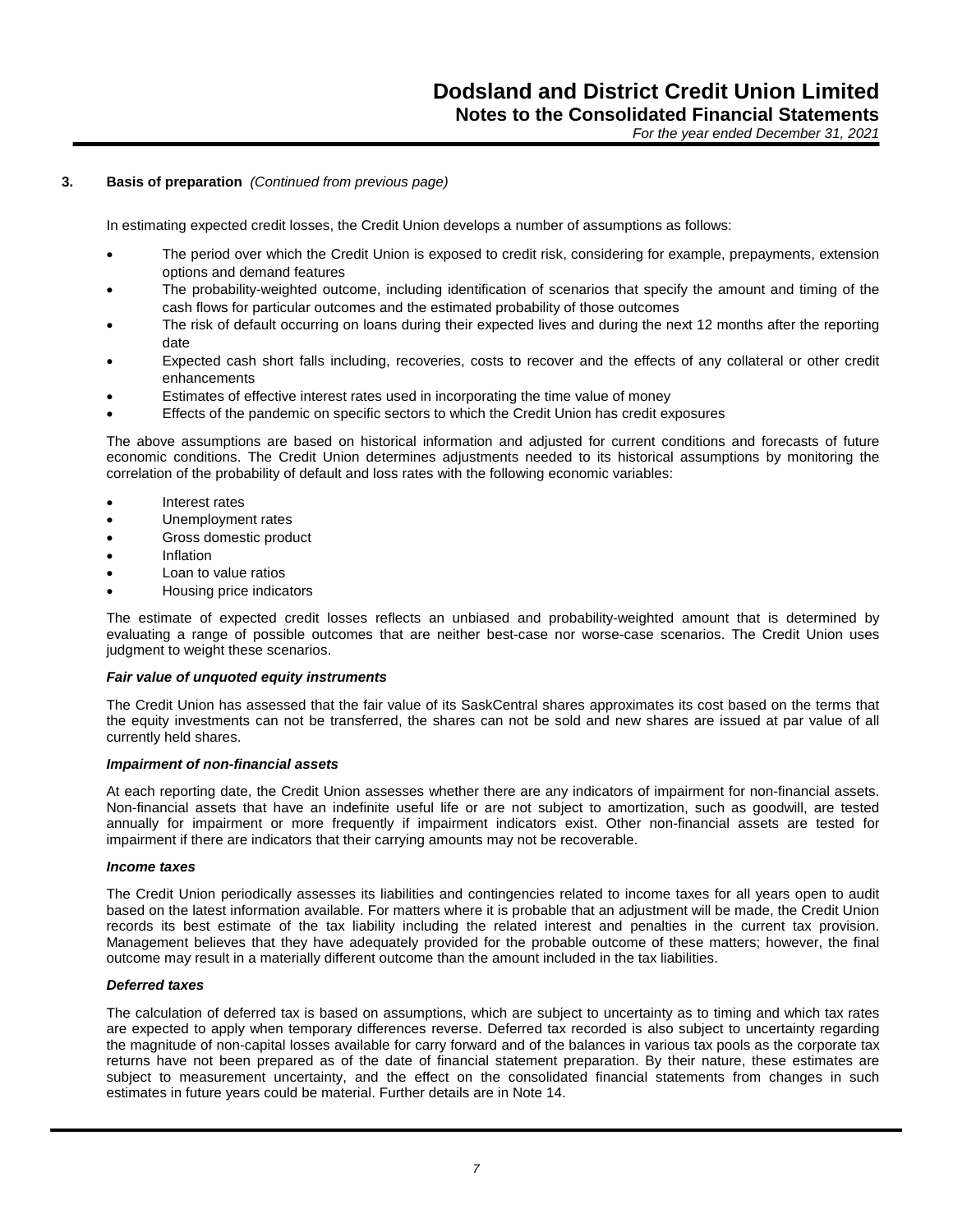## 3. Basis of preparation *(Continued from previous page)*

In estimating expected credit losses, the Credit Union develops a number of assumptions as follows:

- The period over which the Credit Union is exposed to credit risk, considering for example, prepayments, extension options and demand features
- The probability-weighted outcome, including identification of scenarios that specify the amount and timing of the cash flows for particular outcomes and the estimated probability of those outcomes
- The risk of default occurring on loans during their expected lives and during the next 12 months after the reporting date
- Expected cash short falls including, recoveries, costs to recover and the effects of any collateral or other credit enhancements
- Estimates of effective interest rates used in incorporating the time value of money
- Effects of the pandemic on specific sectors to which the Credit Union has credit exposures

The above assumptions are based on historical information and adjusted for current conditions and forecasts of future economic conditions. The Credit Union determines adjustments needed to its historical assumptions by monitoring the correlation of the probability of default and loss rates with the following economic variables:

- Interest rates
- Unemployment rates
- Gross domestic product
- Inflation
- Loan to value ratios
- Housing price indicators

The estimate of expected credit losses reflects an unbiased and probability-weighted amount that is determined by evaluating a range of possible outcomes that are neither best-case nor worse-case scenarios. The Credit Union uses judgment to weight these scenarios.

***Fair value of unquoted equity instruments***

The Credit Union has assessed that the fair value of its SaskCentral shares approximates its cost based on the terms that the equity investments can not be transferred, the shares can not be sold and new shares are issued at par value of all currently held shares.

***Impairment of non-financial assets***

At each reporting date, the Credit Union assesses whether there are any indicators of impairment for non-financial assets. Non-financial assets that have an indefinite useful life or are not subject to amortization, such as goodwill, are tested annually for impairment or more frequently if impairment indicators exist. Other non-financial assets are tested for impairment if there are indicators that their carrying amounts may not be recoverable.

***Income taxes***

The Credit Union periodically assesses its liabilities and contingencies related to income taxes for all years open to audit based on the latest information available. For matters where it is probable that an adjustment will be made, the Credit Union records its best estimate of the tax liability including the related interest and penalties in the current tax provision. Management believes that they have adequately provided for the probable outcome of these matters; however, the final outcome may result in a materially different outcome than the amount included in the tax liabilities.

***Deferred taxes***

The calculation of deferred tax is based on assumptions, which are subject to uncertainty as to timing and which tax rates are expected to apply when temporary differences reverse. Deferred tax recorded is also subject to uncertainty regarding the magnitude of non-capital losses available for carry forward and of the balances in various tax pools as the corporate tax returns have not been prepared as of the date of financial statement preparation. By their nature, these estimates are subject to measurement uncertainty, and the effect on the consolidated financial statements from changes in such estimates in future years could be material. Further details are in Note 14.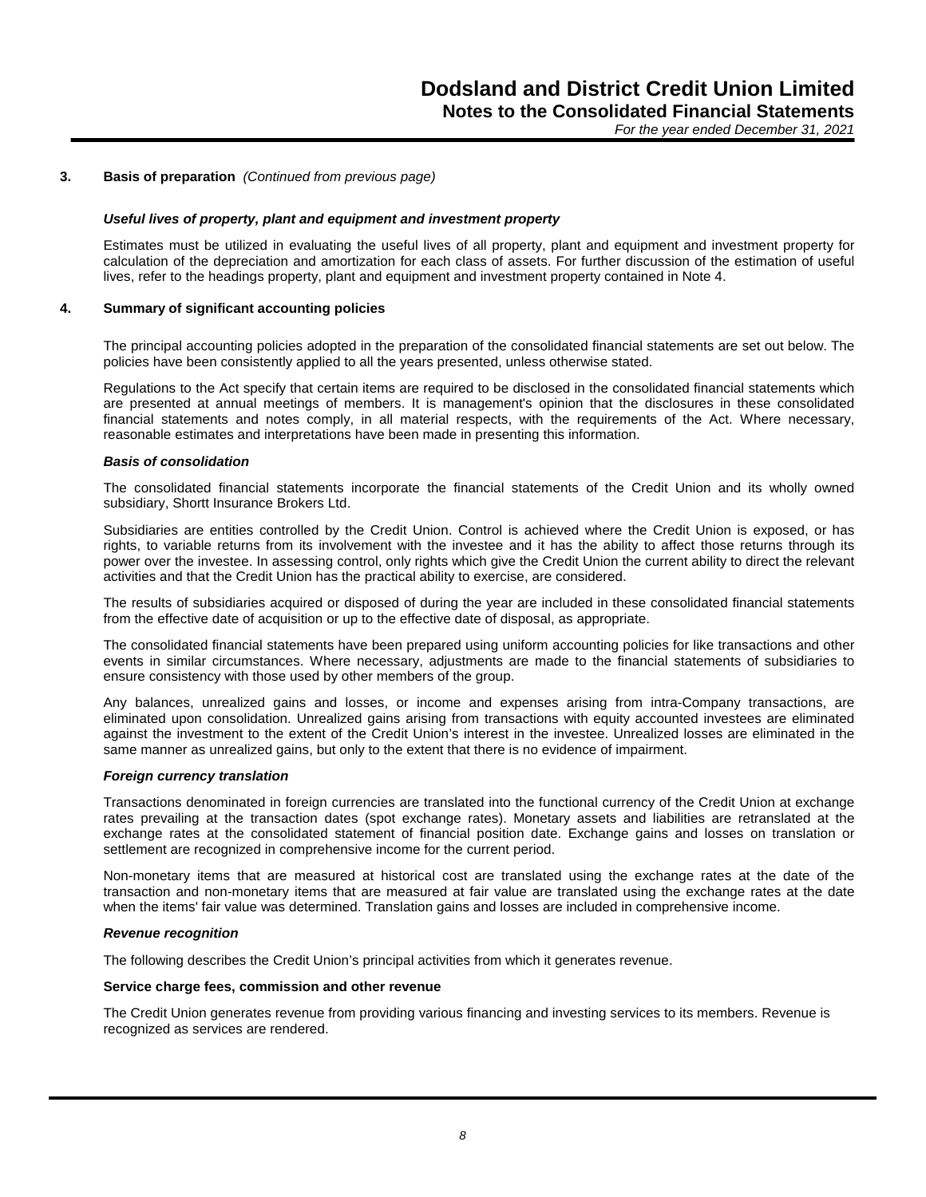### 3. Basis of preparation *(Continued from previous page)*

***Useful lives of property, plant and equipment and investment property***

Estimates must be utilized in evaluating the useful lives of all property, plant and equipment and investment property for calculation of the depreciation and amortization for each class of assets. For further discussion of the estimation of useful lives, refer to the headings property, plant and equipment and investment property contained in Note 4.

### 4. Summary of significant accounting policies

The principal accounting policies adopted in the preparation of the consolidated financial statements are set out below. The policies have been consistently applied to all the years presented, unless otherwise stated.

Regulations to the Act specify that certain items are required to be disclosed in the consolidated financial statements which are presented at annual meetings of members. It is management's opinion that the disclosures in these consolidated financial statements and notes comply, in all material respects, with the requirements of the Act. Where necessary, reasonable estimates and interpretations have been made in presenting this information.

***Basis of consolidation***

The consolidated financial statements incorporate the financial statements of the Credit Union and its wholly owned subsidiary, Shortt Insurance Brokers Ltd.

Subsidiaries are entities controlled by the Credit Union. Control is achieved where the Credit Union is exposed, or has rights, to variable returns from its involvement with the investee and it has the ability to affect those returns through its power over the investee. In assessing control, only rights which give the Credit Union the current ability to direct the relevant activities and that the Credit Union has the practical ability to exercise, are considered.

The results of subsidiaries acquired or disposed of during the year are included in these consolidated financial statements from the effective date of acquisition or up to the effective date of disposal, as appropriate.

The consolidated financial statements have been prepared using uniform accounting policies for like transactions and other events in similar circumstances. Where necessary, adjustments are made to the financial statements of subsidiaries to ensure consistency with those used by other members of the group.

Any balances, unrealized gains and losses, or income and expenses arising from intra-Company transactions, are eliminated upon consolidation. Unrealized gains arising from transactions with equity accounted investees are eliminated against the investment to the extent of the Credit Union's interest in the investee. Unrealized losses are eliminated in the same manner as unrealized gains, but only to the extent that there is no evidence of impairment.

***Foreign currency translation***

Transactions denominated in foreign currencies are translated into the functional currency of the Credit Union at exchange rates prevailing at the transaction dates (spot exchange rates). Monetary assets and liabilities are retranslated at the exchange rates at the consolidated statement of financial position date. Exchange gains and losses on translation or settlement are recognized in comprehensive income for the current period.

Non-monetary items that are measured at historical cost are translated using the exchange rates at the date of the transaction and non-monetary items that are measured at fair value are translated using the exchange rates at the date when the items' fair value was determined. Translation gains and losses are included in comprehensive income.

***Revenue recognition***

The following describes the Credit Union's principal activities from which it generates revenue.

**Service charge fees, commission and other revenue**

The Credit Union generates revenue from providing various financing and investing services to its members. Revenue is recognized as services are rendered.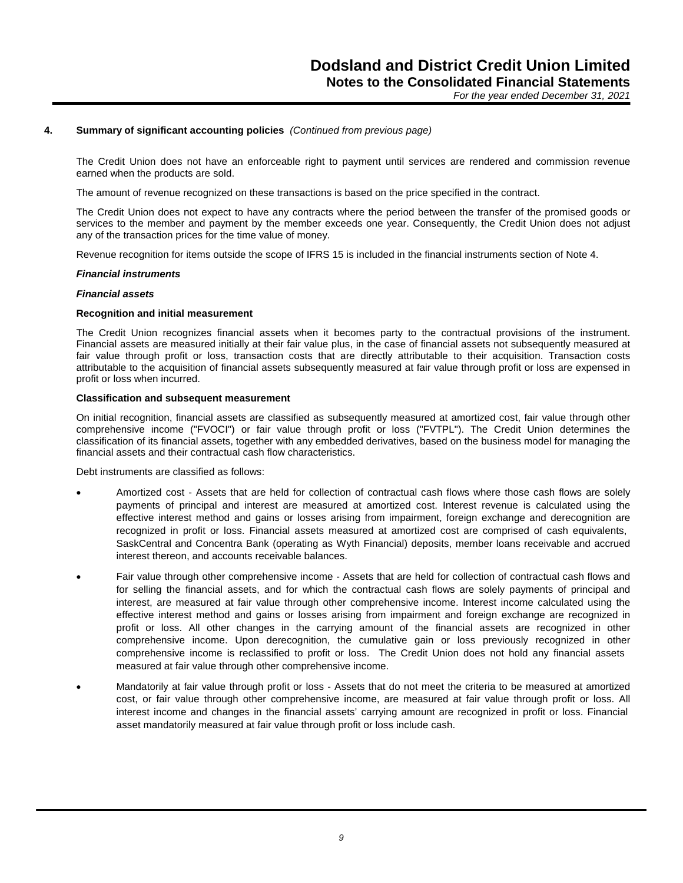## 4. Summary of significant accounting policies *(Continued from previous page)*

The Credit Union does not have an enforceable right to payment until services are rendered and commission revenue earned when the products are sold.

The amount of revenue recognized on these transactions is based on the price specified in the contract.

The Credit Union does not expect to have any contracts where the period between the transfer of the promised goods or services to the member and payment by the member exceeds one year. Consequently, the Credit Union does not adjust any of the transaction prices for the time value of money.

Revenue recognition for items outside the scope of IFRS 15 is included in the financial instruments section of Note 4.

***Financial instruments***

***Financial assets***

**Recognition and initial measurement**

The Credit Union recognizes financial assets when it becomes party to the contractual provisions of the instrument. Financial assets are measured initially at their fair value plus, in the case of financial assets not subsequently measured at fair value through profit or loss, transaction costs that are directly attributable to their acquisition. Transaction costs attributable to the acquisition of financial assets subsequently measured at fair value through profit or loss are expensed in profit or loss when incurred.

**Classification and subsequent measurement**

On initial recognition, financial assets are classified as subsequently measured at amortized cost, fair value through other comprehensive income ("FVOCI") or fair value through profit or loss ("FVTPL"). The Credit Union determines the classification of its financial assets, together with any embedded derivatives, based on the business model for managing the financial assets and their contractual cash flow characteristics.

Debt instruments are classified as follows:

- Amortized cost - Assets that are held for collection of contractual cash flows where those cash flows are solely payments of principal and interest are measured at amortized cost. Interest revenue is calculated using the effective interest method and gains or losses arising from impairment, foreign exchange and derecognition are recognized in profit or loss. Financial assets measured at amortized cost are comprised of cash equivalents, SaskCentral and Concentra Bank (operating as Wyth Financial) deposits, member loans receivable and accrued interest thereon, and accounts receivable balances.

- Fair value through other comprehensive income - Assets that are held for collection of contractual cash flows and for selling the financial assets, and for which the contractual cash flows are solely payments of principal and interest, are measured at fair value through other comprehensive income. Interest income calculated using the effective interest method and gains or losses arising from impairment and foreign exchange are recognized in profit or loss. All other changes in the carrying amount of the financial assets are recognized in other comprehensive income. Upon derecognition, the cumulative gain or loss previously recognized in other comprehensive income is reclassified to profit or loss. The Credit Union does not hold any financial assets measured at fair value through other comprehensive income.

- Mandatorily at fair value through profit or loss - Assets that do not meet the criteria to be measured at amortized cost, or fair value through other comprehensive income, are measured at fair value through profit or loss. All interest income and changes in the financial assets' carrying amount are recognized in profit or loss. Financial asset mandatorily measured at fair value through profit or loss include cash.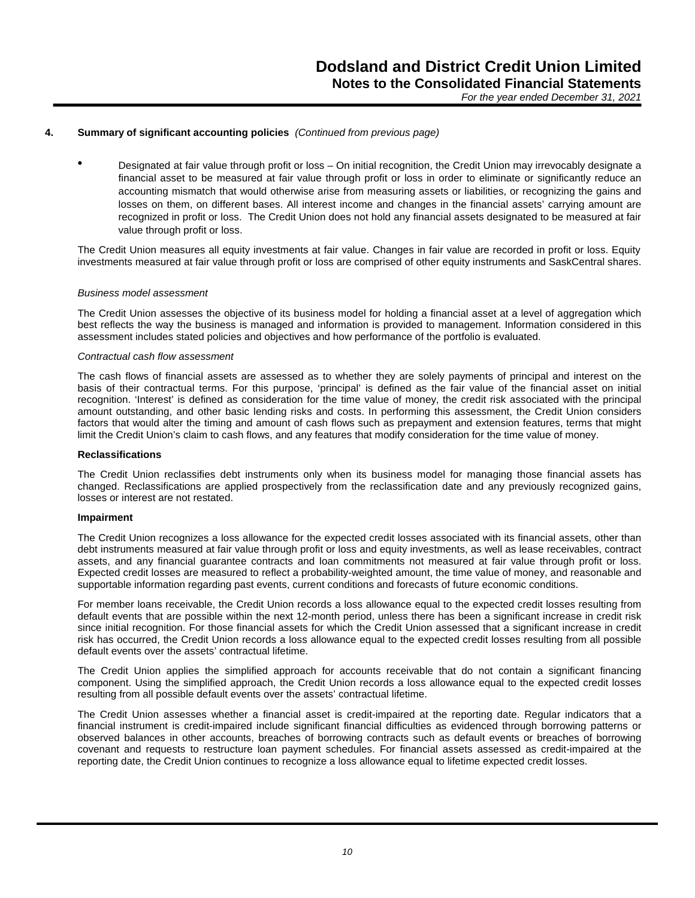## 4. Summary of significant accounting policies *(Continued from previous page)*

- Designated at fair value through profit or loss – On initial recognition, the Credit Union may irrevocably designate a financial asset to be measured at fair value through profit or loss in order to eliminate or significantly reduce an accounting mismatch that would otherwise arise from measuring assets or liabilities, or recognizing the gains and losses on them, on different bases. All interest income and changes in the financial assets' carrying amount are recognized in profit or loss. The Credit Union does not hold any financial assets designated to be measured at fair value through profit or loss.

The Credit Union measures all equity investments at fair value. Changes in fair value are recorded in profit or loss. Equity investments measured at fair value through profit or loss are comprised of other equity instruments and SaskCentral shares.

*Business model assessment*

The Credit Union assesses the objective of its business model for holding a financial asset at a level of aggregation which best reflects the way the business is managed and information is provided to management. Information considered in this assessment includes stated policies and objectives and how performance of the portfolio is evaluated.

*Contractual cash flow assessment*

The cash flows of financial assets are assessed as to whether they are solely payments of principal and interest on the basis of their contractual terms. For this purpose, 'principal' is defined as the fair value of the financial asset on initial recognition. 'Interest' is defined as consideration for the time value of money, the credit risk associated with the principal amount outstanding, and other basic lending risks and costs. In performing this assessment, the Credit Union considers factors that would alter the timing and amount of cash flows such as prepayment and extension features, terms that might limit the Credit Union's claim to cash flows, and any features that modify consideration for the time value of money.

**Reclassifications**

The Credit Union reclassifies debt instruments only when its business model for managing those financial assets has changed. Reclassifications are applied prospectively from the reclassification date and any previously recognized gains, losses or interest are not restated.

**Impairment**

The Credit Union recognizes a loss allowance for the expected credit losses associated with its financial assets, other than debt instruments measured at fair value through profit or loss and equity investments, as well as lease receivables, contract assets, and any financial guarantee contracts and loan commitments not measured at fair value through profit or loss. Expected credit losses are measured to reflect a probability-weighted amount, the time value of money, and reasonable and supportable information regarding past events, current conditions and forecasts of future economic conditions.

For member loans receivable, the Credit Union records a loss allowance equal to the expected credit losses resulting from default events that are possible within the next 12-month period, unless there has been a significant increase in credit risk since initial recognition. For those financial assets for which the Credit Union assessed that a significant increase in credit risk has occurred, the Credit Union records a loss allowance equal to the expected credit losses resulting from all possible default events over the assets' contractual lifetime.

The Credit Union applies the simplified approach for accounts receivable that do not contain a significant financing component. Using the simplified approach, the Credit Union records a loss allowance equal to the expected credit losses resulting from all possible default events over the assets' contractual lifetime.

The Credit Union assesses whether a financial asset is credit-impaired at the reporting date. Regular indicators that a financial instrument is credit-impaired include significant financial difficulties as evidenced through borrowing patterns or observed balances in other accounts, breaches of borrowing contracts such as default events or breaches of borrowing covenant and requests to restructure loan payment schedules. For financial assets assessed as credit-impaired at the reporting date, the Credit Union continues to recognize a loss allowance equal to lifetime expected credit losses.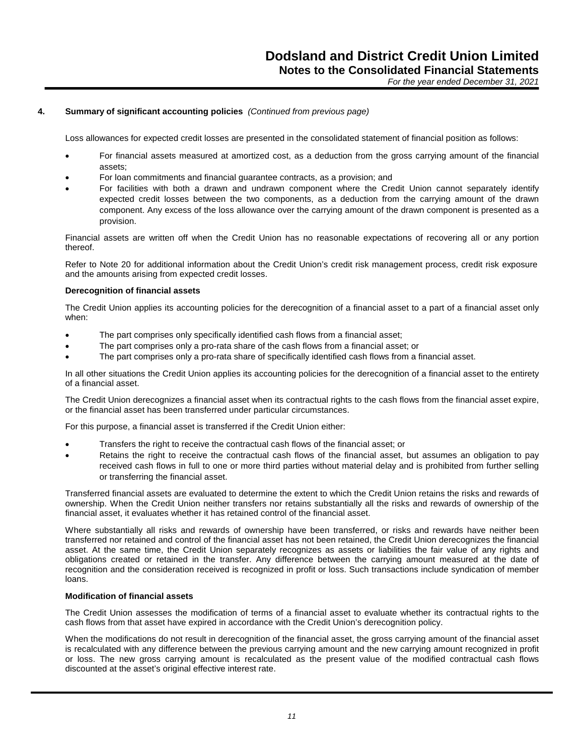## 4. Summary of significant accounting policies *(Continued from previous page)*

Loss allowances for expected credit losses are presented in the consolidated statement of financial position as follows:

- For financial assets measured at amortized cost, as a deduction from the gross carrying amount of the financial assets;
- For loan commitments and financial guarantee contracts, as a provision; and
- For facilities with both a drawn and undrawn component where the Credit Union cannot separately identify expected credit losses between the two components, as a deduction from the carrying amount of the drawn component. Any excess of the loss allowance over the carrying amount of the drawn component is presented as a provision.

Financial assets are written off when the Credit Union has no reasonable expectations of recovering all or any portion thereof.

Refer to Note 20 for additional information about the Credit Union's credit risk management process, credit risk exposure and the amounts arising from expected credit losses.

**Derecognition of financial assets**

The Credit Union applies its accounting policies for the derecognition of a financial asset to a part of a financial asset only when:

- The part comprises only specifically identified cash flows from a financial asset;
- The part comprises only a pro-rata share of the cash flows from a financial asset; or
- The part comprises only a pro-rata share of specifically identified cash flows from a financial asset.

In all other situations the Credit Union applies its accounting policies for the derecognition of a financial asset to the entirety of a financial asset.

The Credit Union derecognizes a financial asset when its contractual rights to the cash flows from the financial asset expire, or the financial asset has been transferred under particular circumstances.

For this purpose, a financial asset is transferred if the Credit Union either:

- Transfers the right to receive the contractual cash flows of the financial asset; or
- Retains the right to receive the contractual cash flows of the financial asset, but assumes an obligation to pay received cash flows in full to one or more third parties without material delay and is prohibited from further selling or transferring the financial asset.

Transferred financial assets are evaluated to determine the extent to which the Credit Union retains the risks and rewards of ownership. When the Credit Union neither transfers nor retains substantially all the risks and rewards of ownership of the financial asset, it evaluates whether it has retained control of the financial asset.

Where substantially all risks and rewards of ownership have been transferred, or risks and rewards have neither been transferred nor retained and control of the financial asset has not been retained, the Credit Union derecognizes the financial asset. At the same time, the Credit Union separately recognizes as assets or liabilities the fair value of any rights and obligations created or retained in the transfer. Any difference between the carrying amount measured at the date of recognition and the consideration received is recognized in profit or loss. Such transactions include syndication of member loans.

**Modification of financial assets**

The Credit Union assesses the modification of terms of a financial asset to evaluate whether its contractual rights to the cash flows from that asset have expired in accordance with the Credit Union's derecognition policy.

When the modifications do not result in derecognition of the financial asset, the gross carrying amount of the financial asset is recalculated with any difference between the previous carrying amount and the new carrying amount recognized in profit or loss. The new gross carrying amount is recalculated as the present value of the modified contractual cash flows discounted at the asset's original effective interest rate.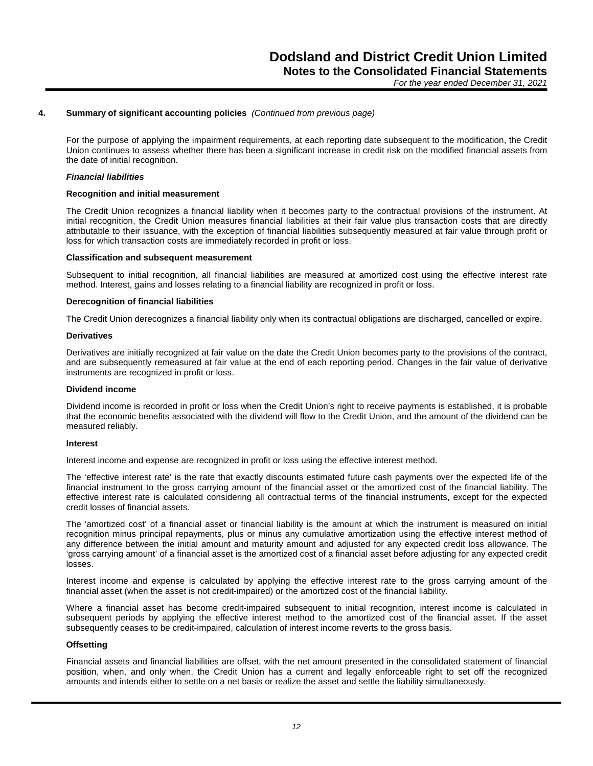## 4. Summary of significant accounting policies *(Continued from previous page)*

For the purpose of applying the impairment requirements, at each reporting date subsequent to the modification, the Credit Union continues to assess whether there has been a significant increase in credit risk on the modified financial assets from the date of initial recognition.

***Financial liabilities***

**Recognition and initial measurement**

The Credit Union recognizes a financial liability when it becomes party to the contractual provisions of the instrument. At initial recognition, the Credit Union measures financial liabilities at their fair value plus transaction costs that are directly attributable to their issuance, with the exception of financial liabilities subsequently measured at fair value through profit or loss for which transaction costs are immediately recorded in profit or loss.

**Classification and subsequent measurement**

Subsequent to initial recognition, all financial liabilities are measured at amortized cost using the effective interest rate method. Interest, gains and losses relating to a financial liability are recognized in profit or loss.

**Derecognition of financial liabilities**

The Credit Union derecognizes a financial liability only when its contractual obligations are discharged, cancelled or expire.

**Derivatives**

Derivatives are initially recognized at fair value on the date the Credit Union becomes party to the provisions of the contract, and are subsequently remeasured at fair value at the end of each reporting period. Changes in the fair value of derivative instruments are recognized in profit or loss.

**Dividend income**

Dividend income is recorded in profit or loss when the Credit Union's right to receive payments is established, it is probable that the economic benefits associated with the dividend will flow to the Credit Union, and the amount of the dividend can be measured reliably.

**Interest**

Interest income and expense are recognized in profit or loss using the effective interest method.

The 'effective interest rate' is the rate that exactly discounts estimated future cash payments over the expected life of the financial instrument to the gross carrying amount of the financial asset or the amortized cost of the financial liability. The effective interest rate is calculated considering all contractual terms of the financial instruments, except for the expected credit losses of financial assets.

The 'amortized cost' of a financial asset or financial liability is the amount at which the instrument is measured on initial recognition minus principal repayments, plus or minus any cumulative amortization using the effective interest method of any difference between the initial amount and maturity amount and adjusted for any expected credit loss allowance. The 'gross carrying amount' of a financial asset is the amortized cost of a financial asset before adjusting for any expected credit losses.

Interest income and expense is calculated by applying the effective interest rate to the gross carrying amount of the financial asset (when the asset is not credit-impaired) or the amortized cost of the financial liability.

Where a financial asset has become credit-impaired subsequent to initial recognition, interest income is calculated in subsequent periods by applying the effective interest method to the amortized cost of the financial asset. If the asset subsequently ceases to be credit-impaired, calculation of interest income reverts to the gross basis.

**Offsetting**

Financial assets and financial liabilities are offset, with the net amount presented in the consolidated statement of financial position, when, and only when, the Credit Union has a current and legally enforceable right to set off the recognized amounts and intends either to settle on a net basis or realize the asset and settle the liability simultaneously.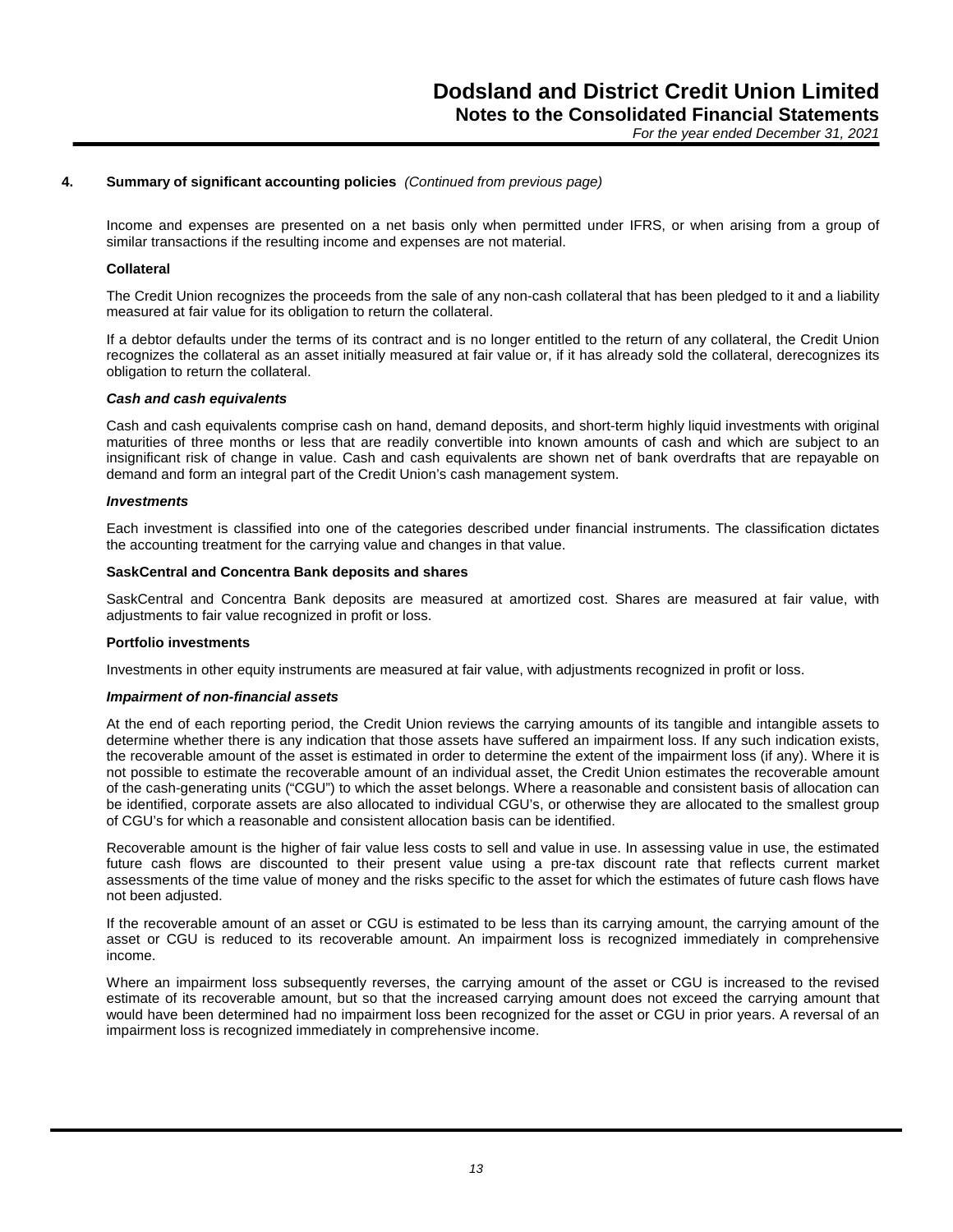## 4. Summary of significant accounting policies *(Continued from previous page)*

Income and expenses are presented on a net basis only when permitted under IFRS, or when arising from a group of similar transactions if the resulting income and expenses are not material.

**Collateral**

The Credit Union recognizes the proceeds from the sale of any non-cash collateral that has been pledged to it and a liability measured at fair value for its obligation to return the collateral.

If a debtor defaults under the terms of its contract and is no longer entitled to the return of any collateral, the Credit Union recognizes the collateral as an asset initially measured at fair value or, if it has already sold the collateral, derecognizes its obligation to return the collateral.

***Cash and cash equivalents***

Cash and cash equivalents comprise cash on hand, demand deposits, and short-term highly liquid investments with original maturities of three months or less that are readily convertible into known amounts of cash and which are subject to an insignificant risk of change in value. Cash and cash equivalents are shown net of bank overdrafts that are repayable on demand and form an integral part of the Credit Union's cash management system.

***Investments***

Each investment is classified into one of the categories described under financial instruments. The classification dictates the accounting treatment for the carrying value and changes in that value.

**SaskCentral and Concentra Bank deposits and shares**

SaskCentral and Concentra Bank deposits are measured at amortized cost. Shares are measured at fair value, with adjustments to fair value recognized in profit or loss.

**Portfolio investments**

Investments in other equity instruments are measured at fair value, with adjustments recognized in profit or loss.

***Impairment of non-financial assets***

At the end of each reporting period, the Credit Union reviews the carrying amounts of its tangible and intangible assets to determine whether there is any indication that those assets have suffered an impairment loss. If any such indication exists, the recoverable amount of the asset is estimated in order to determine the extent of the impairment loss (if any). Where it is not possible to estimate the recoverable amount of an individual asset, the Credit Union estimates the recoverable amount of the cash-generating units ("CGU") to which the asset belongs. Where a reasonable and consistent basis of allocation can be identified, corporate assets are also allocated to individual CGU's, or otherwise they are allocated to the smallest group of CGU's for which a reasonable and consistent allocation basis can be identified.

Recoverable amount is the higher of fair value less costs to sell and value in use. In assessing value in use, the estimated future cash flows are discounted to their present value using a pre-tax discount rate that reflects current market assessments of the time value of money and the risks specific to the asset for which the estimates of future cash flows have not been adjusted.

If the recoverable amount of an asset or CGU is estimated to be less than its carrying amount, the carrying amount of the asset or CGU is reduced to its recoverable amount. An impairment loss is recognized immediately in comprehensive income.

Where an impairment loss subsequently reverses, the carrying amount of the asset or CGU is increased to the revised estimate of its recoverable amount, but so that the increased carrying amount does not exceed the carrying amount that would have been determined had no impairment loss been recognized for the asset or CGU in prior years. A reversal of an impairment loss is recognized immediately in comprehensive income.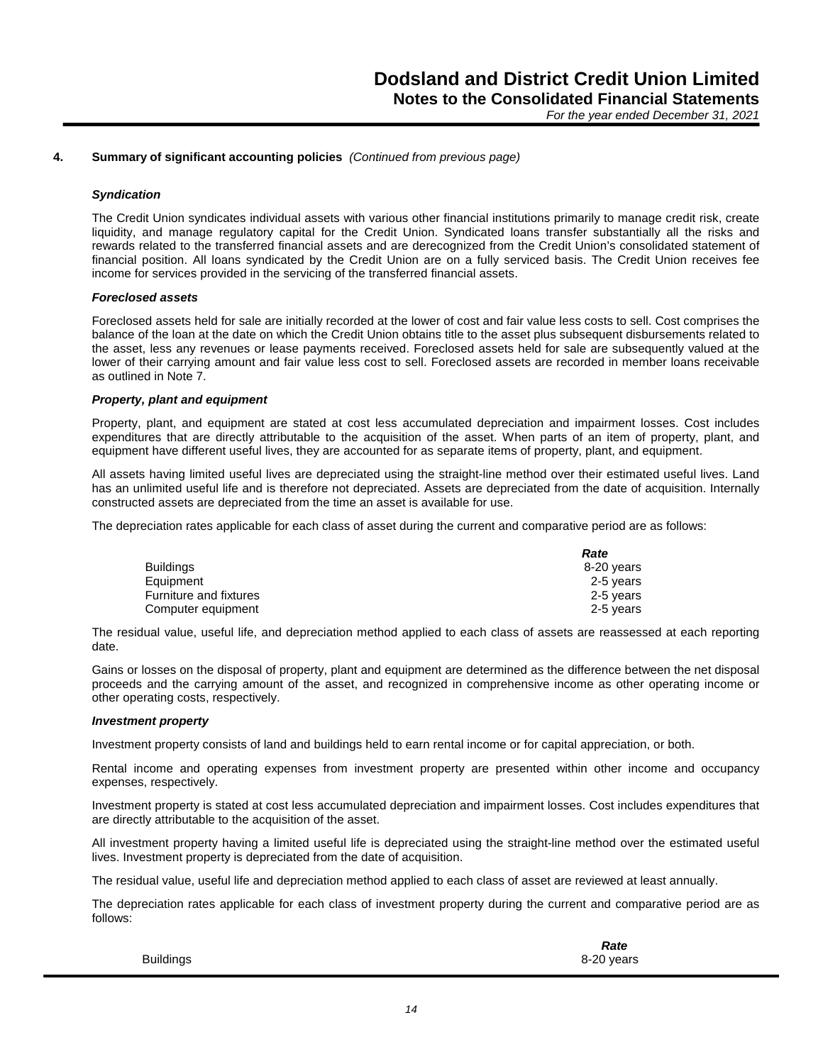## 4. Summary of significant accounting policies *(Continued from previous page)*

### *Syndication*

The Credit Union syndicates individual assets with various other financial institutions primarily to manage credit risk, create liquidity, and manage regulatory capital for the Credit Union. Syndicated loans transfer substantially all the risks and rewards related to the transferred financial assets and are derecognized from the Credit Union's consolidated statement of financial position. All loans syndicated by the Credit Union are on a fully serviced basis. The Credit Union receives fee income for services provided in the servicing of the transferred financial assets.

### *Foreclosed assets*

Foreclosed assets held for sale are initially recorded at the lower of cost and fair value less costs to sell. Cost comprises the balance of the loan at the date on which the Credit Union obtains title to the asset plus subsequent disbursements related to the asset, less any revenues or lease payments received. Foreclosed assets held for sale are subsequently valued at the lower of their carrying amount and fair value less cost to sell. Foreclosed assets are recorded in member loans receivable as outlined in Note 7.

### *Property, plant and equipment*

Property, plant, and equipment are stated at cost less accumulated depreciation and impairment losses. Cost includes expenditures that are directly attributable to the acquisition of the asset. When parts of an item of property, plant, and equipment have different useful lives, they are accounted for as separate items of property, plant, and equipment.

All assets having limited useful lives are depreciated using the straight-line method over their estimated useful lives. Land has an unlimited useful life and is therefore not depreciated. Assets are depreciated from the date of acquisition. Internally constructed assets are depreciated from the time an asset is available for use.

The depreciation rates applicable for each class of asset during the current and comparative period are as follows:

| | *Rate* |
|---|---|
| Buildings | 8-20 years |
| Equipment | 2-5 years |
| Furniture and fixtures | 2-5 years |
| Computer equipment | 2-5 years |

The residual value, useful life, and depreciation method applied to each class of assets are reassessed at each reporting date.

Gains or losses on the disposal of property, plant and equipment are determined as the difference between the net disposal proceeds and the carrying amount of the asset, and recognized in comprehensive income as other operating income or other operating costs, respectively.

### *Investment property*

Investment property consists of land and buildings held to earn rental income or for capital appreciation, or both.

Rental income and operating expenses from investment property are presented within other income and occupancy expenses, respectively.

Investment property is stated at cost less accumulated depreciation and impairment losses. Cost includes expenditures that are directly attributable to the acquisition of the asset.

All investment property having a limited useful life is depreciated using the straight-line method over the estimated useful lives. Investment property is depreciated from the date of acquisition.

The residual value, useful life and depreciation method applied to each class of asset are reviewed at least annually.

The depreciation rates applicable for each class of investment property during the current and comparative period are as follows:

| | *Rate* |
|---|---|
| Buildings | 8-20 years |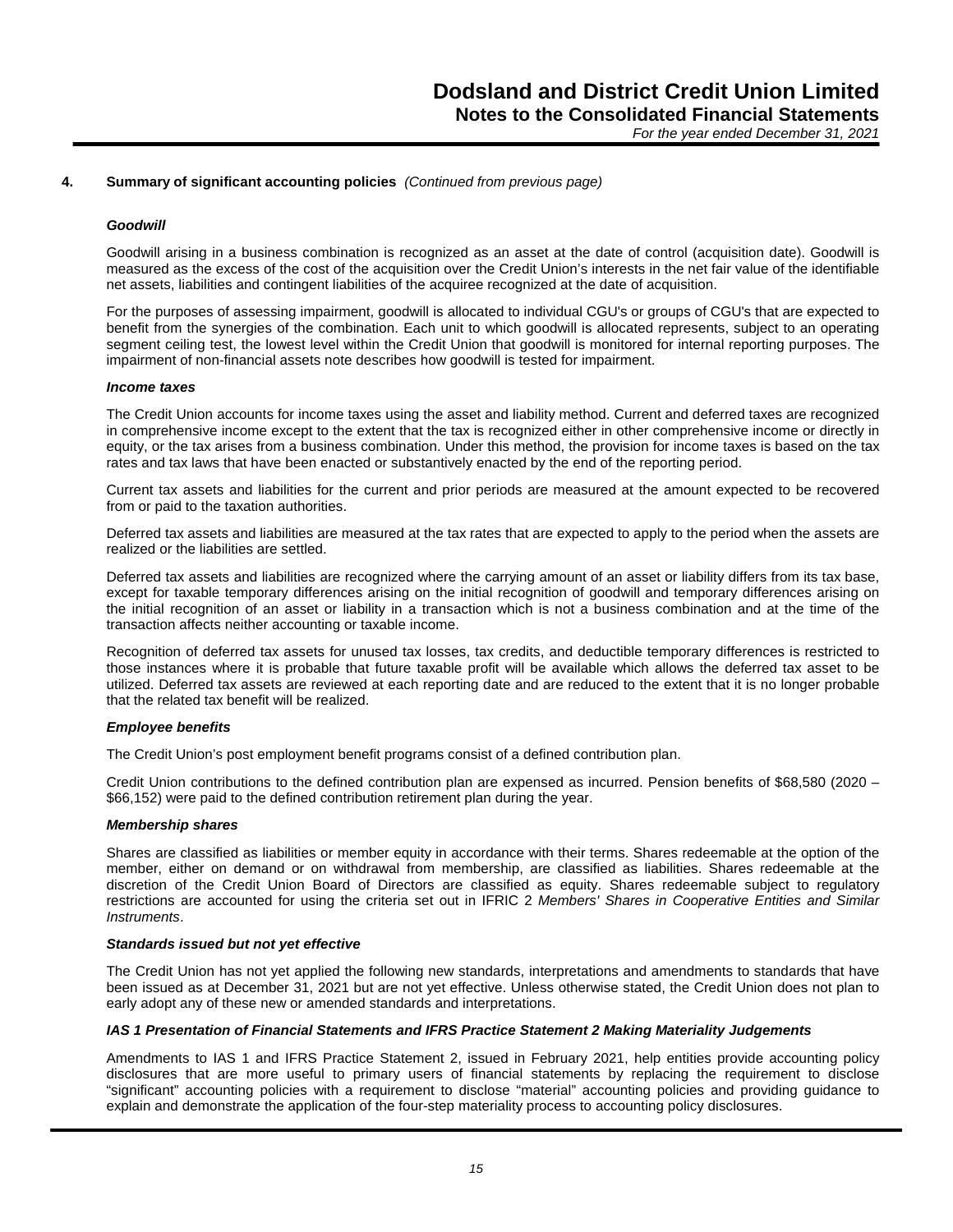## 4. Summary of significant accounting policies *(Continued from previous page)*

***Goodwill***

Goodwill arising in a business combination is recognized as an asset at the date of control (acquisition date). Goodwill is measured as the excess of the cost of the acquisition over the Credit Union's interests in the net fair value of the identifiable net assets, liabilities and contingent liabilities of the acquiree recognized at the date of acquisition.

For the purposes of assessing impairment, goodwill is allocated to individual CGU's or groups of CGU's that are expected to benefit from the synergies of the combination. Each unit to which goodwill is allocated represents, subject to an operating segment ceiling test, the lowest level within the Credit Union that goodwill is monitored for internal reporting purposes. The impairment of non-financial assets note describes how goodwill is tested for impairment.

***Income taxes***

The Credit Union accounts for income taxes using the asset and liability method. Current and deferred taxes are recognized in comprehensive income except to the extent that the tax is recognized either in other comprehensive income or directly in equity, or the tax arises from a business combination. Under this method, the provision for income taxes is based on the tax rates and tax laws that have been enacted or substantively enacted by the end of the reporting period.

Current tax assets and liabilities for the current and prior periods are measured at the amount expected to be recovered from or paid to the taxation authorities.

Deferred tax assets and liabilities are measured at the tax rates that are expected to apply to the period when the assets are realized or the liabilities are settled.

Deferred tax assets and liabilities are recognized where the carrying amount of an asset or liability differs from its tax base, except for taxable temporary differences arising on the initial recognition of goodwill and temporary differences arising on the initial recognition of an asset or liability in a transaction which is not a business combination and at the time of the transaction affects neither accounting or taxable income.

Recognition of deferred tax assets for unused tax losses, tax credits, and deductible temporary differences is restricted to those instances where it is probable that future taxable profit will be available which allows the deferred tax asset to be utilized. Deferred tax assets are reviewed at each reporting date and are reduced to the extent that it is no longer probable that the related tax benefit will be realized.

***Employee benefits***

The Credit Union's post employment benefit programs consist of a defined contribution plan.

Credit Union contributions to the defined contribution plan are expensed as incurred. Pension benefits of $68,580 (2020 – $66,152) were paid to the defined contribution retirement plan during the year.

***Membership shares***

Shares are classified as liabilities or member equity in accordance with their terms. Shares redeemable at the option of the member, either on demand or on withdrawal from membership, are classified as liabilities. Shares redeemable at the discretion of the Credit Union Board of Directors are classified as equity. Shares redeemable subject to regulatory restrictions are accounted for using the criteria set out in IFRIC 2 *Members' Shares in Cooperative Entities and Similar Instruments*.

***Standards issued but not yet effective***

The Credit Union has not yet applied the following new standards, interpretations and amendments to standards that have been issued as at December 31, 2021 but are not yet effective. Unless otherwise stated, the Credit Union does not plan to early adopt any of these new or amended standards and interpretations.

***IAS 1 Presentation of Financial Statements and IFRS Practice Statement 2 Making Materiality Judgements***

Amendments to IAS 1 and IFRS Practice Statement 2, issued in February 2021, help entities provide accounting policy disclosures that are more useful to primary users of financial statements by replacing the requirement to disclose "significant" accounting policies with a requirement to disclose "material" accounting policies and providing guidance to explain and demonstrate the application of the four-step materiality process to accounting policy disclosures.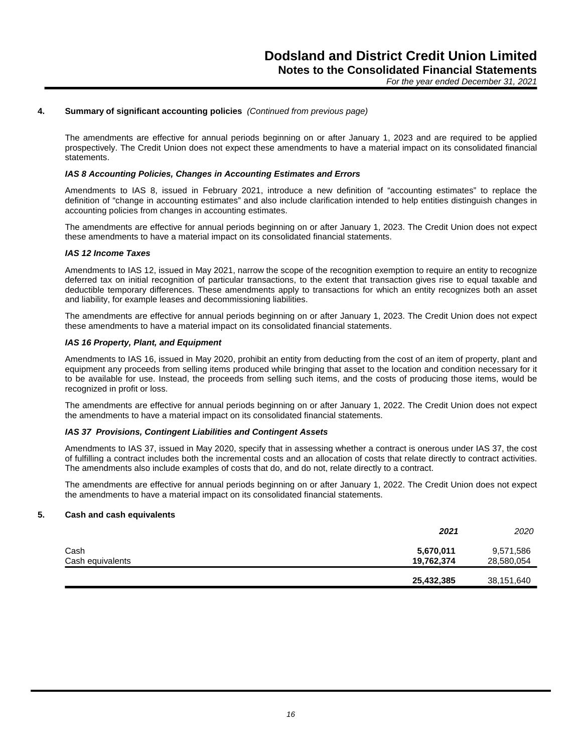## 4. Summary of significant accounting policies *(Continued from previous page)*

The amendments are effective for annual periods beginning on or after January 1, 2023 and are required to be applied prospectively. The Credit Union does not expect these amendments to have a material impact on its consolidated financial statements.

***IAS 8 Accounting Policies, Changes in Accounting Estimates and Errors***

Amendments to IAS 8, issued in February 2021, introduce a new definition of "accounting estimates" to replace the definition of "change in accounting estimates" and also include clarification intended to help entities distinguish changes in accounting policies from changes in accounting estimates.

The amendments are effective for annual periods beginning on or after January 1, 2023. The Credit Union does not expect these amendments to have a material impact on its consolidated financial statements.

***IAS 12 Income Taxes***

Amendments to IAS 12, issued in May 2021, narrow the scope of the recognition exemption to require an entity to recognize deferred tax on initial recognition of particular transactions, to the extent that transaction gives rise to equal taxable and deductible temporary differences. These amendments apply to transactions for which an entity recognizes both an asset and liability, for example leases and decommissioning liabilities.

The amendments are effective for annual periods beginning on or after January 1, 2023. The Credit Union does not expect these amendments to have a material impact on its consolidated financial statements.

***IAS 16 Property, Plant, and Equipment***

Amendments to IAS 16, issued in May 2020, prohibit an entity from deducting from the cost of an item of property, plant and equipment any proceeds from selling items produced while bringing that asset to the location and condition necessary for it to be available for use. Instead, the proceeds from selling such items, and the costs of producing those items, would be recognized in profit or loss.

The amendments are effective for annual periods beginning on or after January 1, 2022. The Credit Union does not expect the amendments to have a material impact on its consolidated financial statements.

***IAS 37 Provisions, Contingent Liabilities and Contingent Assets***

Amendments to IAS 37, issued in May 2020, specify that in assessing whether a contract is onerous under IAS 37, the cost of fulfilling a contract includes both the incremental costs and an allocation of costs that relate directly to contract activities. The amendments also include examples of costs that do, and do not, relate directly to a contract.

The amendments are effective for annual periods beginning on or after January 1, 2022. The Credit Union does not expect the amendments to have a material impact on its consolidated financial statements.

## 5. Cash and cash equivalents

| | ***2021*** | *2020* |
|---|---|---|
| Cash | **5,670,011** | 9,571,586 |
| Cash equivalents | **19,762,374** | 28,580,054 |
| | **25,432,385** | 38,151,640 |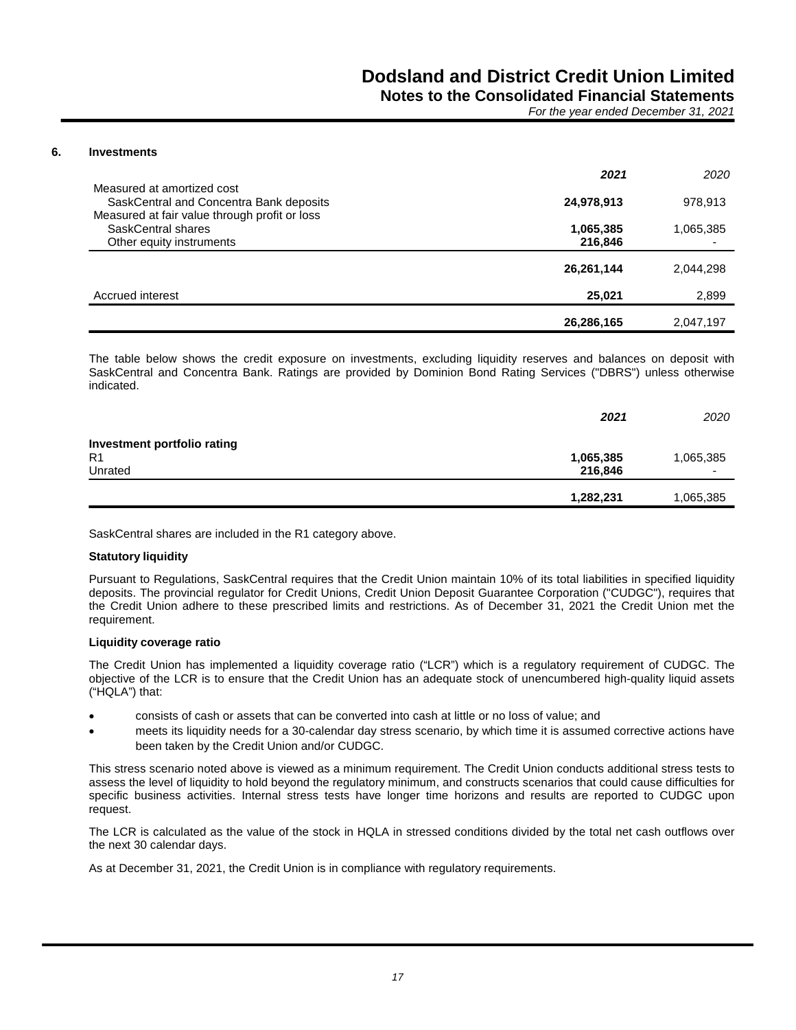## 6. Investments

| | *2021* | *2020* |
|---|---|---|
| Measured at amortized cost | | |
| SaskCentral and Concentra Bank deposits | **24,978,913** | 978,913 |
| Measured at fair value through profit or loss | | |
| SaskCentral shares | **1,065,385** | 1,065,385 |
| Other equity instruments | **216,846** | - |
| | **26,261,144** | 2,044,298 |
| Accrued interest | **25,021** | 2,899 |
| | **26,286,165** | 2,047,197 |

The table below shows the credit exposure on investments, excluding liquidity reserves and balances on deposit with SaskCentral and Concentra Bank. Ratings are provided by Dominion Bond Rating Services ("DBRS") unless otherwise indicated.

| | *2021* | *2020* |
|---|---|---|
| **Investment portfolio rating** | | |
| R1 | **1,065,385** | 1,065,385 |
| Unrated | **216,846** | - |
| | **1,282,231** | 1,065,385 |

SaskCentral shares are included in the R1 category above.

**Statutory liquidity**

Pursuant to Regulations, SaskCentral requires that the Credit Union maintain 10% of its total liabilities in specified liquidity deposits. The provincial regulator for Credit Unions, Credit Union Deposit Guarantee Corporation ("CUDGC"), requires that the Credit Union adhere to these prescribed limits and restrictions. As of December 31, 2021 the Credit Union met the requirement.

**Liquidity coverage ratio**

The Credit Union has implemented a liquidity coverage ratio ("LCR") which is a regulatory requirement of CUDGC. The objective of the LCR is to ensure that the Credit Union has an adequate stock of unencumbered high-quality liquid assets ("HQLA") that:

- consists of cash or assets that can be converted into cash at little or no loss of value; and
- meets its liquidity needs for a 30-calendar day stress scenario, by which time it is assumed corrective actions have been taken by the Credit Union and/or CUDGC.

This stress scenario noted above is viewed as a minimum requirement. The Credit Union conducts additional stress tests to assess the level of liquidity to hold beyond the regulatory minimum, and constructs scenarios that could cause difficulties for specific business activities. Internal stress tests have longer time horizons and results are reported to CUDGC upon request.

The LCR is calculated as the value of the stock in HQLA in stressed conditions divided by the total net cash outflows over the next 30 calendar days.

As at December 31, 2021, the Credit Union is in compliance with regulatory requirements.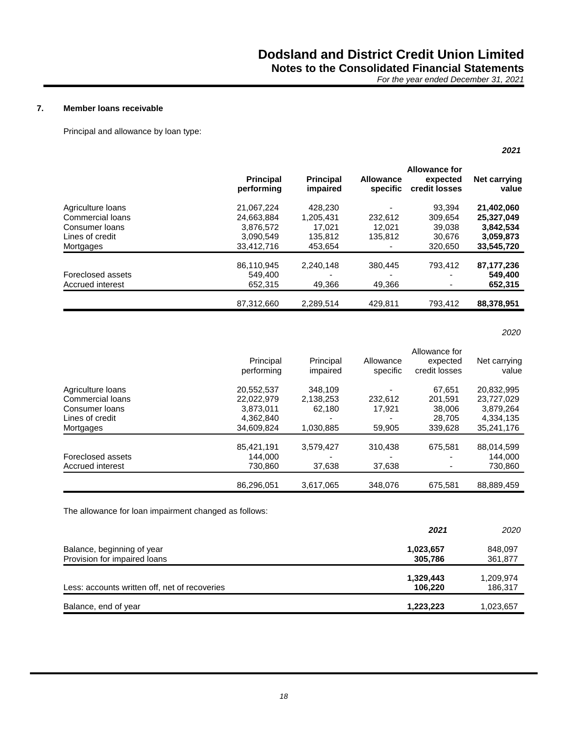## 7. Member loans receivable

Principal and allowance by loan type:

***2021***

| | **Principal performing** | **Principal impaired** | **Allowance specific** | **Allowance for expected credit losses** | **Net carrying value** |
|---|---|---|---|---|---|
| Agriculture loans | 21,067,224 | 428,230 | - | 93,394 | **21,402,060** |
| Commercial loans | 24,663,884 | 1,205,431 | 232,612 | 309,654 | **25,327,049** |
| Consumer loans | 3,876,572 | 17,021 | 12,021 | 39,038 | **3,842,534** |
| Lines of credit | 3,090,549 | 135,812 | 135,812 | 30,676 | **3,059,873** |
| Mortgages | 33,412,716 | 453,654 | - | 320,650 | **33,545,720** |
| | 86,110,945 | 2,240,148 | 380,445 | 793,412 | **87,177,236** |
| Foreclosed assets | 549,400 | - | - | - | **549,400** |
| Accrued interest | 652,315 | 49,366 | 49,366 | - | **652,315** |
| | 87,312,660 | 2,289,514 | 429,811 | 793,412 | **88,378,951** |

*2020*

| | Principal performing | Principal impaired | Allowance specific | Allowance for expected credit losses | Net carrying value |
|---|---|---|---|---|---|
| Agriculture loans | 20,552,537 | 348,109 | - | 67,651 | 20,832,995 |
| Commercial loans | 22,022,979 | 2,138,253 | 232,612 | 201,591 | 23,727,029 |
| Consumer loans | 3,873,011 | 62,180 | 17,921 | 38,006 | 3,879,264 |
| Lines of credit | 4,362,840 | - | - | 28,705 | 4,334,135 |
| Mortgages | 34,609,824 | 1,030,885 | 59,905 | 339,628 | 35,241,176 |
| | 85,421,191 | 3,579,427 | 310,438 | 675,581 | 88,014,599 |
| Foreclosed assets | 144,000 | - | - | - | 144,000 |
| Accrued interest | 730,860 | 37,638 | 37,638 | - | 730,860 |
| | 86,296,051 | 3,617,065 | 348,076 | 675,581 | 88,889,459 |

The allowance for loan impairment changed as follows:

| | ***2021*** | *2020* |
|---|---|---|
| Balance, beginning of year | **1,023,657** | 848,097 |
| Provision for impaired loans | **305,786** | 361,877 |
| | **1,329,443** | 1,209,974 |
| Less: accounts written off, net of recoveries | **106,220** | 186,317 |
| Balance, end of year | **1,223,223** | 1,023,657 |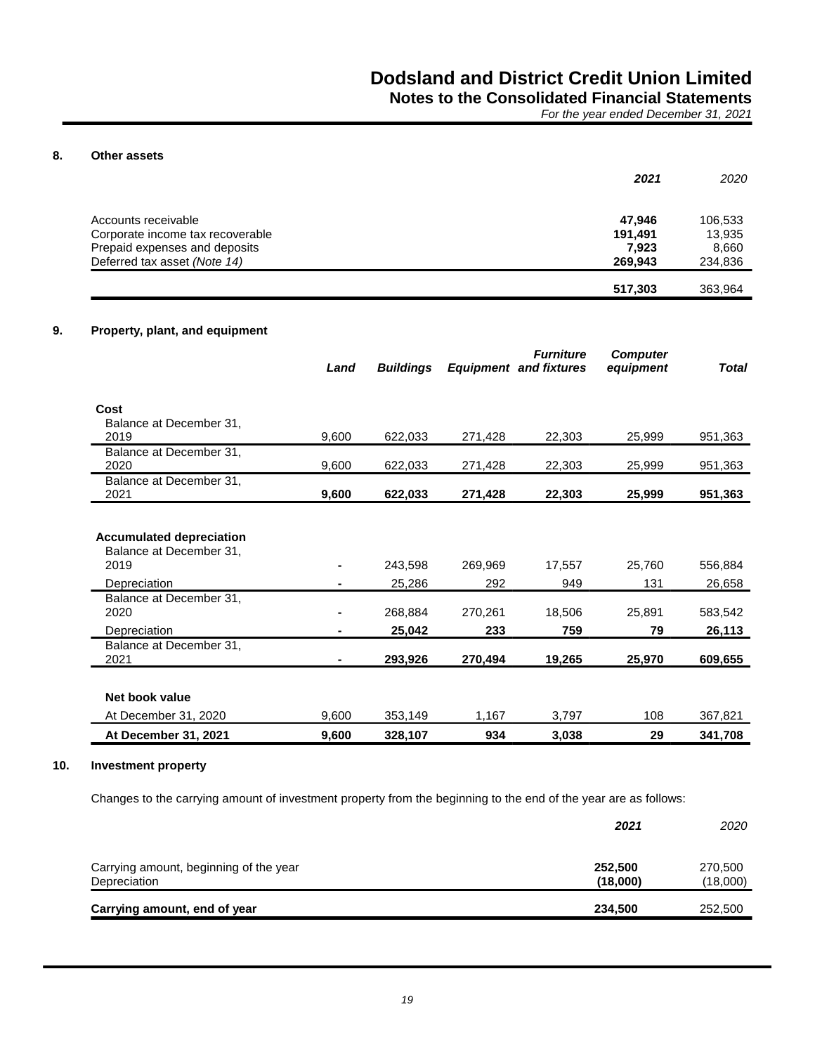## 8. Other assets

| | 2021 | 2020 |
|---|---|---|
| Accounts receivable | **47,946** | 106,533 |
| Corporate income tax recoverable | **191,491** | 13,935 |
| Prepaid expenses and deposits | **7,923** | 8,660 |
| Deferred tax asset *(Note 14)* | **269,943** | 234,836 |
| | **517,303** | 363,964 |

## 9. Property, plant, and equipment

| | Land | Buildings | Equipment | Furniture and fixtures | Computer equipment | Total |
|---|---|---|---|---|---|---|
| **Cost** | | | | | | |
| Balance at December 31, 2019 | 9,600 | 622,033 | 271,428 | 22,303 | 25,999 | 951,363 |
| Balance at December 31, 2020 | 9,600 | 622,033 | 271,428 | 22,303 | 25,999 | 951,363 |
| Balance at December 31, 2021 | **9,600** | **622,033** | **271,428** | **22,303** | **25,999** | **951,363** |
| **Accumulated depreciation** | | | | | | |
| Balance at December 31, 2019 | - | 243,598 | 269,969 | 17,557 | 25,760 | 556,884 |
| Depreciation | - | 25,286 | 292 | 949 | 131 | 26,658 |
| Balance at December 31, 2020 | - | 268,884 | 270,261 | 18,506 | 25,891 | 583,542 |
| Depreciation | - | **25,042** | **233** | **759** | **79** | **26,113** |
| Balance at December 31, 2021 | - | **293,926** | **270,494** | **19,265** | **25,970** | **609,655** |
| **Net book value** | | | | | | |
| At December 31, 2020 | 9,600 | 353,149 | 1,167 | 3,797 | 108 | 367,821 |
| **At December 31, 2021** | **9,600** | **328,107** | **934** | **3,038** | **29** | **341,708** |

## 10. Investment property

Changes to the carrying amount of investment property from the beginning to the end of the year are as follows:

| | 2021 | 2020 |
|---|---|---|
| Carrying amount, beginning of the year | **252,500** | 270,500 |
| Depreciation | **(18,000)** | (18,000) |
| **Carrying amount, end of year** | **234,500** | 252,500 |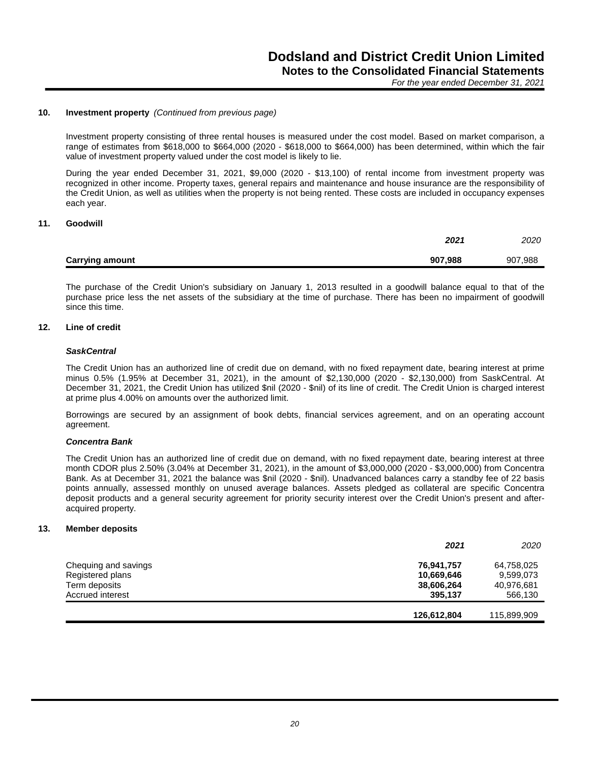## 10. Investment property *(Continued from previous page)*

Investment property consisting of three rental houses is measured under the cost model. Based on market comparison, a range of estimates from $618,000 to $664,000 (2020 - $618,000 to $664,000) has been determined, within which the fair value of investment property valued under the cost model is likely to lie.

During the year ended December 31, 2021, $9,000 (2020 - $13,100) of rental income from investment property was recognized in other income. Property taxes, general repairs and maintenance and house insurance are the responsibility of the Credit Union, as well as utilities when the property is not being rented. These costs are included in occupancy expenses each year.

## 11. Goodwill

| | ***2021*** | *2020* |
|---|---|---|
| **Carrying amount** | **907,988** | 907,988 |

The purchase of the Credit Union's subsidiary on January 1, 2013 resulted in a goodwill balance equal to that of the purchase price less the net assets of the subsidiary at the time of purchase. There has been no impairment of goodwill since this time.

## 12. Line of credit

### *SaskCentral*

The Credit Union has an authorized line of credit due on demand, with no fixed repayment date, bearing interest at prime minus 0.5% (1.95% at December 31, 2021), in the amount of $2,130,000 (2020 - $2,130,000) from SaskCentral. At December 31, 2021, the Credit Union has utilized $nil (2020 - $nil) of its line of credit. The Credit Union is charged interest at prime plus 4.00% on amounts over the authorized limit.

Borrowings are secured by an assignment of book debts, financial services agreement, and on an operating account agreement.

### *Concentra Bank*

The Credit Union has an authorized line of credit due on demand, with no fixed repayment date, bearing interest at three month CDOR plus 2.50% (3.04% at December 31, 2021), in the amount of $3,000,000 (2020 - $3,000,000) from Concentra Bank. As at December 31, 2021 the balance was $nil (2020 - $nil). Unadvanced balances carry a standby fee of 22 basis points annually, assessed monthly on unused average balances. Assets pledged as collateral are specific Concentra deposit products and a general security agreement for priority security interest over the Credit Union's present and after-acquired property.

## 13. Member deposits

| | ***2021*** | *2020* |
|---|---|---|
| Chequing and savings | **76,941,757** | 64,758,025 |
| Registered plans | **10,669,646** | 9,599,073 |
| Term deposits | **38,606,264** | 40,976,681 |
| Accrued interest | **395,137** | 566,130 |
| | **126,612,804** | 115,899,909 |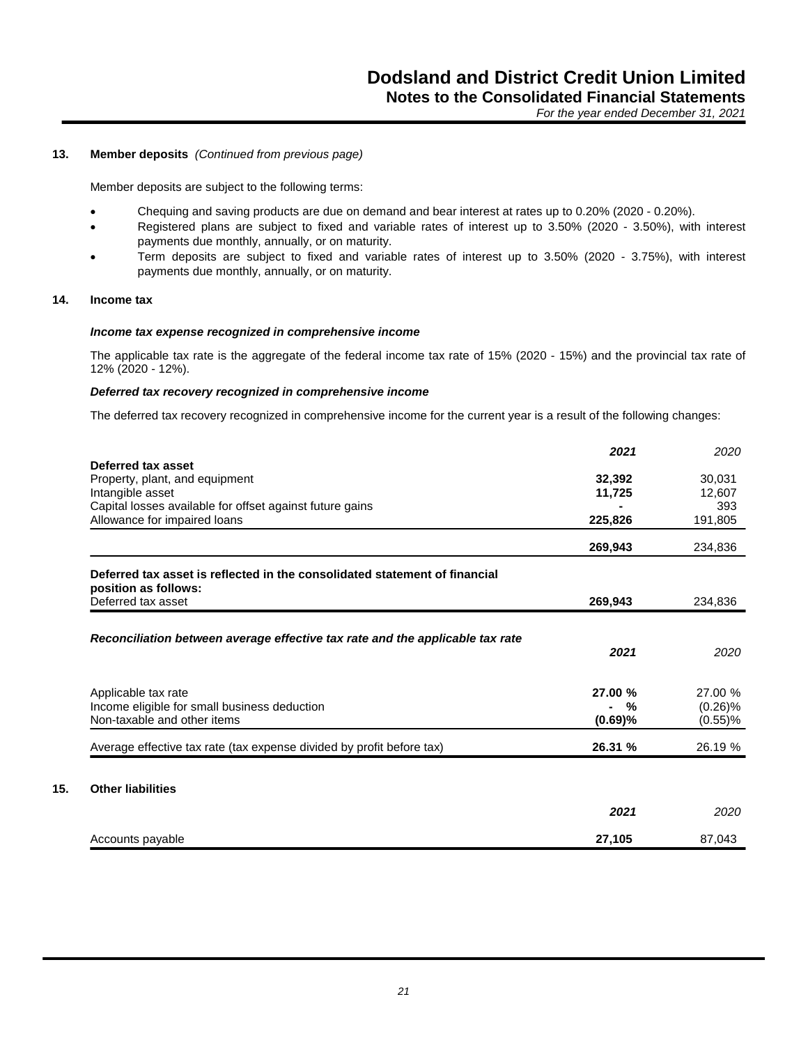### 13. Member deposits *(Continued from previous page)*

Member deposits are subject to the following terms:

- Chequing and saving products are due on demand and bear interest at rates up to 0.20% (2020 - 0.20%).
- Registered plans are subject to fixed and variable rates of interest up to 3.50% (2020 - 3.50%), with interest payments due monthly, annually, or on maturity.
- Term deposits are subject to fixed and variable rates of interest up to 3.50% (2020 - 3.75%), with interest payments due monthly, annually, or on maturity.

### 14. Income tax

***Income tax expense recognized in comprehensive income***

The applicable tax rate is the aggregate of the federal income tax rate of 15% (2020 - 15%) and the provincial tax rate of 12% (2020 - 12%).

***Deferred tax recovery recognized in comprehensive income***

The deferred tax recovery recognized in comprehensive income for the current year is a result of the following changes:

| | ***2021*** | *2020* |
|---|---|---|
| **Deferred tax asset** | | |
| Property, plant, and equipment | **32,392** | 30,031 |
| Intangible asset | **11,725** | 12,607 |
| Capital losses available for offset against future gains | **-** | 393 |
| Allowance for impaired loans | **225,826** | 191,805 |
| | **269,943** | 234,836 |
| **Deferred tax asset is reflected in the consolidated statement of financial position as follows:** | | |
| Deferred tax asset | **269,943** | 234,836 |

***Reconciliation between average effective tax rate and the applicable tax rate***

| | ***2021*** | *2020* |
|---|---|---|
| Applicable tax rate | **27.00 %** | 27.00 % |
| Income eligible for small business deduction | **- %** | (0.26)% |
| Non-taxable and other items | **(0.69)%** | (0.55)% |
| Average effective tax rate (tax expense divided by profit before tax) | **26.31 %** | 26.19 % |

### 15. Other liabilities

| | ***2021*** | *2020* |
|---|---|---|
| Accounts payable | **27,105** | 87,043 |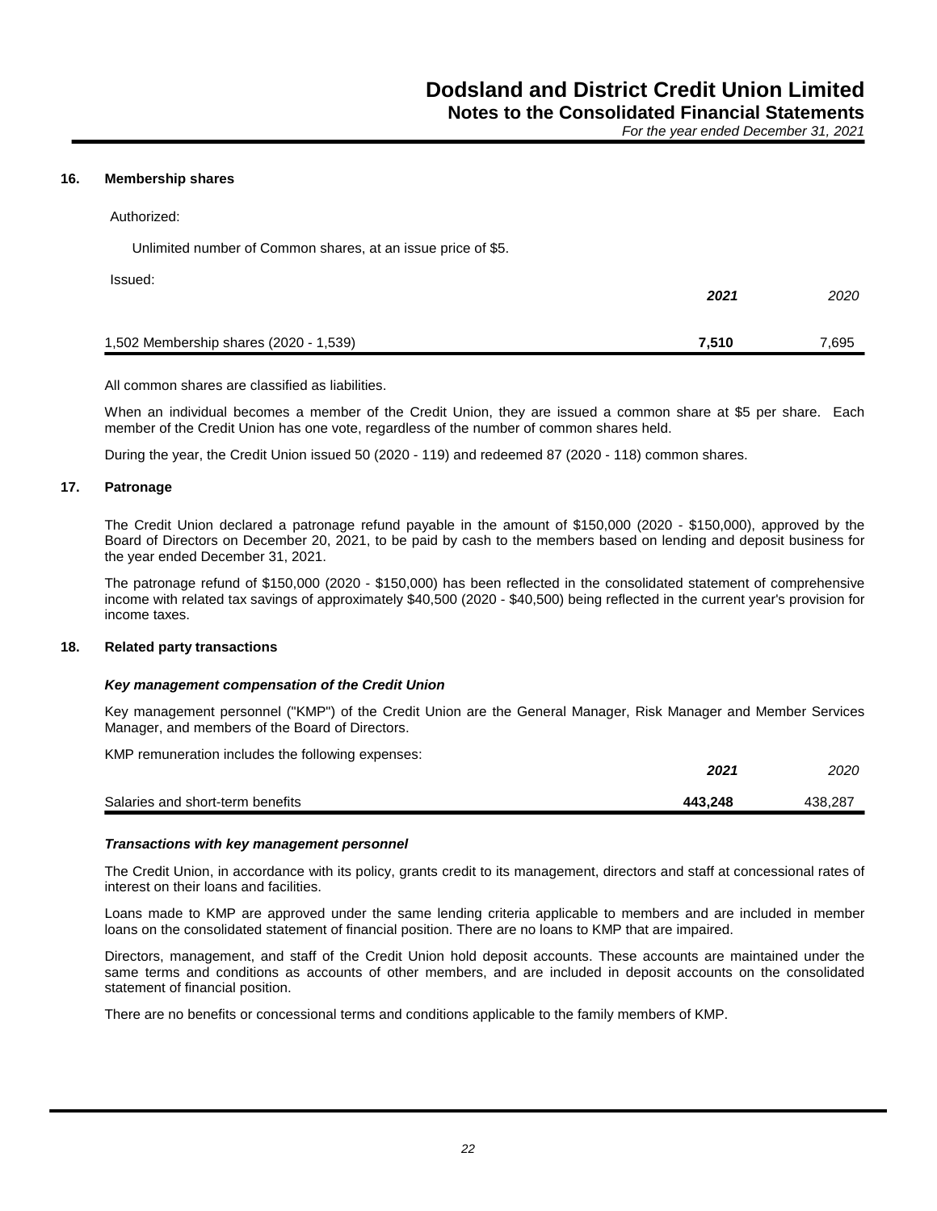## 16. Membership shares

Authorized:

Unlimited number of Common shares, at an issue price of $5.

Issued:

| | **2021** | *2020* |
|---|---|---|
| 1,502 Membership shares (2020 - 1,539) | **7,510** | 7,695 |

All common shares are classified as liabilities.

When an individual becomes a member of the Credit Union, they are issued a common share at $5 per share. Each member of the Credit Union has one vote, regardless of the number of common shares held.

During the year, the Credit Union issued 50 (2020 - 119) and redeemed 87 (2020 - 118) common shares.

## 17. Patronage

The Credit Union declared a patronage refund payable in the amount of $150,000 (2020 - $150,000), approved by the Board of Directors on December 20, 2021, to be paid by cash to the members based on lending and deposit business for the year ended December 31, 2021.

The patronage refund of $150,000 (2020 - $150,000) has been reflected in the consolidated statement of comprehensive income with related tax savings of approximately $40,500 (2020 - $40,500) being reflected in the current year's provision for income taxes.

## 18. Related party transactions

***Key management compensation of the Credit Union***

Key management personnel ("KMP") of the Credit Union are the General Manager, Risk Manager and Member Services Manager, and members of the Board of Directors.

KMP remuneration includes the following expenses:

| | **2021** | *2020* |
|---|---|---|
| Salaries and short-term benefits | **443,248** | 438,287 |

***Transactions with key management personnel***

The Credit Union, in accordance with its policy, grants credit to its management, directors and staff at concessional rates of interest on their loans and facilities.

Loans made to KMP are approved under the same lending criteria applicable to members and are included in member loans on the consolidated statement of financial position. There are no loans to KMP that are impaired.

Directors, management, and staff of the Credit Union hold deposit accounts. These accounts are maintained under the same terms and conditions as accounts of other members, and are included in deposit accounts on the consolidated statement of financial position.

There are no benefits or concessional terms and conditions applicable to the family members of KMP.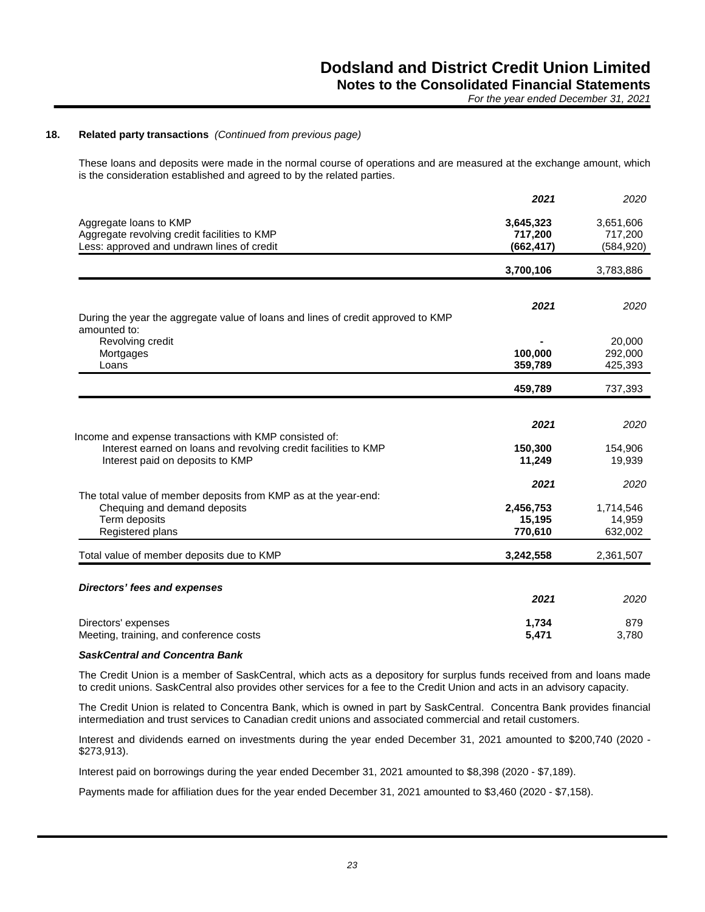### 18. Related party transactions *(Continued from previous page)*

These loans and deposits were made in the normal course of operations and are measured at the exchange amount, which is the consideration established and agreed to by the related parties.

| | 2021 | 2020 |
|---|---|---|
| Aggregate loans to KMP | **3,645,323** | 3,651,606 |
| Aggregate revolving credit facilities to KMP | **717,200** | 717,200 |
| Less: approved and undrawn lines of credit | **(662,417)** | (584,920) |
| | **3,700,106** | 3,783,886 |

| | 2021 | 2020 |
|---|---|---|
| During the year the aggregate value of loans and lines of credit approved to KMP amounted to: | | |
| Revolving credit | **-** | 20,000 |
| Mortgages | **100,000** | 292,000 |
| Loans | **359,789** | 425,393 |
| | **459,789** | 737,393 |

| | 2021 | 2020 |
|---|---|---|
| Income and expense transactions with KMP consisted of: | | |
| Interest earned on loans and revolving credit facilities to KMP | **150,300** | 154,906 |
| Interest paid on deposits to KMP | **11,249** | 19,939 |

| | 2021 | 2020 |
|---|---|---|
| The total value of member deposits from KMP as at the year-end: | | |
| Chequing and demand deposits | **2,456,753** | 1,714,546 |
| Term deposits | **15,195** | 14,959 |
| Registered plans | **770,610** | 632,002 |
| Total value of member deposits due to KMP | **3,242,558** | 2,361,507 |

***Directors' fees and expenses***

| | 2021 | 2020 |
|---|---|---|
| Directors' expenses | **1,734** | 879 |
| Meeting, training, and conference costs | **5,471** | 3,780 |

***SaskCentral and Concentra Bank***

The Credit Union is a member of SaskCentral, which acts as a depository for surplus funds received from and loans made to credit unions. SaskCentral also provides other services for a fee to the Credit Union and acts in an advisory capacity.

The Credit Union is related to Concentra Bank, which is owned in part by SaskCentral. Concentra Bank provides financial intermediation and trust services to Canadian credit unions and associated commercial and retail customers.

Interest and dividends earned on investments during the year ended December 31, 2021 amounted to $200,740 (2020 - $273,913).

Interest paid on borrowings during the year ended December 31, 2021 amounted to $8,398 (2020 - $7,189).

Payments made for affiliation dues for the year ended December 31, 2021 amounted to $3,460 (2020 - $7,158).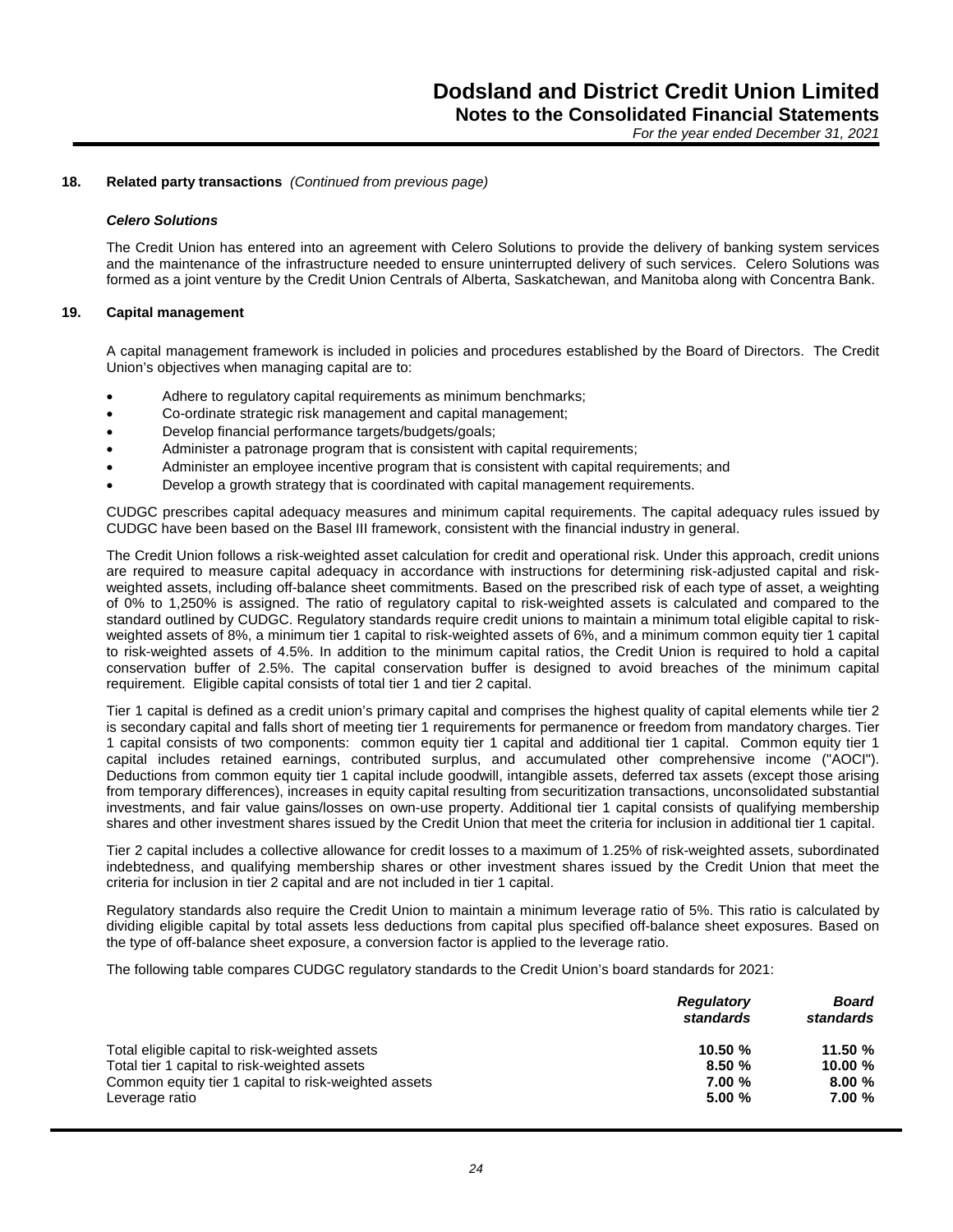## 18. Related party transactions *(Continued from previous page)*

### *Celero Solutions*

The Credit Union has entered into an agreement with Celero Solutions to provide the delivery of banking system services and the maintenance of the infrastructure needed to ensure uninterrupted delivery of such services. Celero Solutions was formed as a joint venture by the Credit Union Centrals of Alberta, Saskatchewan, and Manitoba along with Concentra Bank.

## 19. Capital management

A capital management framework is included in policies and procedures established by the Board of Directors. The Credit Union's objectives when managing capital are to:

- Adhere to regulatory capital requirements as minimum benchmarks;
- Co-ordinate strategic risk management and capital management;
- Develop financial performance targets/budgets/goals;
- Administer a patronage program that is consistent with capital requirements;
- Administer an employee incentive program that is consistent with capital requirements; and
- Develop a growth strategy that is coordinated with capital management requirements.

CUDGC prescribes capital adequacy measures and minimum capital requirements. The capital adequacy rules issued by CUDGC have been based on the Basel III framework, consistent with the financial industry in general.

The Credit Union follows a risk-weighted asset calculation for credit and operational risk. Under this approach, credit unions are required to measure capital adequacy in accordance with instructions for determining risk-adjusted capital and risk-weighted assets, including off-balance sheet commitments. Based on the prescribed risk of each type of asset, a weighting of 0% to 1,250% is assigned. The ratio of regulatory capital to risk-weighted assets is calculated and compared to the standard outlined by CUDGC. Regulatory standards require credit unions to maintain a minimum total eligible capital to risk-weighted assets of 8%, a minimum tier 1 capital to risk-weighted assets of 6%, and a minimum common equity tier 1 capital to risk-weighted assets of 4.5%. In addition to the minimum capital ratios, the Credit Union is required to hold a capital conservation buffer of 2.5%. The capital conservation buffer is designed to avoid breaches of the minimum capital requirement. Eligible capital consists of total tier 1 and tier 2 capital.

Tier 1 capital is defined as a credit union's primary capital and comprises the highest quality of capital elements while tier 2 is secondary capital and falls short of meeting tier 1 requirements for permanence or freedom from mandatory charges. Tier 1 capital consists of two components: common equity tier 1 capital and additional tier 1 capital. Common equity tier 1 capital includes retained earnings, contributed surplus, and accumulated other comprehensive income ("AOCI"). Deductions from common equity tier 1 capital include goodwill, intangible assets, deferred tax assets (except those arising from temporary differences), increases in equity capital resulting from securitization transactions, unconsolidated substantial investments, and fair value gains/losses on own-use property. Additional tier 1 capital consists of qualifying membership shares and other investment shares issued by the Credit Union that meet the criteria for inclusion in additional tier 1 capital.

Tier 2 capital includes a collective allowance for credit losses to a maximum of 1.25% of risk-weighted assets, subordinated indebtedness, and qualifying membership shares or other investment shares issued by the Credit Union that meet the criteria for inclusion in tier 2 capital and are not included in tier 1 capital.

Regulatory standards also require the Credit Union to maintain a minimum leverage ratio of 5%. This ratio is calculated by dividing eligible capital by total assets less deductions from capital plus specified off-balance sheet exposures. Based on the type of off-balance sheet exposure, a conversion factor is applied to the leverage ratio.

The following table compares CUDGC regulatory standards to the Credit Union's board standards for 2021:

| | *Regulatory standards* | *Board standards* |
|---|---|---|
| Total eligible capital to risk-weighted assets | **10.50 %** | **11.50 %** |
| Total tier 1 capital to risk-weighted assets | **8.50 %** | **10.00 %** |
| Common equity tier 1 capital to risk-weighted assets | **7.00 %** | **8.00 %** |
| Leverage ratio | **5.00 %** | **7.00 %** |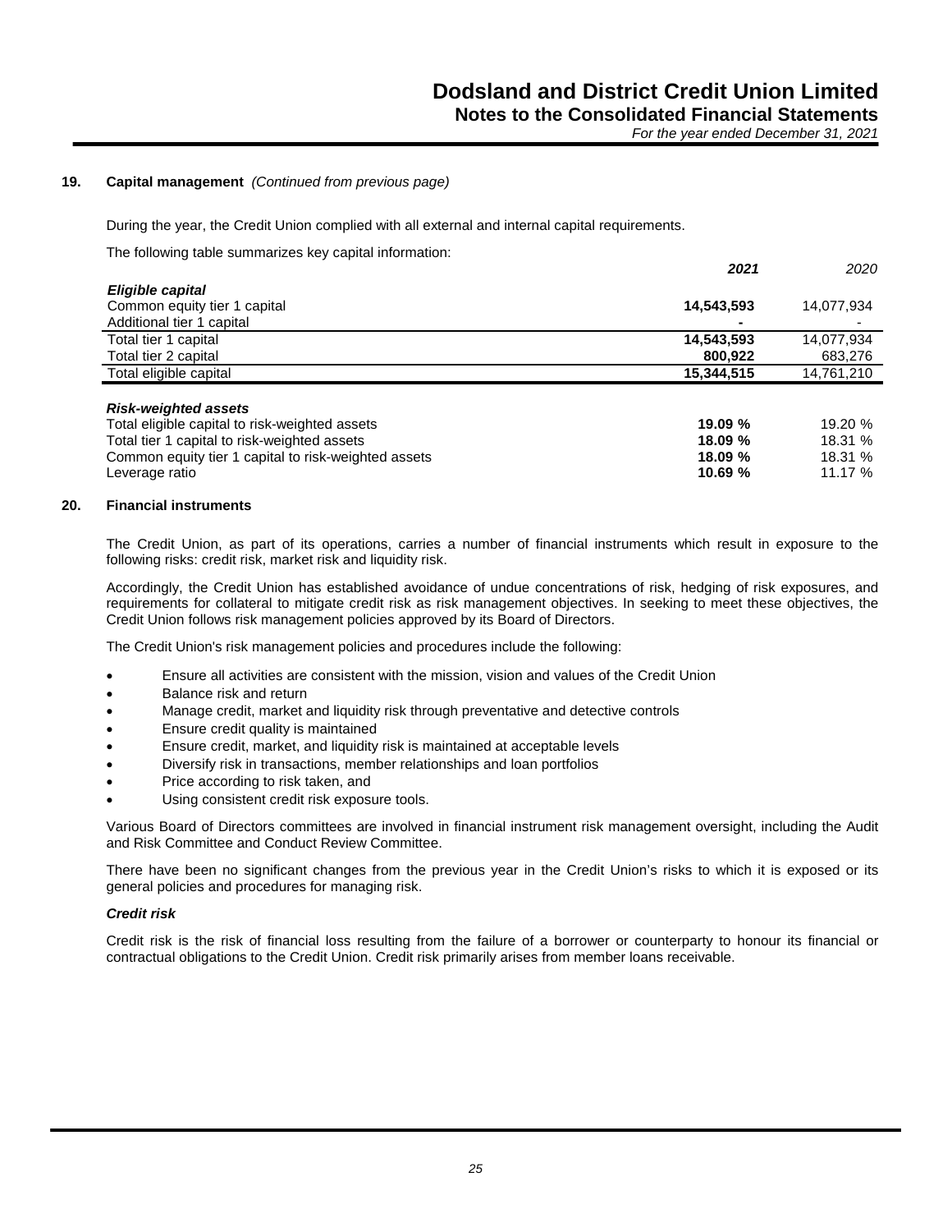## 19. Capital management *(Continued from previous page)*

During the year, the Credit Union complied with all external and internal capital requirements.

The following table summarizes key capital information:

| | **2021** | *2020* |
|---|---|---|
| ***Eligible capital*** | | |
| Common equity tier 1 capital | **14,543,593** | 14,077,934 |
| Additional tier 1 capital | **-** | - |
| Total tier 1 capital | **14,543,593** | 14,077,934 |
| Total tier 2 capital | **800,922** | 683,276 |
| Total eligible capital | **15,344,515** | 14,761,210 |
| ***Risk-weighted assets*** | | |
| Total eligible capital to risk-weighted assets | **19.09 %** | 19.20 % |
| Total tier 1 capital to risk-weighted assets | **18.09 %** | 18.31 % |
| Common equity tier 1 capital to risk-weighted assets | **18.09 %** | 18.31 % |
| Leverage ratio | **10.69 %** | 11.17 % |

## 20. Financial instruments

The Credit Union, as part of its operations, carries a number of financial instruments which result in exposure to the following risks: credit risk, market risk and liquidity risk.

Accordingly, the Credit Union has established avoidance of undue concentrations of risk, hedging of risk exposures, and requirements for collateral to mitigate credit risk as risk management objectives. In seeking to meet these objectives, the Credit Union follows risk management policies approved by its Board of Directors.

The Credit Union's risk management policies and procedures include the following:

- Ensure all activities are consistent with the mission, vision and values of the Credit Union
- Balance risk and return
- Manage credit, market and liquidity risk through preventative and detective controls
- Ensure credit quality is maintained
- Ensure credit, market, and liquidity risk is maintained at acceptable levels
- Diversify risk in transactions, member relationships and loan portfolios
- Price according to risk taken, and
- Using consistent credit risk exposure tools.

Various Board of Directors committees are involved in financial instrument risk management oversight, including the Audit and Risk Committee and Conduct Review Committee.

There have been no significant changes from the previous year in the Credit Union's risks to which it is exposed or its general policies and procedures for managing risk.

### *Credit risk*

Credit risk is the risk of financial loss resulting from the failure of a borrower or counterparty to honour its financial or contractual obligations to the Credit Union. Credit risk primarily arises from member loans receivable.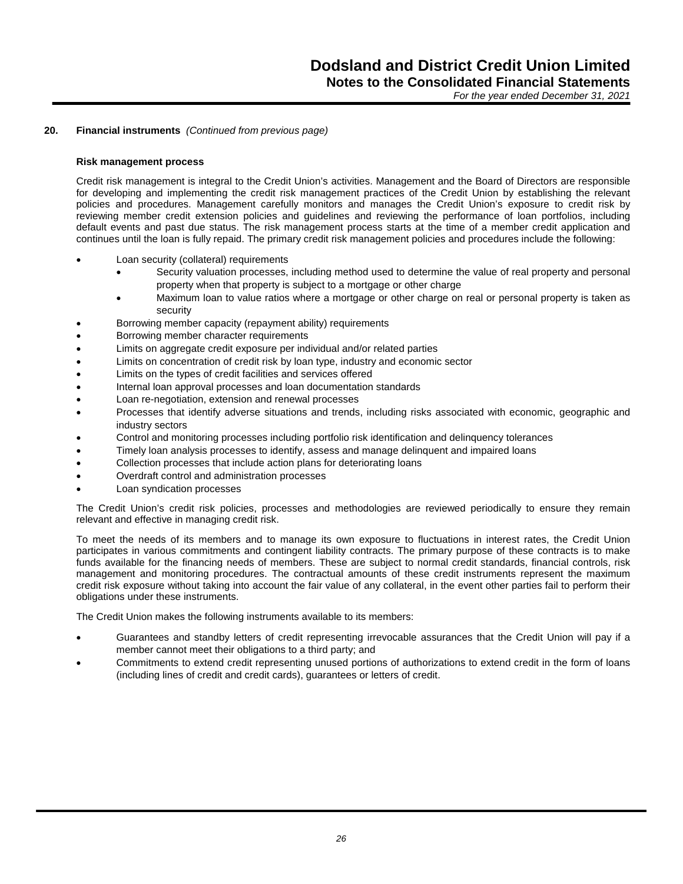## 20. Financial instruments *(Continued from previous page)*

**Risk management process**

Credit risk management is integral to the Credit Union's activities. Management and the Board of Directors are responsible for developing and implementing the credit risk management practices of the Credit Union by establishing the relevant policies and procedures. Management carefully monitors and manages the Credit Union's exposure to credit risk by reviewing member credit extension policies and guidelines and reviewing the performance of loan portfolios, including default events and past due status. The risk management process starts at the time of a member credit application and continues until the loan is fully repaid. The primary credit risk management policies and procedures include the following:

- Loan security (collateral) requirements
  - Security valuation processes, including method used to determine the value of real property and personal property when that property is subject to a mortgage or other charge
  - Maximum loan to value ratios where a mortgage or other charge on real or personal property is taken as security
- Borrowing member capacity (repayment ability) requirements
- Borrowing member character requirements
- Limits on aggregate credit exposure per individual and/or related parties
- Limits on concentration of credit risk by loan type, industry and economic sector
- Limits on the types of credit facilities and services offered
- Internal loan approval processes and loan documentation standards
- Loan re-negotiation, extension and renewal processes
- Processes that identify adverse situations and trends, including risks associated with economic, geographic and industry sectors
- Control and monitoring processes including portfolio risk identification and delinquency tolerances
- Timely loan analysis processes to identify, assess and manage delinquent and impaired loans
- Collection processes that include action plans for deteriorating loans
- Overdraft control and administration processes
- Loan syndication processes

The Credit Union's credit risk policies, processes and methodologies are reviewed periodically to ensure they remain relevant and effective in managing credit risk.

To meet the needs of its members and to manage its own exposure to fluctuations in interest rates, the Credit Union participates in various commitments and contingent liability contracts. The primary purpose of these contracts is to make funds available for the financing needs of members. These are subject to normal credit standards, financial controls, risk management and monitoring procedures. The contractual amounts of these credit instruments represent the maximum credit risk exposure without taking into account the fair value of any collateral, in the event other parties fail to perform their obligations under these instruments.

The Credit Union makes the following instruments available to its members:

- Guarantees and standby letters of credit representing irrevocable assurances that the Credit Union will pay if a member cannot meet their obligations to a third party; and
- Commitments to extend credit representing unused portions of authorizations to extend credit in the form of loans (including lines of credit and credit cards), guarantees or letters of credit.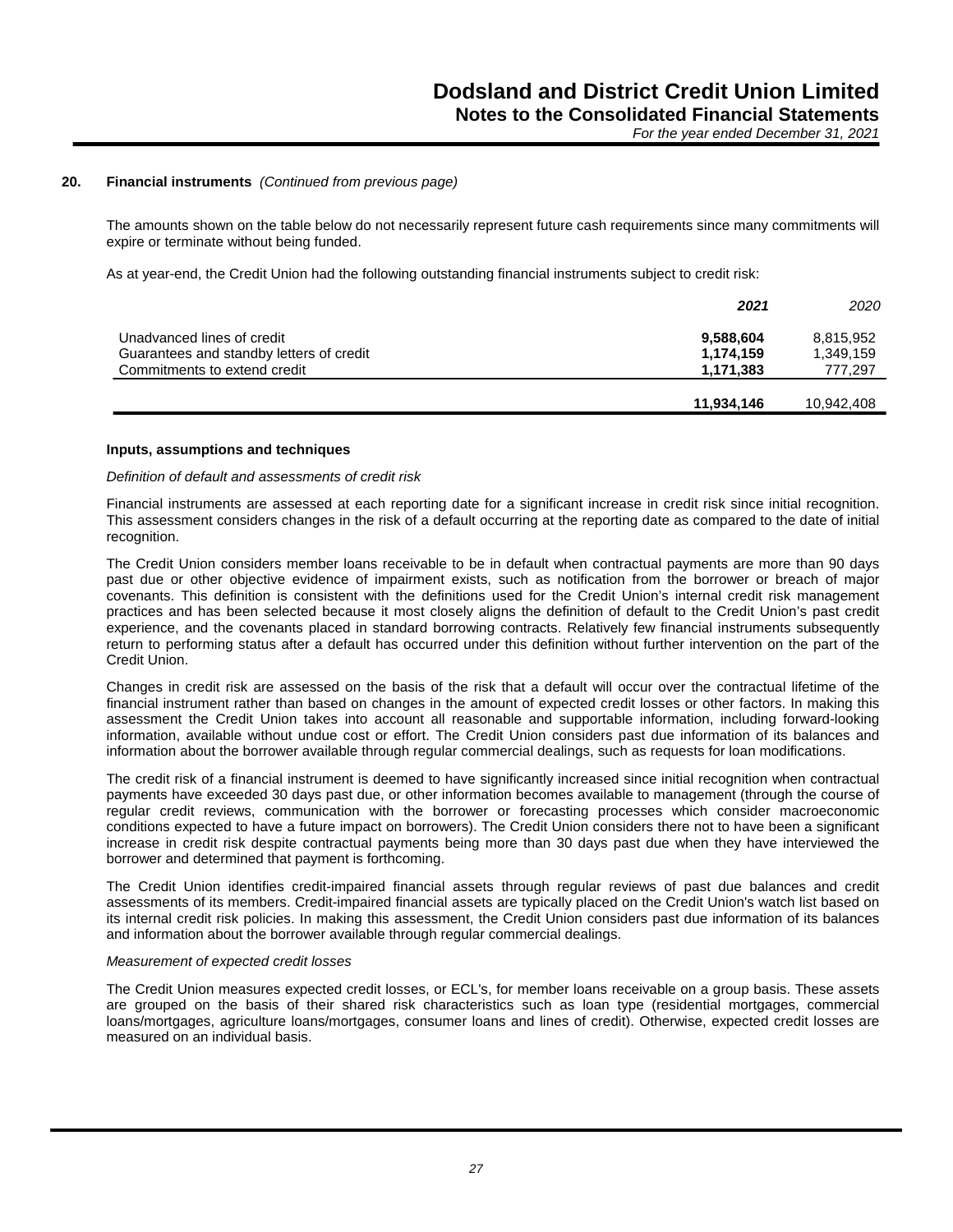## 20. Financial instruments *(Continued from previous page)*

The amounts shown on the table below do not necessarily represent future cash requirements since many commitments will expire or terminate without being funded.

As at year-end, the Credit Union had the following outstanding financial instruments subject to credit risk:

| | ***2021*** | *2020* |
|---|---|---|
| Unadvanced lines of credit | **9,588,604** | 8,815,952 |
| Guarantees and standby letters of credit | **1,174,159** | 1,349,159 |
| Commitments to extend credit | **1,171,383** | 777,297 |
| | **11,934,146** | 10,942,408 |

### Inputs, assumptions and techniques

*Definition of default and assessments of credit risk*

Financial instruments are assessed at each reporting date for a significant increase in credit risk since initial recognition. This assessment considers changes in the risk of a default occurring at the reporting date as compared to the date of initial recognition.

The Credit Union considers member loans receivable to be in default when contractual payments are more than 90 days past due or other objective evidence of impairment exists, such as notification from the borrower or breach of major covenants. This definition is consistent with the definitions used for the Credit Union's internal credit risk management practices and has been selected because it most closely aligns the definition of default to the Credit Union's past credit experience, and the covenants placed in standard borrowing contracts. Relatively few financial instruments subsequently return to performing status after a default has occurred under this definition without further intervention on the part of the Credit Union.

Changes in credit risk are assessed on the basis of the risk that a default will occur over the contractual lifetime of the financial instrument rather than based on changes in the amount of expected credit losses or other factors. In making this assessment the Credit Union takes into account all reasonable and supportable information, including forward-looking information, available without undue cost or effort. The Credit Union considers past due information of its balances and information about the borrower available through regular commercial dealings, such as requests for loan modifications.

The credit risk of a financial instrument is deemed to have significantly increased since initial recognition when contractual payments have exceeded 30 days past due, or other information becomes available to management (through the course of regular credit reviews, communication with the borrower or forecasting processes which consider macroeconomic conditions expected to have a future impact on borrowers). The Credit Union considers there not to have been a significant increase in credit risk despite contractual payments being more than 30 days past due when they have interviewed the borrower and determined that payment is forthcoming.

The Credit Union identifies credit-impaired financial assets through regular reviews of past due balances and credit assessments of its members. Credit-impaired financial assets are typically placed on the Credit Union's watch list based on its internal credit risk policies. In making this assessment, the Credit Union considers past due information of its balances and information about the borrower available through regular commercial dealings.

*Measurement of expected credit losses*

The Credit Union measures expected credit losses, or ECL's, for member loans receivable on a group basis. These assets are grouped on the basis of their shared risk characteristics such as loan type (residential mortgages, commercial loans/mortgages, agriculture loans/mortgages, consumer loans and lines of credit). Otherwise, expected credit losses are measured on an individual basis.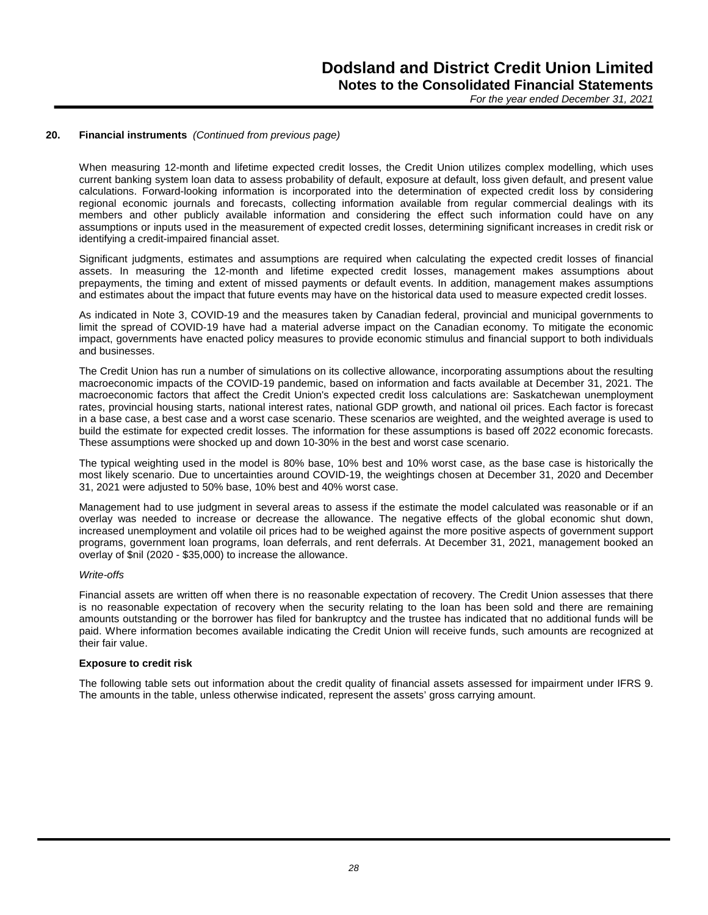## 20. Financial instruments *(Continued from previous page)*

When measuring 12-month and lifetime expected credit losses, the Credit Union utilizes complex modelling, which uses current banking system loan data to assess probability of default, exposure at default, loss given default, and present value calculations. Forward-looking information is incorporated into the determination of expected credit loss by considering regional economic journals and forecasts, collecting information available from regular commercial dealings with its members and other publicly available information and considering the effect such information could have on any assumptions or inputs used in the measurement of expected credit losses, determining significant increases in credit risk or identifying a credit-impaired financial asset.

Significant judgments, estimates and assumptions are required when calculating the expected credit losses of financial assets. In measuring the 12-month and lifetime expected credit losses, management makes assumptions about prepayments, the timing and extent of missed payments or default events. In addition, management makes assumptions and estimates about the impact that future events may have on the historical data used to measure expected credit losses.

As indicated in Note 3, COVID-19 and the measures taken by Canadian federal, provincial and municipal governments to limit the spread of COVID-19 have had a material adverse impact on the Canadian economy. To mitigate the economic impact, governments have enacted policy measures to provide economic stimulus and financial support to both individuals and businesses.

The Credit Union has run a number of simulations on its collective allowance, incorporating assumptions about the resulting macroeconomic impacts of the COVID-19 pandemic, based on information and facts available at December 31, 2021. The macroeconomic factors that affect the Credit Union's expected credit loss calculations are: Saskatchewan unemployment rates, provincial housing starts, national interest rates, national GDP growth, and national oil prices. Each factor is forecast in a base case, a best case and a worst case scenario. These scenarios are weighted, and the weighted average is used to build the estimate for expected credit losses. The information for these assumptions is based off 2022 economic forecasts. These assumptions were shocked up and down 10-30% in the best and worst case scenario.

The typical weighting used in the model is 80% base, 10% best and 10% worst case, as the base case is historically the most likely scenario. Due to uncertainties around COVID-19, the weightings chosen at December 31, 2020 and December 31, 2021 were adjusted to 50% base, 10% best and 40% worst case.

Management had to use judgment in several areas to assess if the estimate the model calculated was reasonable or if an overlay was needed to increase or decrease the allowance. The negative effects of the global economic shut down, increased unemployment and volatile oil prices had to be weighed against the more positive aspects of government support programs, government loan programs, loan deferrals, and rent deferrals. At December 31, 2021, management booked an overlay of $nil (2020 - $35,000) to increase the allowance.

*Write-offs*

Financial assets are written off when there is no reasonable expectation of recovery. The Credit Union assesses that there is no reasonable expectation of recovery when the security relating to the loan has been sold and there are remaining amounts outstanding or the borrower has filed for bankruptcy and the trustee has indicated that no additional funds will be paid. Where information becomes available indicating the Credit Union will receive funds, such amounts are recognized at their fair value.

**Exposure to credit risk**

The following table sets out information about the credit quality of financial assets assessed for impairment under IFRS 9. The amounts in the table, unless otherwise indicated, represent the assets' gross carrying amount.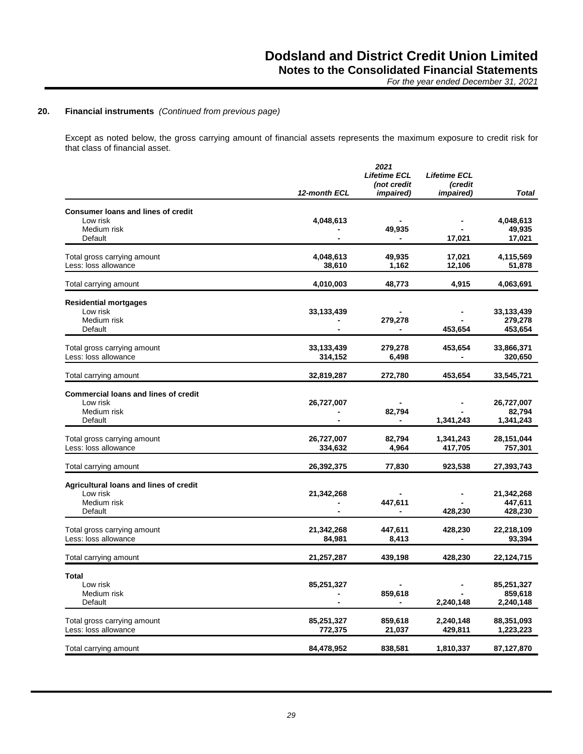## 20. Financial instruments *(Continued from previous page)*

Except as noted below, the gross carrying amount of financial assets represents the maximum exposure to credit risk for that class of financial asset.

| | 2021 12-month ECL | Lifetime ECL (not credit impaired) | Lifetime ECL (credit impaired) | Total |
|---|---|---|---|---|
| **Consumer loans and lines of credit** | | | | |
| Low risk | 4,048,613 | - | - | 4,048,613 |
| Medium risk | - | 49,935 | - | 49,935 |
| Default | - | - | 17,021 | 17,021 |
| Total gross carrying amount | 4,048,613 | 49,935 | 17,021 | 4,115,569 |
| Less: loss allowance | 38,610 | 1,162 | 12,106 | 51,878 |
| Total carrying amount | 4,010,003 | 48,773 | 4,915 | 4,063,691 |
| **Residential mortgages** | | | | |
| Low risk | 33,133,439 | - | - | 33,133,439 |
| Medium risk | - | 279,278 | - | 279,278 |
| Default | - | - | 453,654 | 453,654 |
| Total gross carrying amount | 33,133,439 | 279,278 | 453,654 | 33,866,371 |
| Less: loss allowance | 314,152 | 6,498 | - | 320,650 |
| Total carrying amount | 32,819,287 | 272,780 | 453,654 | 33,545,721 |
| **Commercial loans and lines of credit** | | | | |
| Low risk | 26,727,007 | - | - | 26,727,007 |
| Medium risk | - | 82,794 | - | 82,794 |
| Default | - | - | 1,341,243 | 1,341,243 |
| Total gross carrying amount | 26,727,007 | 82,794 | 1,341,243 | 28,151,044 |
| Less: loss allowance | 334,632 | 4,964 | 417,705 | 757,301 |
| Total carrying amount | 26,392,375 | 77,830 | 923,538 | 27,393,743 |
| **Agricultural loans and lines of credit** | | | | |
| Low risk | 21,342,268 | - | - | 21,342,268 |
| Medium risk | - | 447,611 | - | 447,611 |
| Default | - | - | 428,230 | 428,230 |
| Total gross carrying amount | 21,342,268 | 447,611 | 428,230 | 22,218,109 |
| Less: loss allowance | 84,981 | 8,413 | - | 93,394 |
| Total carrying amount | 21,257,287 | 439,198 | 428,230 | 22,124,715 |
| **Total** | | | | |
| Low risk | 85,251,327 | - | - | 85,251,327 |
| Medium risk | - | 859,618 | - | 859,618 |
| Default | - | - | 2,240,148 | 2,240,148 |
| Total gross carrying amount | 85,251,327 | 859,618 | 2,240,148 | 88,351,093 |
| Less: loss allowance | 772,375 | 21,037 | 429,811 | 1,223,223 |
| Total carrying amount | 84,478,952 | 838,581 | 1,810,337 | 87,127,870 |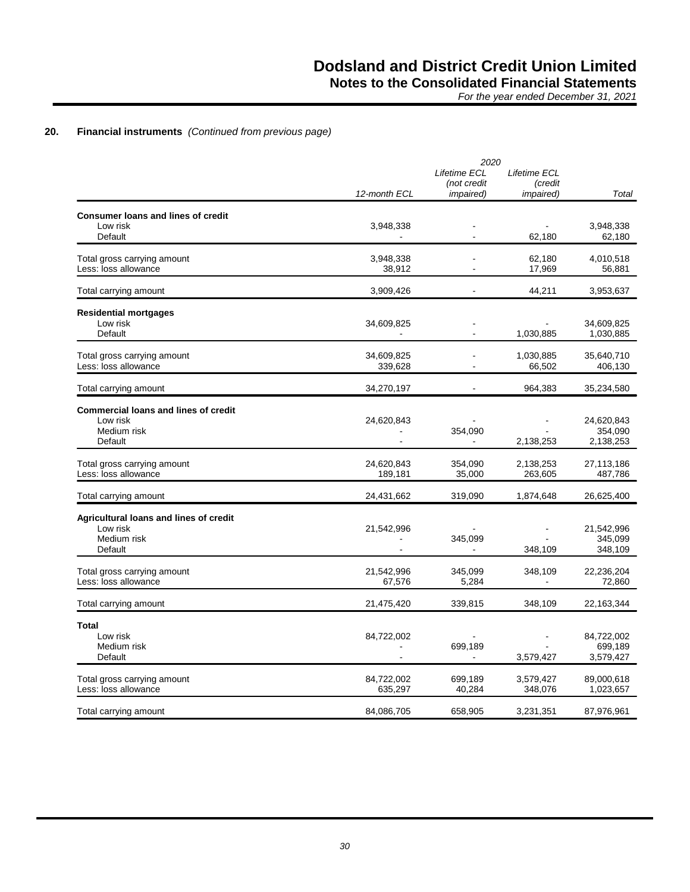## 20. Financial instruments *(Continued from previous page)*

| | 2020 | | | |
|---|---|---|---|---|
| | *12-month ECL* | *Lifetime ECL (not credit impaired)* | *Lifetime ECL (credit impaired)* | *Total* |
| **Consumer loans and lines of credit** | | | | |
| Low risk | 3,948,338 | - | - | 3,948,338 |
| Default | - | - | 62,180 | 62,180 |
| Total gross carrying amount | 3,948,338 | - | 62,180 | 4,010,518 |
| Less: loss allowance | 38,912 | - | 17,969 | 56,881 |
| Total carrying amount | 3,909,426 | - | 44,211 | 3,953,637 |
| **Residential mortgages** | | | | |
| Low risk | 34,609,825 | - | - | 34,609,825 |
| Default | - | - | 1,030,885 | 1,030,885 |
| Total gross carrying amount | 34,609,825 | - | 1,030,885 | 35,640,710 |
| Less: loss allowance | 339,628 | - | 66,502 | 406,130 |
| Total carrying amount | 34,270,197 | - | 964,383 | 35,234,580 |
| **Commercial loans and lines of credit** | | | | |
| Low risk | 24,620,843 | - | - | 24,620,843 |
| Medium risk | - | 354,090 | - | 354,090 |
| Default | - | - | 2,138,253 | 2,138,253 |
| Total gross carrying amount | 24,620,843 | 354,090 | 2,138,253 | 27,113,186 |
| Less: loss allowance | 189,181 | 35,000 | 263,605 | 487,786 |
| Total carrying amount | 24,431,662 | 319,090 | 1,874,648 | 26,625,400 |
| **Agricultural loans and lines of credit** | | | | |
| Low risk | 21,542,996 | - | - | 21,542,996 |
| Medium risk | - | 345,099 | - | 345,099 |
| Default | - | - | 348,109 | 348,109 |
| Total gross carrying amount | 21,542,996 | 345,099 | 348,109 | 22,236,204 |
| Less: loss allowance | 67,576 | 5,284 | - | 72,860 |
| Total carrying amount | 21,475,420 | 339,815 | 348,109 | 22,163,344 |
| **Total** | | | | |
| Low risk | 84,722,002 | - | - | 84,722,002 |
| Medium risk | - | 699,189 | - | 699,189 |
| Default | - | - | 3,579,427 | 3,579,427 |
| Total gross carrying amount | 84,722,002 | 699,189 | 3,579,427 | 89,000,618 |
| Less: loss allowance | 635,297 | 40,284 | 348,076 | 1,023,657 |
| Total carrying amount | 84,086,705 | 658,905 | 3,231,351 | 87,976,961 |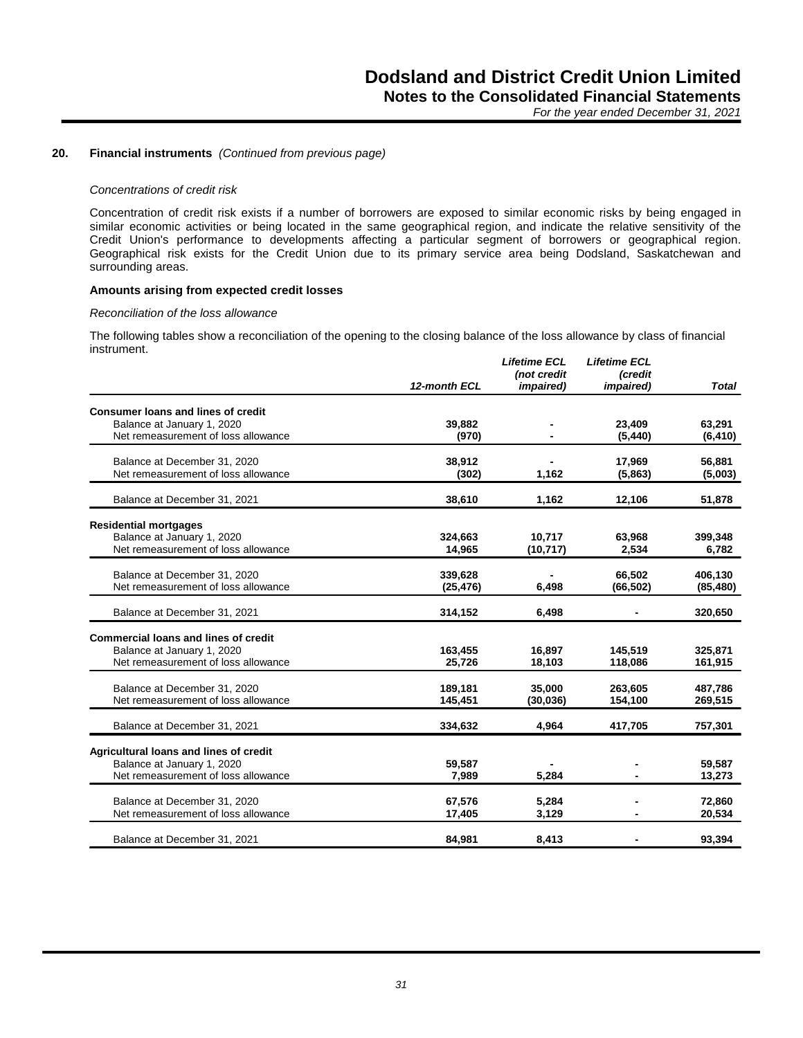## 20. Financial instruments *(Continued from previous page)*

*Concentrations of credit risk*

Concentration of credit risk exists if a number of borrowers are exposed to similar economic risks by being engaged in similar economic activities or being located in the same geographical region, and indicate the relative sensitivity of the Credit Union's performance to developments affecting a particular segment of borrowers or geographical region. Geographical risk exists for the Credit Union due to its primary service area being Dodsland, Saskatchewan and surrounding areas.

**Amounts arising from expected credit losses**

*Reconciliation of the loss allowance*

The following tables show a reconciliation of the opening to the closing balance of the loss allowance by class of financial instrument.

| | *12-month ECL* | *Lifetime ECL (not credit impaired)* | *Lifetime ECL (credit impaired)* | *Total* |
|---|---|---|---|---|
| **Consumer loans and lines of credit** | | | | |
| Balance at January 1, 2020 | **39,882** | **-** | **23,409** | **63,291** |
| Net remeasurement of loss allowance | **(970)** | **-** | **(5,440)** | **(6,410)** |
| Balance at December 31, 2020 | **38,912** | **-** | **17,969** | **56,881** |
| Net remeasurement of loss allowance | **(302)** | **1,162** | **(5,863)** | **(5,003)** |
| Balance at December 31, 2021 | **38,610** | **1,162** | **12,106** | **51,878** |
| **Residential mortgages** | | | | |
| Balance at January 1, 2020 | **324,663** | **10,717** | **63,968** | **399,348** |
| Net remeasurement of loss allowance | **14,965** | **(10,717)** | **2,534** | **6,782** |
| Balance at December 31, 2020 | **339,628** | **-** | **66,502** | **406,130** |
| Net remeasurement of loss allowance | **(25,476)** | **6,498** | **(66,502)** | **(85,480)** |
| Balance at December 31, 2021 | **314,152** | **6,498** | **-** | **320,650** |
| **Commercial loans and lines of credit** | | | | |
| Balance at January 1, 2020 | **163,455** | **16,897** | **145,519** | **325,871** |
| Net remeasurement of loss allowance | **25,726** | **18,103** | **118,086** | **161,915** |
| Balance at December 31, 2020 | **189,181** | **35,000** | **263,605** | **487,786** |
| Net remeasurement of loss allowance | **145,451** | **(30,036)** | **154,100** | **269,515** |
| Balance at December 31, 2021 | **334,632** | **4,964** | **417,705** | **757,301** |
| **Agricultural loans and lines of credit** | | | | |
| Balance at January 1, 2020 | **59,587** | **-** | **-** | **59,587** |
| Net remeasurement of loss allowance | **7,989** | **5,284** | **-** | **13,273** |
| Balance at December 31, 2020 | **67,576** | **5,284** | **-** | **72,860** |
| Net remeasurement of loss allowance | **17,405** | **3,129** | **-** | **20,534** |
| Balance at December 31, 2021 | **84,981** | **8,413** | **-** | **93,394** |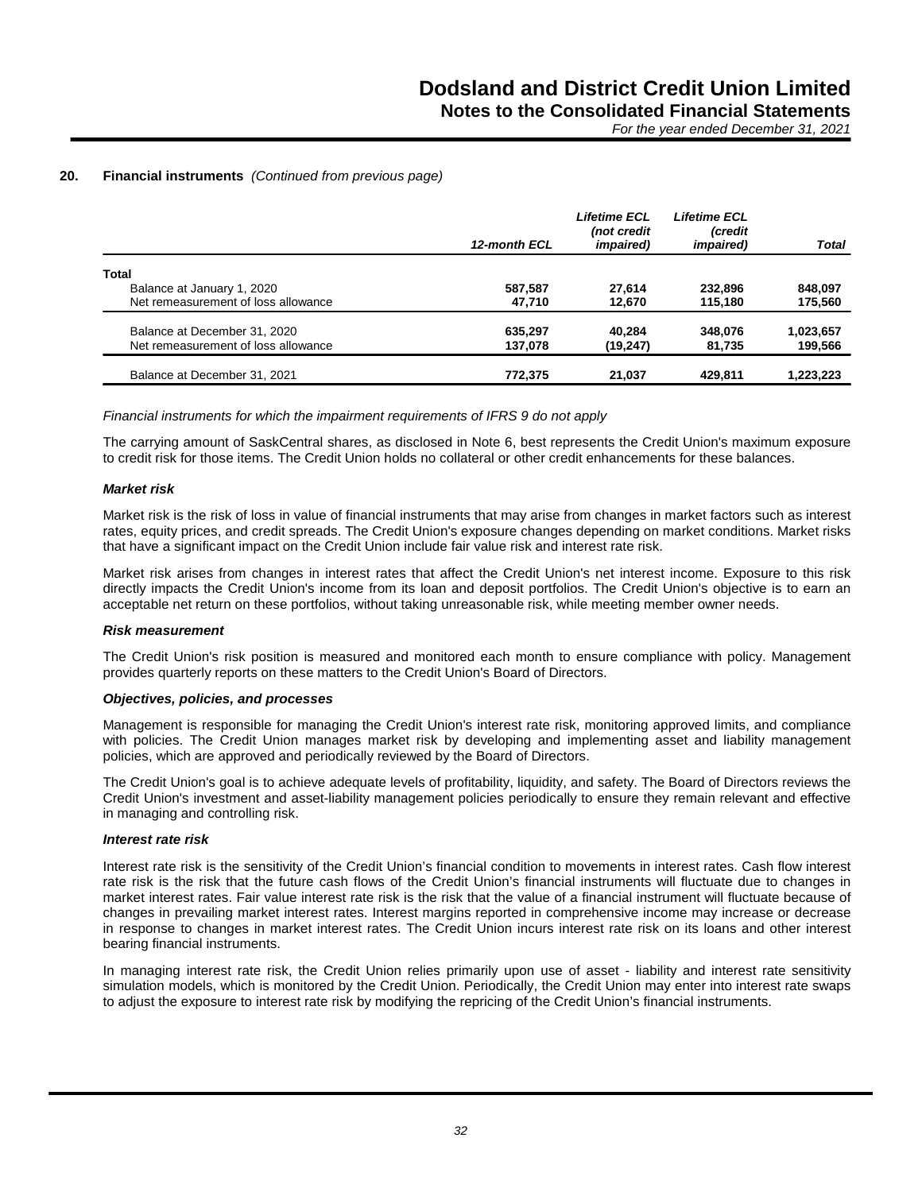## 20. Financial instruments *(Continued from previous page)*

| | *12-month ECL* | *Lifetime ECL (not credit impaired)* | *Lifetime ECL (credit impaired)* | *Total* |
|---|---|---|---|---|
| **Total** | | | | |
| Balance at January 1, 2020 | **587,587** | **27,614** | **232,896** | **848,097** |
| Net remeasurement of loss allowance | **47,710** | **12,670** | **115,180** | **175,560** |
| Balance at December 31, 2020 | **635,297** | **40,284** | **348,076** | **1,023,657** |
| Net remeasurement of loss allowance | **137,078** | **(19,247)** | **81,735** | **199,566** |
| Balance at December 31, 2021 | **772,375** | **21,037** | **429,811** | **1,223,223** |

*Financial instruments for which the impairment requirements of IFRS 9 do not apply*

The carrying amount of SaskCentral shares, as disclosed in Note 6, best represents the Credit Union's maximum exposure to credit risk for those items. The Credit Union holds no collateral or other credit enhancements for these balances.

***Market risk***

Market risk is the risk of loss in value of financial instruments that may arise from changes in market factors such as interest rates, equity prices, and credit spreads. The Credit Union's exposure changes depending on market conditions. Market risks that have a significant impact on the Credit Union include fair value risk and interest rate risk.

Market risk arises from changes in interest rates that affect the Credit Union's net interest income. Exposure to this risk directly impacts the Credit Union's income from its loan and deposit portfolios. The Credit Union's objective is to earn an acceptable net return on these portfolios, without taking unreasonable risk, while meeting member owner needs.

***Risk measurement***

The Credit Union's risk position is measured and monitored each month to ensure compliance with policy. Management provides quarterly reports on these matters to the Credit Union's Board of Directors.

***Objectives, policies, and processes***

Management is responsible for managing the Credit Union's interest rate risk, monitoring approved limits, and compliance with policies. The Credit Union manages market risk by developing and implementing asset and liability management policies, which are approved and periodically reviewed by the Board of Directors.

The Credit Union's goal is to achieve adequate levels of profitability, liquidity, and safety. The Board of Directors reviews the Credit Union's investment and asset-liability management policies periodically to ensure they remain relevant and effective in managing and controlling risk.

***Interest rate risk***

Interest rate risk is the sensitivity of the Credit Union's financial condition to movements in interest rates. Cash flow interest rate risk is the risk that the future cash flows of the Credit Union's financial instruments will fluctuate due to changes in market interest rates. Fair value interest rate risk is the risk that the value of a financial instrument will fluctuate because of changes in prevailing market interest rates. Interest margins reported in comprehensive income may increase or decrease in response to changes in market interest rates. The Credit Union incurs interest rate risk on its loans and other interest bearing financial instruments.

In managing interest rate risk, the Credit Union relies primarily upon use of asset - liability and interest rate sensitivity simulation models, which is monitored by the Credit Union. Periodically, the Credit Union may enter into interest rate swaps to adjust the exposure to interest rate risk by modifying the repricing of the Credit Union's financial instruments.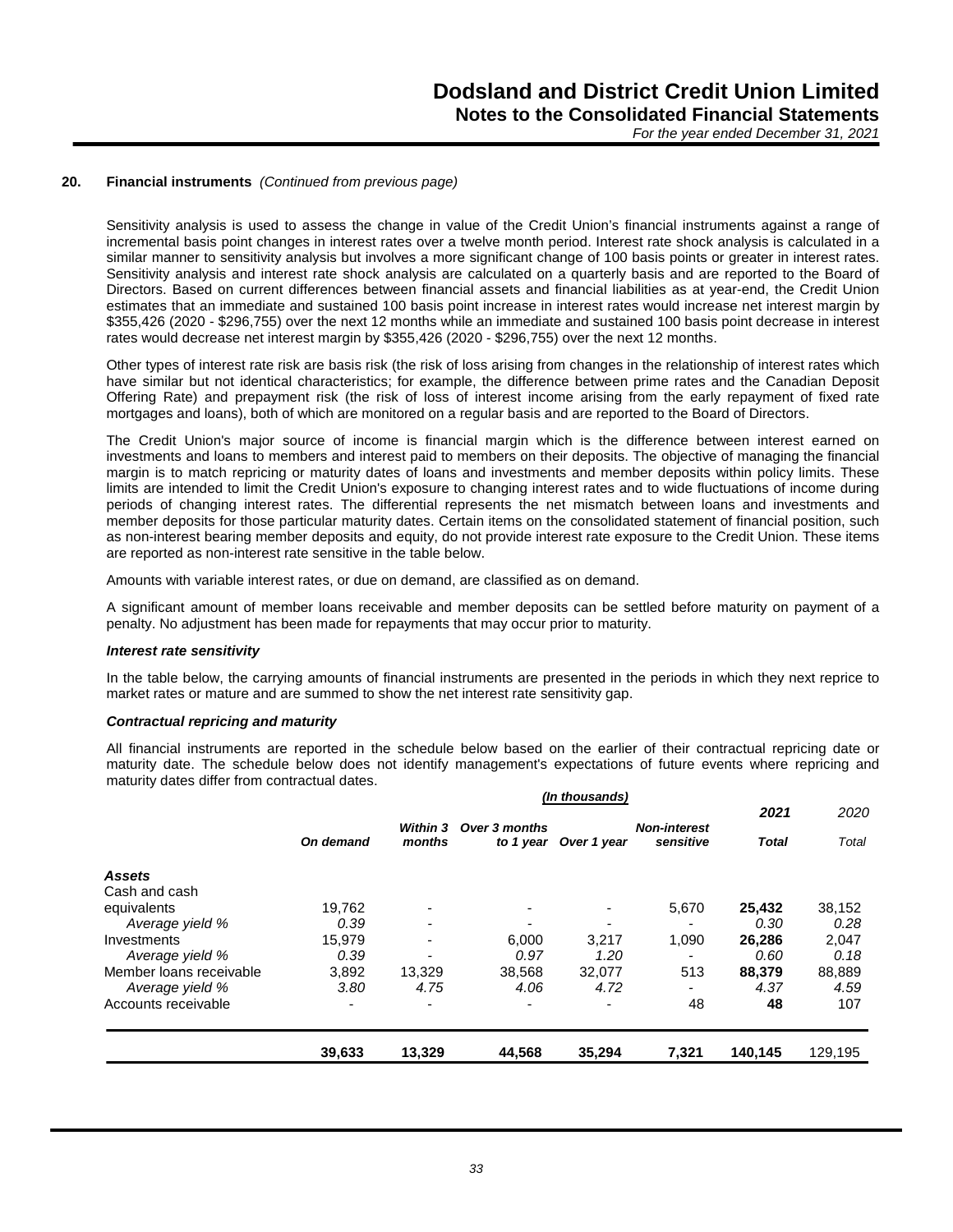## 20. Financial instruments *(Continued from previous page)*

Sensitivity analysis is used to assess the change in value of the Credit Union's financial instruments against a range of incremental basis point changes in interest rates over a twelve month period. Interest rate shock analysis is calculated in a similar manner to sensitivity analysis but involves a more significant change of 100 basis points or greater in interest rates. Sensitivity analysis and interest rate shock analysis are calculated on a quarterly basis and are reported to the Board of Directors. Based on current differences between financial assets and financial liabilities as at year-end, the Credit Union estimates that an immediate and sustained 100 basis point increase in interest rates would increase net interest margin by $355,426 (2020 - $296,755) over the next 12 months while an immediate and sustained 100 basis point decrease in interest rates would decrease net interest margin by $355,426 (2020 - $296,755) over the next 12 months.

Other types of interest rate risk are basis risk (the risk of loss arising from changes in the relationship of interest rates which have similar but not identical characteristics; for example, the difference between prime rates and the Canadian Deposit Offering Rate) and prepayment risk (the risk of loss of interest income arising from the early repayment of fixed rate mortgages and loans), both of which are monitored on a regular basis and are reported to the Board of Directors.

The Credit Union's major source of income is financial margin which is the difference between interest earned on investments and loans to members and interest paid to members on their deposits. The objective of managing the financial margin is to match repricing or maturity dates of loans and investments and member deposits within policy limits. These limits are intended to limit the Credit Union's exposure to changing interest rates and to wide fluctuations of income during periods of changing interest rates. The differential represents the net mismatch between loans and investments and member deposits for those particular maturity dates. Certain items on the consolidated statement of financial position, such as non-interest bearing member deposits and equity, do not provide interest rate exposure to the Credit Union. These items are reported as non-interest rate sensitive in the table below.

Amounts with variable interest rates, or due on demand, are classified as on demand.

A significant amount of member loans receivable and member deposits can be settled before maturity on payment of a penalty. No adjustment has been made for repayments that may occur prior to maturity.

***Interest rate sensitivity***

In the table below, the carrying amounts of financial instruments are presented in the periods in which they next reprice to market rates or mature and are summed to show the net interest rate sensitivity gap.

***Contractual repricing and maturity***

All financial instruments are reported in the schedule below based on the earlier of their contractual repricing date or maturity date. The schedule below does not identify management's expectations of future events where repricing and maturity dates differ from contractual dates.

| | *(In thousands)* | | | | | | |
|---|---|---|---|---|---|---|---|
| | ***On demand*** | ***Within 3 months*** | ***Over 3 months to 1 year*** | ***Over 1 year*** | ***Non-interest sensitive*** | ***2021 Total*** | *2020 Total* |
| ***Assets*** | | | | | | | |
| Cash and cash equivalents | 19,762 | - | - | - | 5,670 | **25,432** | 38,152 |
| *Average yield %* | *0.39* | - | - | - | - | *0.30* | *0.28* |
| Investments | 15,979 | - | 6,000 | 3,217 | 1,090 | **26,286** | 2,047 |
| *Average yield %* | *0.39* | - | *0.97* | *1.20* | - | *0.60* | *0.18* |
| Member loans receivable | 3,892 | 13,329 | 38,568 | 32,077 | 513 | **88,379** | 88,889 |
| *Average yield %* | *3.80* | *4.75* | *4.06* | *4.72* | - | *4.37* | *4.59* |
| Accounts receivable | - | - | - | - | 48 | **48** | 107 |
| | **39,633** | **13,329** | **44,568** | **35,294** | **7,321** | **140,145** | 129,195 |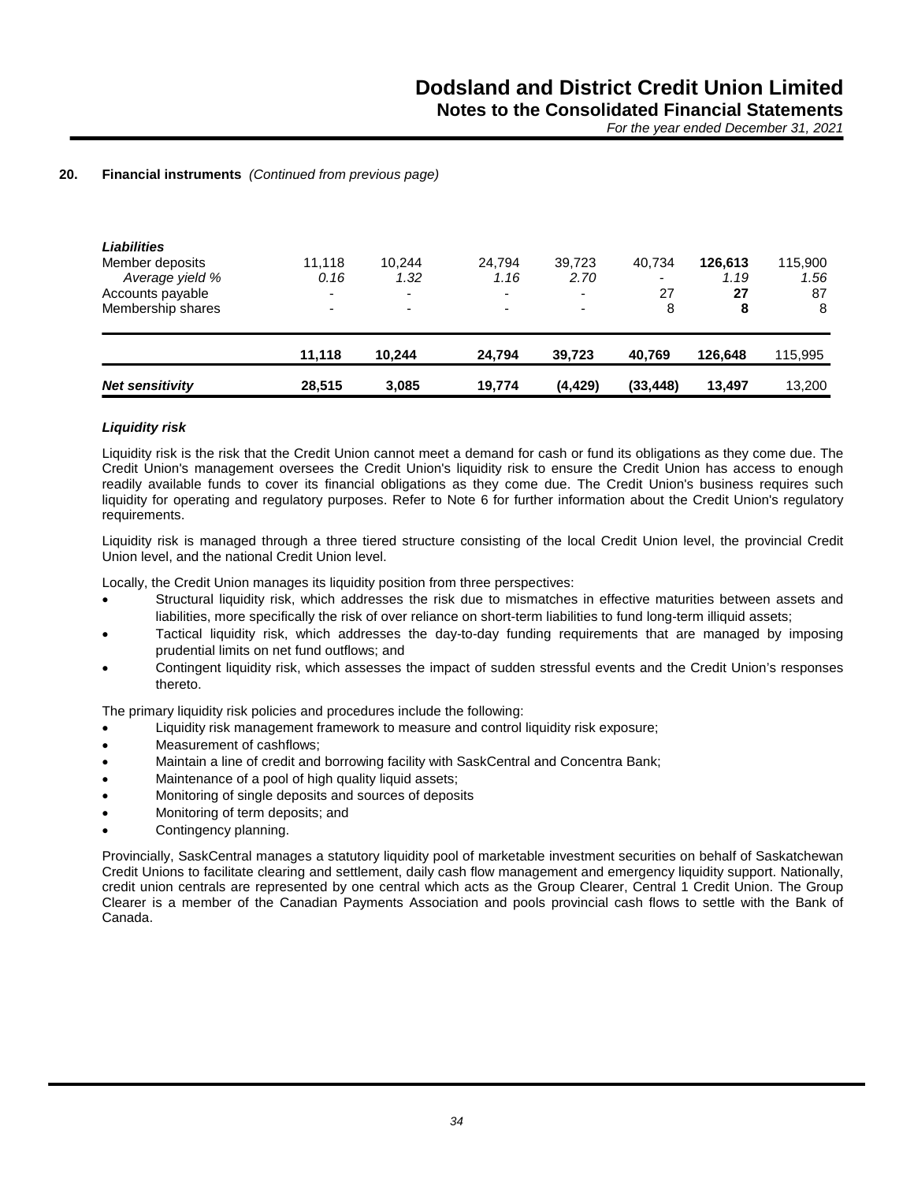## 20. Financial instruments *(Continued from previous page)*

| | | | | | | | |
|---|---|---|---|---|---|---|---|
| ***Liabilities*** | | | | | | | |
| Member deposits | 11,118 | 10,244 | 24,794 | 39,723 | 40,734 | **126,613** | 115,900 |
| *Average yield %* | *0.16* | *1.32* | *1.16* | *2.70* | - | *1.19* | *1.56* |
| Accounts payable | - | - | - | - | 27 | **27** | 87 |
| Membership shares | - | - | - | - | 8 | **8** | 8 |
| | **11,118** | **10,244** | **24,794** | **39,723** | **40,769** | **126,648** | 115,995 |
| ***Net sensitivity*** | **28,515** | **3,085** | **19,774** | **(4,429)** | **(33,448)** | **13,497** | 13,200 |

### *Liquidity risk*

Liquidity risk is the risk that the Credit Union cannot meet a demand for cash or fund its obligations as they come due. The Credit Union's management oversees the Credit Union's liquidity risk to ensure the Credit Union has access to enough readily available funds to cover its financial obligations as they come due. The Credit Union's business requires such liquidity for operating and regulatory purposes. Refer to Note 6 for further information about the Credit Union's regulatory requirements.

Liquidity risk is managed through a three tiered structure consisting of the local Credit Union level, the provincial Credit Union level, and the national Credit Union level.

Locally, the Credit Union manages its liquidity position from three perspectives:

- Structural liquidity risk, which addresses the risk due to mismatches in effective maturities between assets and liabilities, more specifically the risk of over reliance on short-term liabilities to fund long-term illiquid assets;
- Tactical liquidity risk, which addresses the day-to-day funding requirements that are managed by imposing prudential limits on net fund outflows; and
- Contingent liquidity risk, which assesses the impact of sudden stressful events and the Credit Union's responses thereto.

The primary liquidity risk policies and procedures include the following:

- Liquidity risk management framework to measure and control liquidity risk exposure;
- Measurement of cashflows;
- Maintain a line of credit and borrowing facility with SaskCentral and Concentra Bank;
- Maintenance of a pool of high quality liquid assets;
- Monitoring of single deposits and sources of deposits
- Monitoring of term deposits; and
- Contingency planning.

Provincially, SaskCentral manages a statutory liquidity pool of marketable investment securities on behalf of Saskatchewan Credit Unions to facilitate clearing and settlement, daily cash flow management and emergency liquidity support. Nationally, credit union centrals are represented by one central which acts as the Group Clearer, Central 1 Credit Union. The Group Clearer is a member of the Canadian Payments Association and pools provincial cash flows to settle with the Bank of Canada.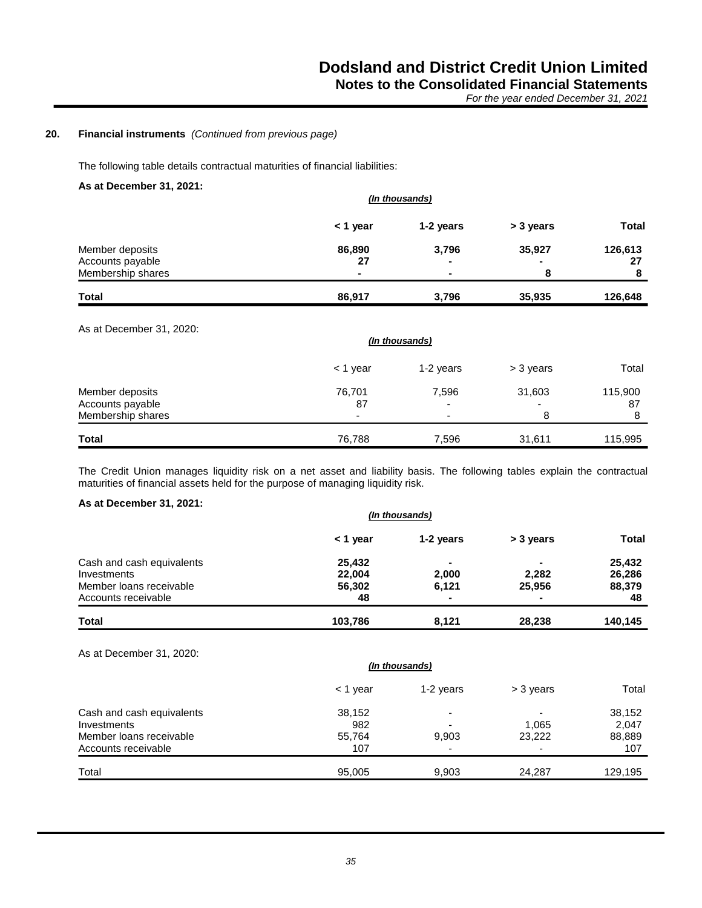## 20. Financial instruments *(Continued from previous page)*

The following table details contractual maturities of financial liabilities:

**As at December 31, 2021:**

| | *(In thousands)* | | | |
|---|---|---|---|---|
| | **< 1 year** | **1-2 years** | **> 3 years** | **Total** |
| Member deposits | **86,890** | **3,796** | **35,927** | **126,613** |
| Accounts payable | **27** | **-** | **-** | **27** |
| Membership shares | **-** | **-** | **8** | **8** |
| **Total** | **86,917** | **3,796** | **35,935** | **126,648** |

As at December 31, 2020:

| | *(In thousands)* | | | |
|---|---|---|---|---|
| | < 1 year | 1-2 years | > 3 years | Total |
| Member deposits | 76,701 | 7,596 | 31,603 | 115,900 |
| Accounts payable | 87 | - | - | 87 |
| Membership shares | - | - | 8 | 8 |
| **Total** | 76,788 | 7,596 | 31,611 | 115,995 |

The Credit Union manages liquidity risk on a net asset and liability basis. The following tables explain the contractual maturities of financial assets held for the purpose of managing liquidity risk.

**As at December 31, 2021:**

| | *(In thousands)* | | | |
|---|---|---|---|---|
| | **< 1 year** | **1-2 years** | **> 3 years** | **Total** |
| Cash and cash equivalents | **25,432** | **-** | **-** | **25,432** |
| Investments | **22,004** | **2,000** | **2,282** | **26,286** |
| Member loans receivable | **56,302** | **6,121** | **25,956** | **88,379** |
| Accounts receivable | **48** | **-** | **-** | **48** |
| **Total** | **103,786** | **8,121** | **28,238** | **140,145** |

As at December 31, 2020:

| | *(In thousands)* | | | |
|---|---|---|---|---|
| | < 1 year | 1-2 years | > 3 years | Total |
| Cash and cash equivalents | 38,152 | - | - | 38,152 |
| Investments | 982 | - | 1,065 | 2,047 |
| Member loans receivable | 55,764 | 9,903 | 23,222 | 88,889 |
| Accounts receivable | 107 | - | - | 107 |
| Total | 95,005 | 9,903 | 24,287 | 129,195 |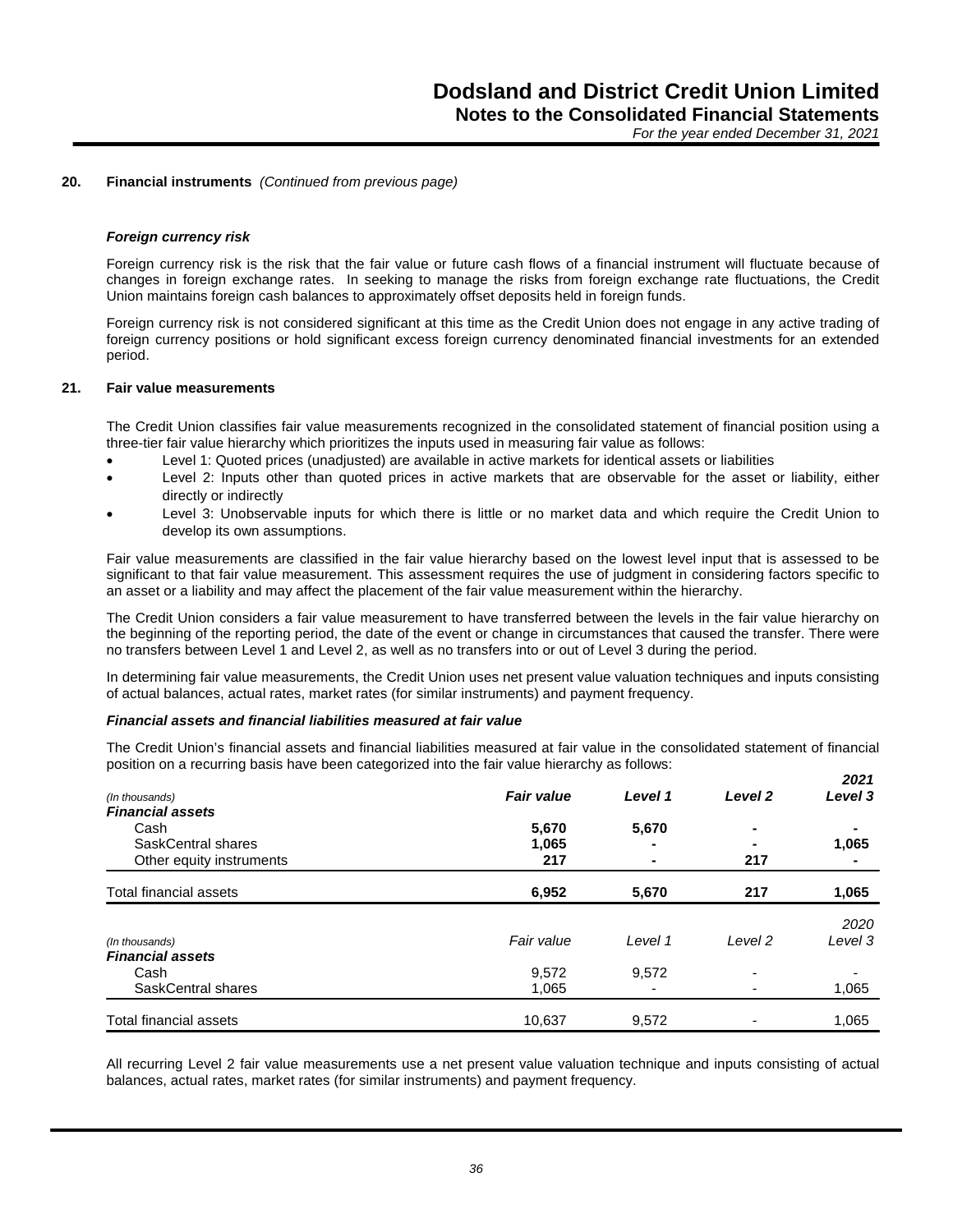## 20. Financial instruments *(Continued from previous page)*

### *Foreign currency risk*

Foreign currency risk is the risk that the fair value or future cash flows of a financial instrument will fluctuate because of changes in foreign exchange rates. In seeking to manage the risks from foreign exchange rate fluctuations, the Credit Union maintains foreign cash balances to approximately offset deposits held in foreign funds.

Foreign currency risk is not considered significant at this time as the Credit Union does not engage in any active trading of foreign currency positions or hold significant excess foreign currency denominated financial investments for an extended period.

## 21. Fair value measurements

The Credit Union classifies fair value measurements recognized in the consolidated statement of financial position using a three-tier fair value hierarchy which prioritizes the inputs used in measuring fair value as follows:

- Level 1: Quoted prices (unadjusted) are available in active markets for identical assets or liabilities
- Level 2: Inputs other than quoted prices in active markets that are observable for the asset or liability, either directly or indirectly
- Level 3: Unobservable inputs for which there is little or no market data and which require the Credit Union to develop its own assumptions.

Fair value measurements are classified in the fair value hierarchy based on the lowest level input that is assessed to be significant to that fair value measurement. This assessment requires the use of judgment in considering factors specific to an asset or a liability and may affect the placement of the fair value measurement within the hierarchy.

The Credit Union considers a fair value measurement to have transferred between the levels in the fair value hierarchy on the beginning of the reporting period, the date of the event or change in circumstances that caused the transfer. There were no transfers between Level 1 and Level 2, as well as no transfers into or out of Level 3 during the period.

In determining fair value measurements, the Credit Union uses net present value valuation techniques and inputs consisting of actual balances, actual rates, market rates (for similar instruments) and payment frequency.

### *Financial assets and financial liabilities measured at fair value*

The Credit Union's financial assets and financial liabilities measured at fair value in the consolidated statement of financial position on a recurring basis have been categorized into the fair value hierarchy as follows:

| *(In thousands)* | ***Fair value*** | ***Level 1*** | ***Level 2*** | ***2021 Level 3*** |
|---|---|---|---|---|
| ***Financial assets*** | | | | |
| Cash | **5,670** | **5,670** | **-** | **-** |
| SaskCentral shares | **1,065** | **-** | **-** | **1,065** |
| Other equity instruments | **217** | **-** | **217** | **-** |
| Total financial assets | **6,952** | **5,670** | **217** | **1,065** |

| *(In thousands)* | *Fair value* | *Level 1* | *Level 2* | *2020 Level 3* |
|---|---|---|---|---|
| ***Financial assets*** | | | | |
| Cash | 9,572 | 9,572 | - | - |
| SaskCentral shares | 1,065 | - | - | 1,065 |
| Total financial assets | 10,637 | 9,572 | - | 1,065 |

All recurring Level 2 fair value measurements use a net present value valuation technique and inputs consisting of actual balances, actual rates, market rates (for similar instruments) and payment frequency.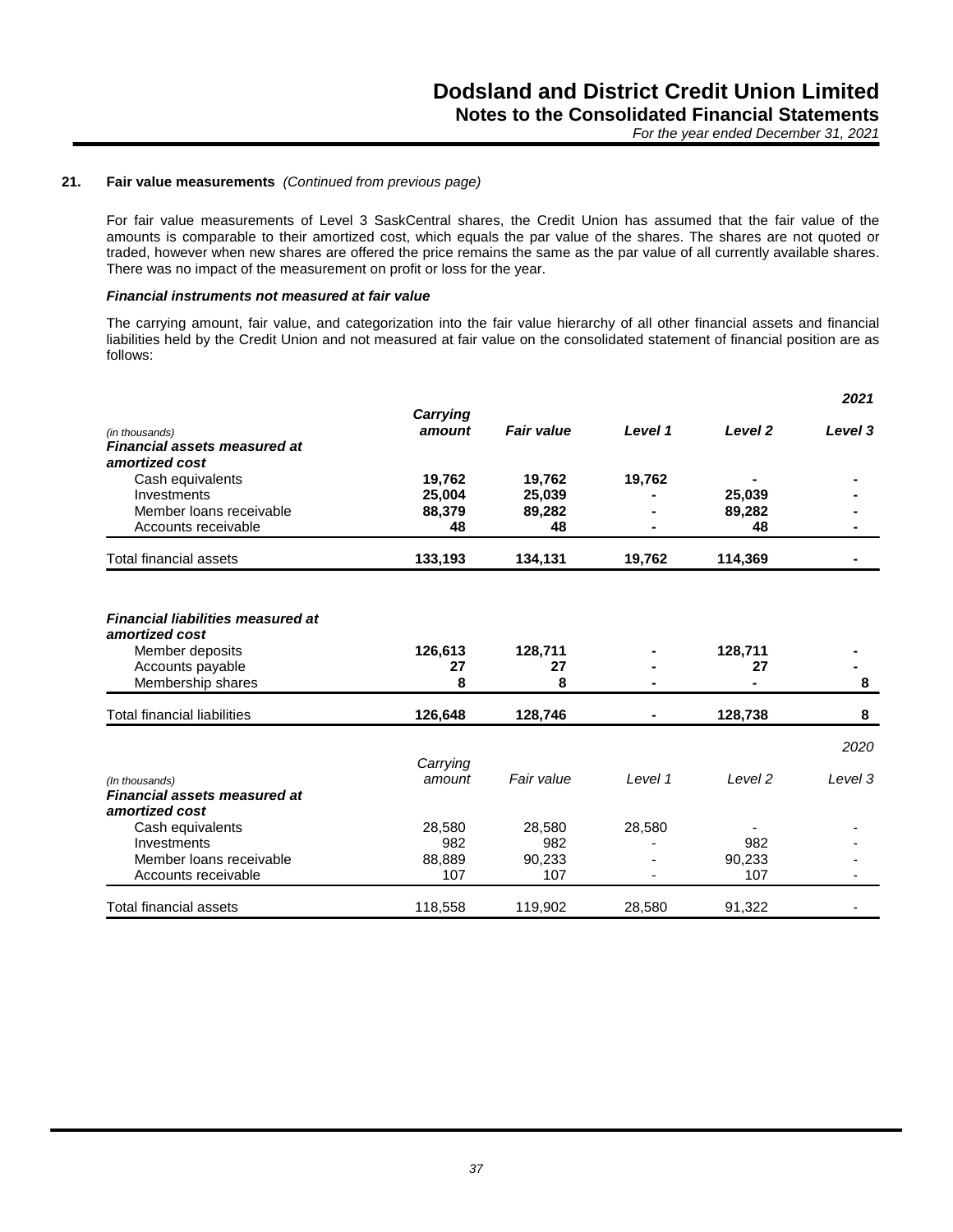### 21. Fair value measurements *(Continued from previous page)*

For fair value measurements of Level 3 SaskCentral shares, the Credit Union has assumed that the fair value of the amounts is comparable to their amortized cost, which equals the par value of the shares. The shares are not quoted or traded, however when new shares are offered the price remains the same as the par value of all currently available shares. There was no impact of the measurement on profit or loss for the year.

***Financial instruments not measured at fair value***

The carrying amount, fair value, and categorization into the fair value hierarchy of all other financial assets and financial liabilities held by the Credit Union and not measured at fair value on the consolidated statement of financial position are as follows:

| | | | | | ***2021*** |
|---|---|---|---|---|---|
| *(in thousands)* | ***Carrying amount*** | ***Fair value*** | ***Level 1*** | ***Level 2*** | ***Level 3*** |
| ***Financial assets measured at amortized cost*** | | | | | |
| Cash equivalents | **19,762** | **19,762** | **19,762** | **-** | **-** |
| Investments | **25,004** | **25,039** | **-** | **25,039** | **-** |
| Member loans receivable | **88,379** | **89,282** | **-** | **89,282** | **-** |
| Accounts receivable | **48** | **48** | **-** | **48** | **-** |
| Total financial assets | **133,193** | **134,131** | **19,762** | **114,369** | **-** |
| | | | | | |
| ***Financial liabilities measured at amortized cost*** | | | | | |
| Member deposits | **126,613** | **128,711** | **-** | **128,711** | **-** |
| Accounts payable | **27** | **27** | **-** | **27** | **-** |
| Membership shares | **8** | **8** | **-** | **-** | **8** |
| Total financial liabilities | **126,648** | **128,746** | **-** | **128,738** | **8** |

| | | | | | *2020* |
|---|---|---|---|---|---|
| *(In thousands)* | *Carrying amount* | *Fair value* | *Level 1* | *Level 2* | *Level 3* |
| ***Financial assets measured at amortized cost*** | | | | | |
| Cash equivalents | 28,580 | 28,580 | 28,580 | - | - |
| Investments | 982 | 982 | - | 982 | - |
| Member loans receivable | 88,889 | 90,233 | - | 90,233 | - |
| Accounts receivable | 107 | 107 | - | 107 | - |
| Total financial assets | 118,558 | 119,902 | 28,580 | 91,322 | - |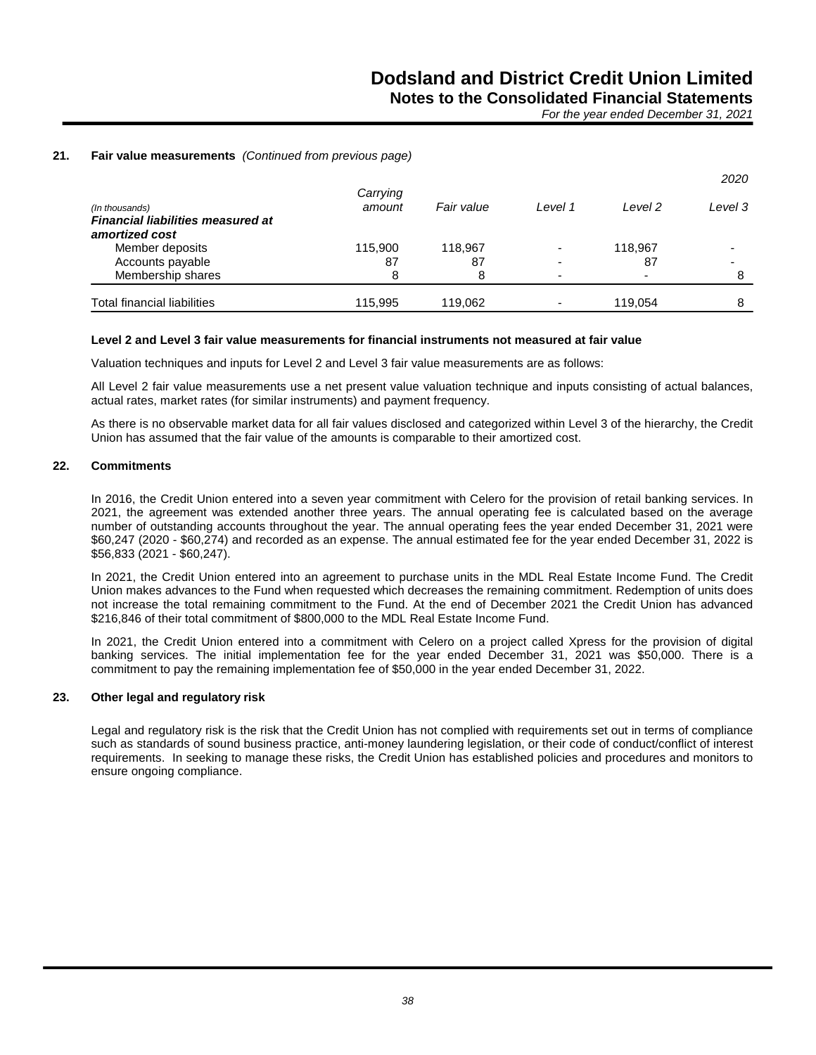### 21. Fair value measurements *(Continued from previous page)*

| *(In thousands)* | *Carrying amount* | *Fair value* | *Level 1* | *Level 2* | *2020* *Level 3* |
|---|---|---|---|---|---|
| ***Financial liabilities measured at amortized cost*** | | | | | |
| Member deposits | 115,900 | 118,967 | - | 118,967 | - |
| Accounts payable | 87 | 87 | - | 87 | - |
| Membership shares | 8 | 8 | - | - | 8 |
| Total financial liabilities | 115,995 | 119,062 | - | 119,054 | 8 |

**Level 2 and Level 3 fair value measurements for financial instruments not measured at fair value**

Valuation techniques and inputs for Level 2 and Level 3 fair value measurements are as follows:

All Level 2 fair value measurements use a net present value valuation technique and inputs consisting of actual balances, actual rates, market rates (for similar instruments) and payment frequency.

As there is no observable market data for all fair values disclosed and categorized within Level 3 of the hierarchy, the Credit Union has assumed that the fair value of the amounts is comparable to their amortized cost.

### 22. Commitments

In 2016, the Credit Union entered into a seven year commitment with Celero for the provision of retail banking services. In 2021, the agreement was extended another three years. The annual operating fee is calculated based on the average number of outstanding accounts throughout the year. The annual operating fees the year ended December 31, 2021 were $60,247 (2020 - $60,274) and recorded as an expense. The annual estimated fee for the year ended December 31, 2022 is $56,833 (2021 - $60,247).

In 2021, the Credit Union entered into an agreement to purchase units in the MDL Real Estate Income Fund. The Credit Union makes advances to the Fund when requested which decreases the remaining commitment. Redemption of units does not increase the total remaining commitment to the Fund. At the end of December 2021 the Credit Union has advanced $216,846 of their total commitment of $800,000 to the MDL Real Estate Income Fund.

In 2021, the Credit Union entered into a commitment with Celero on a project called Xpress for the provision of digital banking services. The initial implementation fee for the year ended December 31, 2021 was $50,000. There is a commitment to pay the remaining implementation fee of $50,000 in the year ended December 31, 2022.

### 23. Other legal and regulatory risk

Legal and regulatory risk is the risk that the Credit Union has not complied with requirements set out in terms of compliance such as standards of sound business practice, anti-money laundering legislation, or their code of conduct/conflict of interest requirements. In seeking to manage these risks, the Credit Union has established policies and procedures and monitors to ensure ongoing compliance.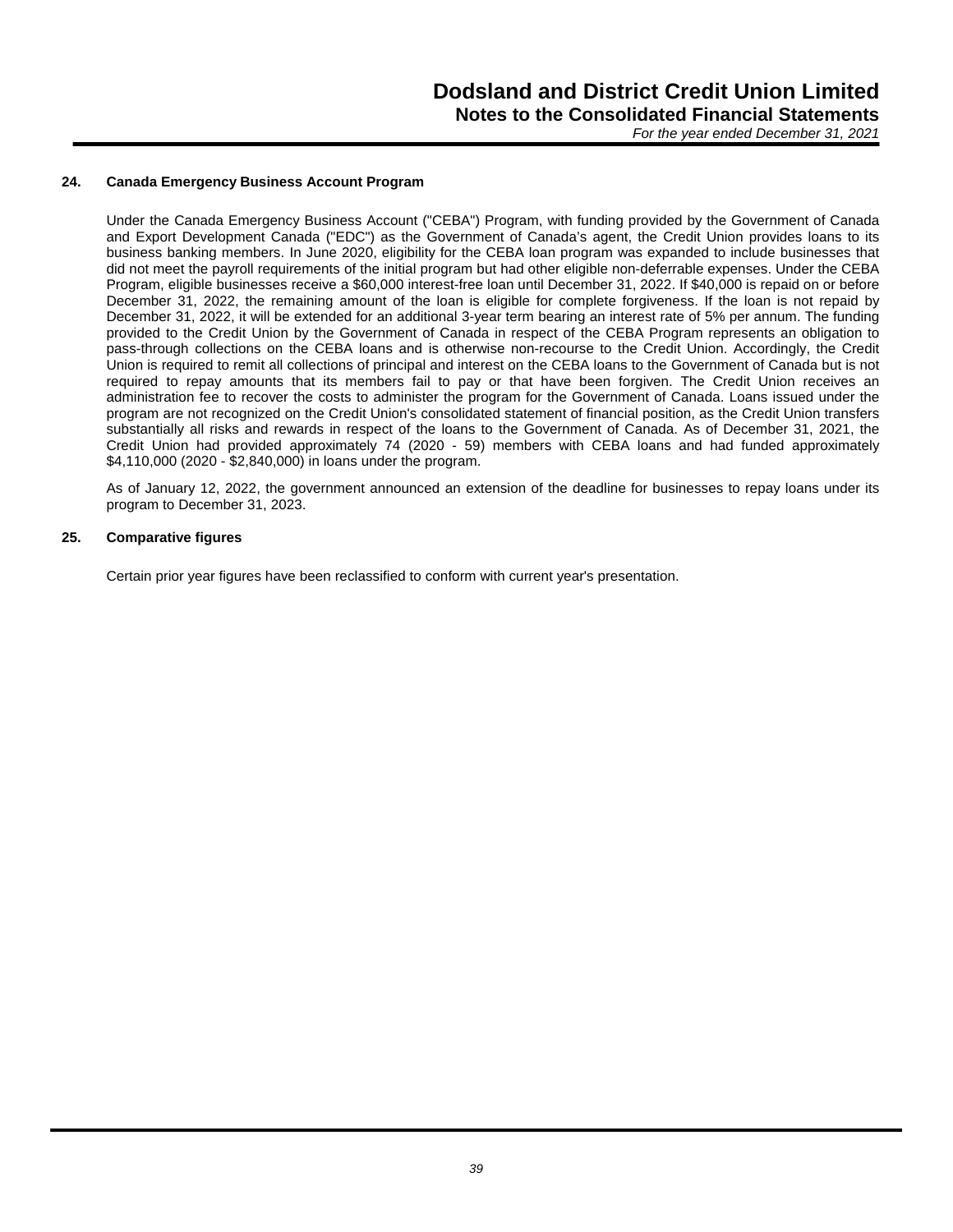## 24. Canada Emergency Business Account Program

Under the Canada Emergency Business Account ("CEBA") Program, with funding provided by the Government of Canada and Export Development Canada ("EDC") as the Government of Canada's agent, the Credit Union provides loans to its business banking members. In June 2020, eligibility for the CEBA loan program was expanded to include businesses that did not meet the payroll requirements of the initial program but had other eligible non-deferrable expenses. Under the CEBA Program, eligible businesses receive a $60,000 interest-free loan until December 31, 2022. If $40,000 is repaid on or before December 31, 2022, the remaining amount of the loan is eligible for complete forgiveness. If the loan is not repaid by December 31, 2022, it will be extended for an additional 3-year term bearing an interest rate of 5% per annum. The funding provided to the Credit Union by the Government of Canada in respect of the CEBA Program represents an obligation to pass-through collections on the CEBA loans and is otherwise non-recourse to the Credit Union. Accordingly, the Credit Union is required to remit all collections of principal and interest on the CEBA loans to the Government of Canada but is not required to repay amounts that its members fail to pay or that have been forgiven. The Credit Union receives an administration fee to recover the costs to administer the program for the Government of Canada. Loans issued under the program are not recognized on the Credit Union's consolidated statement of financial position, as the Credit Union transfers substantially all risks and rewards in respect of the loans to the Government of Canada. As of December 31, 2021, the Credit Union had provided approximately 74 (2020 - 59) members with CEBA loans and had funded approximately $4,110,000 (2020 - $2,840,000) in loans under the program.

As of January 12, 2022, the government announced an extension of the deadline for businesses to repay loans under its program to December 31, 2023.

## 25. Comparative figures

Certain prior year figures have been reclassified to conform with current year's presentation.